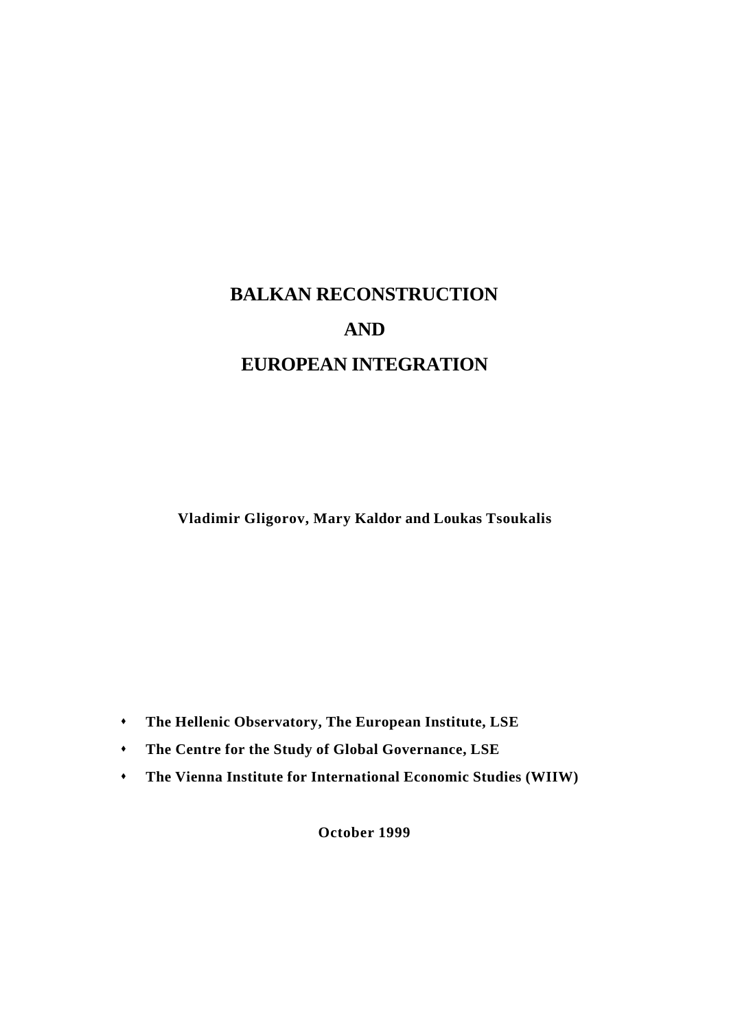# BALKAN RECONSTRUCTION

# AND

# EUROPEAN INTEGRATION

**Vladimir Gligorov, Mary Kaldor and Loukas Tsoukalis**

- **The Hellenic Observatory, The European Institute, LSE**
- **The Centre for the Study of Global Governance, LSE**
- **The Vienna Institute for International Economic Studies (WIIW)**

**October 1999**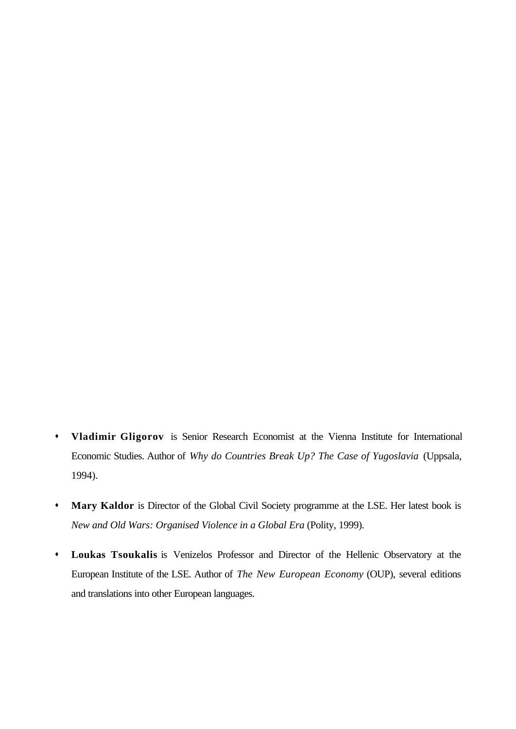- **Vladimir Gligorov** is Senior Research Economist at the Vienna Institute for International Economic Studies. Author of *Why do Countries Break Up? The Case of Yugoslavia* (Uppsala, 1994).

- **Mary Kaldor** is Director of the Global Civil Society programme at the LSE. Her latest book is *New and Old Wars: Organised Violence in a Global Era* (Polity, 1999).

- **Loukas Tsoukalis** is Venizelos Professor and Director of the Hellenic Observatory at the European Institute of the LSE. Author of *The New European Economy* (OUP), several editions and translations into other European languages.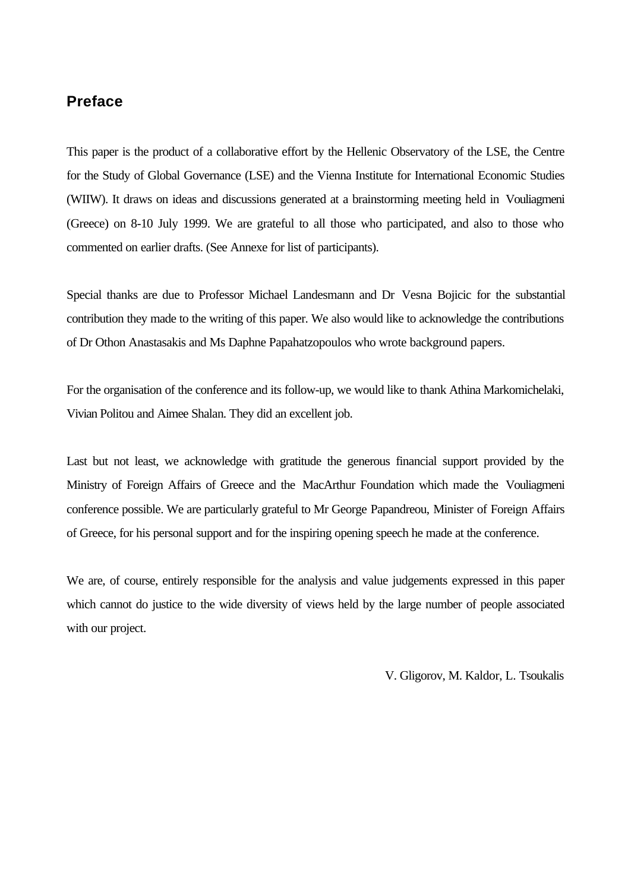## Preface

This paper is the product of a collaborative effort by the Hellenic Observatory of the LSE, the Centre for the Study of Global Governance (LSE) and the Vienna Institute for International Economic Studies (WIIW). It draws on ideas and discussions generated at a brainstorming meeting held in Vouliagmeni (Greece) on 8-10 July 1999. We are grateful to all those who participated, and also to those who commented on earlier drafts. (See Annexe for list of participants).

Special thanks are due to Professor Michael Landesmann and Dr Vesna Bojicic for the substantial contribution they made to the writing of this paper. We also would like to acknowledge the contributions of Dr Othon Anastasakis and Ms Daphne Papahatzopoulos who wrote background papers.

For the organisation of the conference and its follow-up, we would like to thank Athina Markomichelaki, Vivian Politou and Aimee Shalan. They did an excellent job.

Last but not least, we acknowledge with gratitude the generous financial support provided by the Ministry of Foreign Affairs of Greece and the MacArthur Foundation which made the Vouliagmeni conference possible. We are particularly grateful to Mr George Papandreou, Minister of Foreign Affairs of Greece, for his personal support and for the inspiring opening speech he made at the conference.

We are, of course, entirely responsible for the analysis and value judgements expressed in this paper which cannot do justice to the wide diversity of views held by the large number of people associated with our project.

V. Gligorov, M. Kaldor, L. Tsoukalis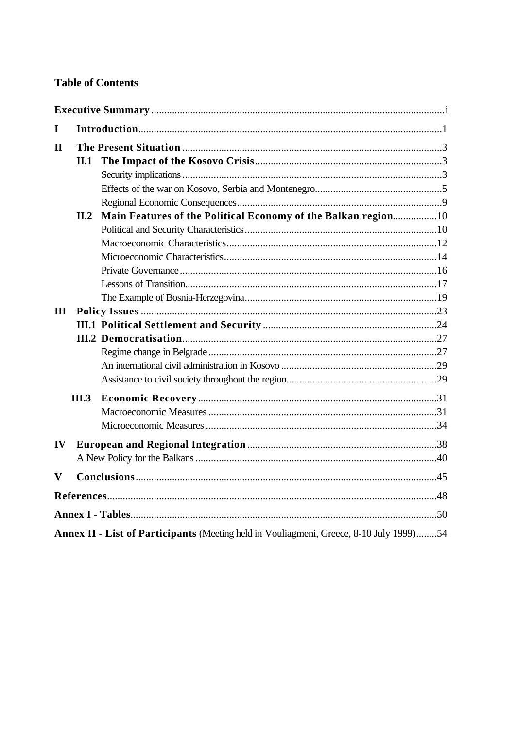## Table of Contents

**Executive Summary** ... i

**I Introduction** ... 1

**II The Present Situation** ... 3

- **II.1 The Impact of the Kosovo Crisis** ... 3
  - Security implications ... 3
  - Effects of the war on Kosovo, Serbia and Montenegro ... 5
  - Regional Economic Consequences ... 9
- **II.2 Main Features of the Political Economy of the Balkan region** ... 10
  - Political and Security Characteristics ... 10
  - Macroeconomic Characteristics ... 12
  - Microeconomic Characteristics ... 14
  - Private Governance ... 16
  - Lessons of Transition ... 17
  - The Example of Bosnia-Herzegovina ... 19

**III Policy Issues** ... 23

- **III.1 Political Settlement and Security** ... 24
- **III.2 Democratisation** ... 27
  - Regime change in Belgrade ... 27
  - An international civil administration in Kosovo ... 29
  - Assistance to civil society throughout the region ... 29
- **III.3 Economic Recovery** ... 31
  - Macroeconomic Measures ... 31
  - Microeconomic Measures ... 34

**IV European and Regional Integration** ... 38

- A New Policy for the Balkans ... 40

**V Conclusions** ... 45

**References** ... 48

**Annex I - Tables** ... 50

**Annex II - List of Participants** (Meeting held in Vouliagmeni, Greece, 8-10 July 1999) ... 54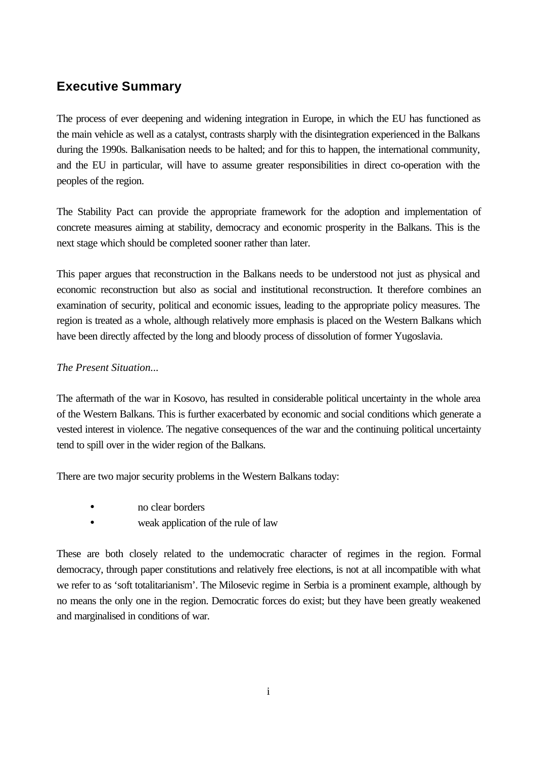## Executive Summary

The process of ever deepening and widening integration in Europe, in which the EU has functioned as the main vehicle as well as a catalyst, contrasts sharply with the disintegration experienced in the Balkans during the 1990s. Balkanisation needs to be halted; and for this to happen, the international community, and the EU in particular, will have to assume greater responsibilities in direct co-operation with the peoples of the region.

The Stability Pact can provide the appropriate framework for the adoption and implementation of concrete measures aiming at stability, democracy and economic prosperity in the Balkans. This is the next stage which should be completed sooner rather than later.

This paper argues that reconstruction in the Balkans needs to be understood not just as physical and economic reconstruction but also as social and institutional reconstruction. It therefore combines an examination of security, political and economic issues, leading to the appropriate policy measures. The region is treated as a whole, although relatively more emphasis is placed on the Western Balkans which have been directly affected by the long and bloody process of dissolution of former Yugoslavia.

*The Present Situation...*

The aftermath of the war in Kosovo, has resulted in considerable political uncertainty in the whole area of the Western Balkans. This is further exacerbated by economic and social conditions which generate a vested interest in violence. The negative consequences of the war and the continuing political uncertainty tend to spill over in the wider region of the Balkans.

There are two major security problems in the Western Balkans today:

- no clear borders
- weak application of the rule of law

These are both closely related to the undemocratic character of regimes in the region. Formal democracy, through paper constitutions and relatively free elections, is not at all incompatible with what we refer to as 'soft totalitarianism'. The Milosevic regime in Serbia is a prominent example, although by no means the only one in the region. Democratic forces do exist; but they have been greatly weakened and marginalised in conditions of war.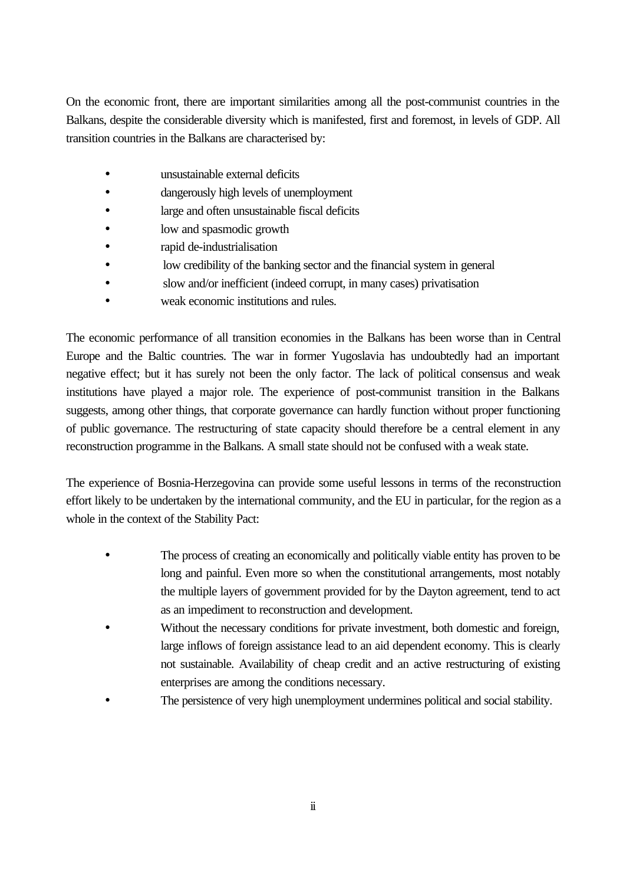On the economic front, there are important similarities among all the post-communist countries in the Balkans, despite the considerable diversity which is manifested, first and foremost, in levels of GDP. All transition countries in the Balkans are characterised by:

- unsustainable external deficits
- dangerously high levels of unemployment
- large and often unsustainable fiscal deficits
- low and spasmodic growth
- rapid de-industrialisation
- low credibility of the banking sector and the financial system in general
- slow and/or inefficient (indeed corrupt, in many cases) privatisation
- weak economic institutions and rules.

The economic performance of all transition economies in the Balkans has been worse than in Central Europe and the Baltic countries. The war in former Yugoslavia has undoubtedly had an important negative effect; but it has surely not been the only factor. The lack of political consensus and weak institutions have played a major role. The experience of post-communist transition in the Balkans suggests, among other things, that corporate governance can hardly function without proper functioning of public governance. The restructuring of state capacity should therefore be a central element in any reconstruction programme in the Balkans. A small state should not be confused with a weak state.

The experience of Bosnia-Herzegovina can provide some useful lessons in terms of the reconstruction effort likely to be undertaken by the international community, and the EU in particular, for the region as a whole in the context of the Stability Pact:

- The process of creating an economically and politically viable entity has proven to be long and painful. Even more so when the constitutional arrangements, most notably the multiple layers of government provided for by the Dayton agreement, tend to act as an impediment to reconstruction and development.
- Without the necessary conditions for private investment, both domestic and foreign, large inflows of foreign assistance lead to an aid dependent economy. This is clearly not sustainable. Availability of cheap credit and an active restructuring of existing enterprises are among the conditions necessary.
- The persistence of very high unemployment undermines political and social stability.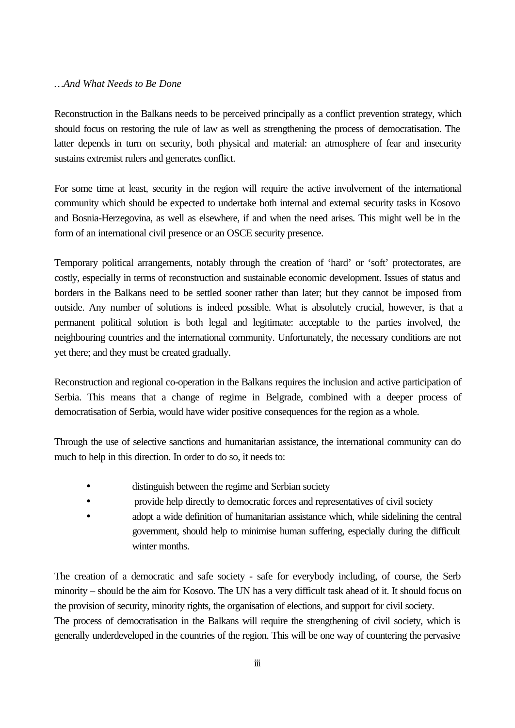*…And What Needs to Be Done*

Reconstruction in the Balkans needs to be perceived principally as a conflict prevention strategy, which should focus on restoring the rule of law as well as strengthening the process of democratisation. The latter depends in turn on security, both physical and material: an atmosphere of fear and insecurity sustains extremist rulers and generates conflict.

For some time at least, security in the region will require the active involvement of the international community which should be expected to undertake both internal and external security tasks in Kosovo and Bosnia-Herzegovina, as well as elsewhere, if and when the need arises. This might well be in the form of an international civil presence or an OSCE security presence.

Temporary political arrangements, notably through the creation of 'hard' or 'soft' protectorates, are costly, especially in terms of reconstruction and sustainable economic development. Issues of status and borders in the Balkans need to be settled sooner rather than later; but they cannot be imposed from outside. Any number of solutions is indeed possible. What is absolutely crucial, however, is that a permanent political solution is both legal and legitimate: acceptable to the parties involved, the neighbouring countries and the international community. Unfortunately, the necessary conditions are not yet there; and they must be created gradually.

Reconstruction and regional co-operation in the Balkans requires the inclusion and active participation of Serbia. This means that a change of regime in Belgrade, combined with a deeper process of democratisation of Serbia, would have wider positive consequences for the region as a whole.

Through the use of selective sanctions and humanitarian assistance, the international community can do much to help in this direction. In order to do so, it needs to:

- distinguish between the regime and Serbian society
- provide help directly to democratic forces and representatives of civil society
- adopt a wide definition of humanitarian assistance which, while sidelining the central government, should help to minimise human suffering, especially during the difficult winter months.

The creation of a democratic and safe society - safe for everybody including, of course, the Serb minority – should be the aim for Kosovo. The UN has a very difficult task ahead of it. It should focus on the provision of security, minority rights, the organisation of elections, and support for civil society.

The process of democratisation in the Balkans will require the strengthening of civil society, which is generally underdeveloped in the countries of the region. This will be one way of countering the pervasive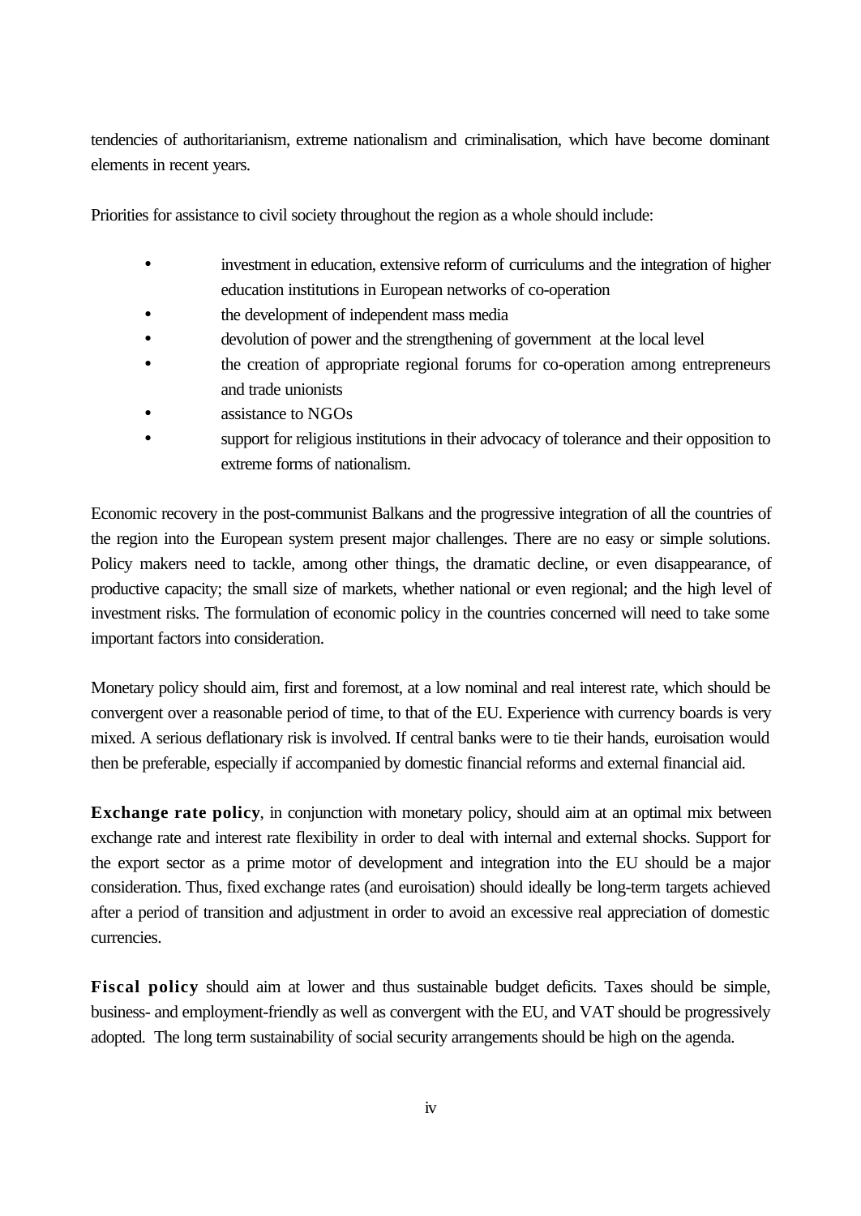tendencies of authoritarianism, extreme nationalism and criminalisation, which have become dominant elements in recent years.

Priorities for assistance to civil society throughout the region as a whole should include:

- investment in education, extensive reform of curriculums and the integration of higher education institutions in European networks of co-operation
- the development of independent mass media
- devolution of power and the strengthening of government at the local level
- the creation of appropriate regional forums for co-operation among entrepreneurs and trade unionists
- assistance to NGOs
- support for religious institutions in their advocacy of tolerance and their opposition to extreme forms of nationalism.

Economic recovery in the post-communist Balkans and the progressive integration of all the countries of the region into the European system present major challenges. There are no easy or simple solutions. Policy makers need to tackle, among other things, the dramatic decline, or even disappearance, of productive capacity; the small size of markets, whether national or even regional; and the high level of investment risks. The formulation of economic policy in the countries concerned will need to take some important factors into consideration.

Monetary policy should aim, first and foremost, at a low nominal and real interest rate, which should be convergent over a reasonable period of time, to that of the EU. Experience with currency boards is very mixed. A serious deflationary risk is involved. If central banks were to tie their hands, euroisation would then be preferable, especially if accompanied by domestic financial reforms and external financial aid.

**Exchange rate policy**, in conjunction with monetary policy, should aim at an optimal mix between exchange rate and interest rate flexibility in order to deal with internal and external shocks. Support for the export sector as a prime motor of development and integration into the EU should be a major consideration. Thus, fixed exchange rates (and euroisation) should ideally be long-term targets achieved after a period of transition and adjustment in order to avoid an excessive real appreciation of domestic currencies.

**Fiscal policy** should aim at lower and thus sustainable budget deficits. Taxes should be simple, business- and employment-friendly as well as convergent with the EU, and VAT should be progressively adopted. The long term sustainability of social security arrangements should be high on the agenda.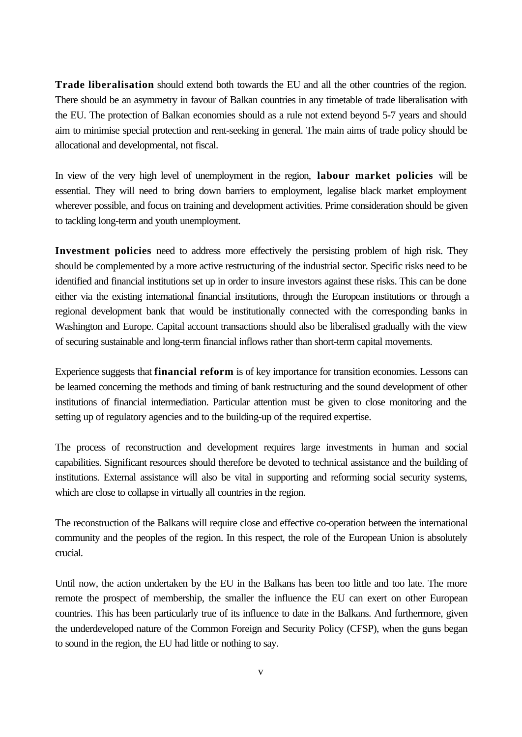**Trade liberalisation** should extend both towards the EU and all the other countries of the region. There should be an asymmetry in favour of Balkan countries in any timetable of trade liberalisation with the EU. The protection of Balkan economies should as a rule not extend beyond 5-7 years and should aim to minimise special protection and rent-seeking in general. The main aims of trade policy should be allocational and developmental, not fiscal.

In view of the very high level of unemployment in the region, **labour market policies** will be essential. They will need to bring down barriers to employment, legalise black market employment wherever possible, and focus on training and development activities. Prime consideration should be given to tackling long-term and youth unemployment.

**Investment policies** need to address more effectively the persisting problem of high risk. They should be complemented by a more active restructuring of the industrial sector. Specific risks need to be identified and financial institutions set up in order to insure investors against these risks. This can be done either via the existing international financial institutions, through the European institutions or through a regional development bank that would be institutionally connected with the corresponding banks in Washington and Europe. Capital account transactions should also be liberalised gradually with the view of securing sustainable and long-term financial inflows rather than short-term capital movements.

Experience suggests that **financial reform** is of key importance for transition economies. Lessons can be learned concerning the methods and timing of bank restructuring and the sound development of other institutions of financial intermediation. Particular attention must be given to close monitoring and the setting up of regulatory agencies and to the building-up of the required expertise.

The process of reconstruction and development requires large investments in human and social capabilities. Significant resources should therefore be devoted to technical assistance and the building of institutions. External assistance will also be vital in supporting and reforming social security systems, which are close to collapse in virtually all countries in the region.

The reconstruction of the Balkans will require close and effective co-operation between the international community and the peoples of the region. In this respect, the role of the European Union is absolutely crucial.

Until now, the action undertaken by the EU in the Balkans has been too little and too late. The more remote the prospect of membership, the smaller the influence the EU can exert on other European countries. This has been particularly true of its influence to date in the Balkans. And furthermore, given the underdeveloped nature of the Common Foreign and Security Policy (CFSP), when the guns began to sound in the region, the EU had little or nothing to say.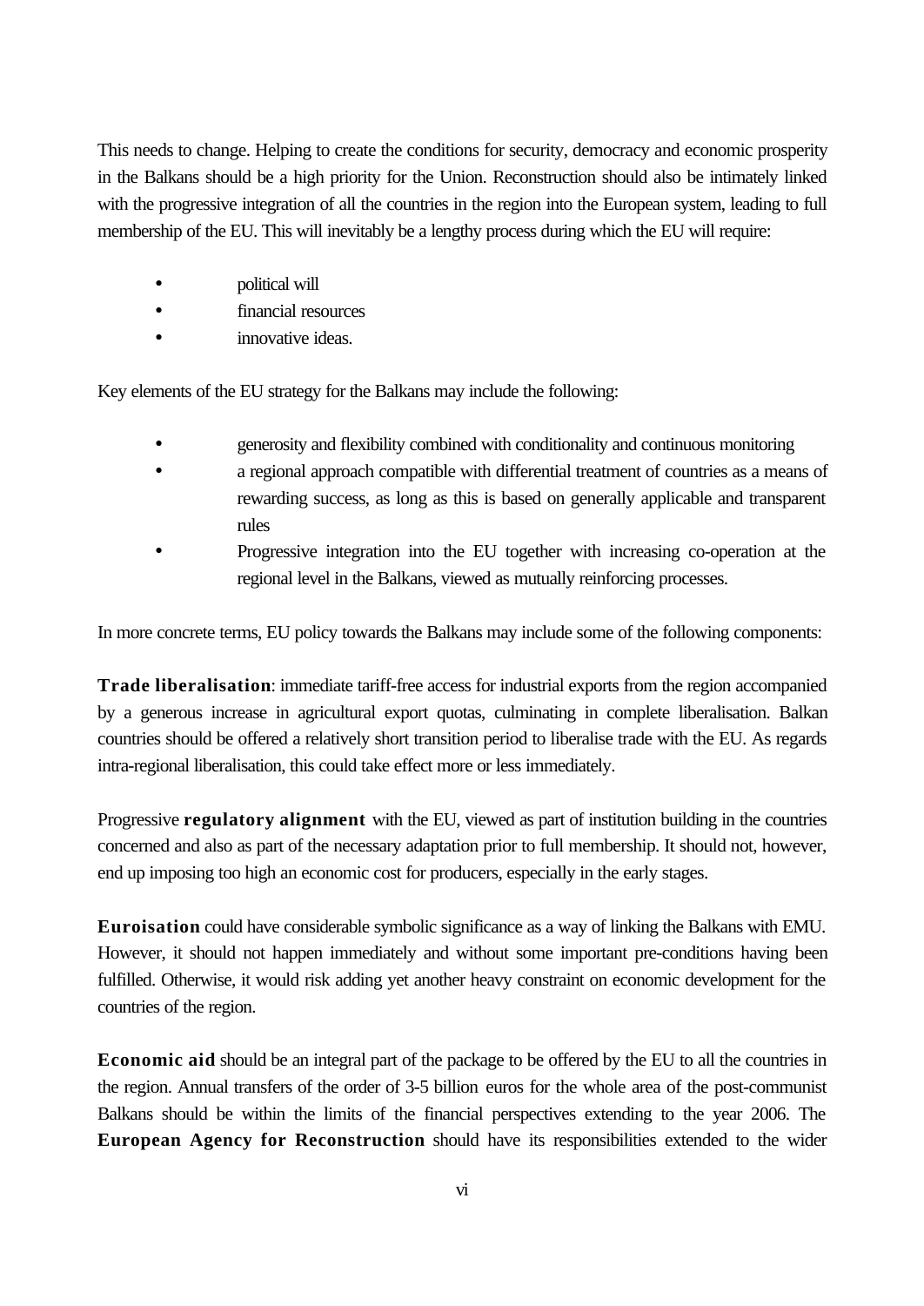This needs to change. Helping to create the conditions for security, democracy and economic prosperity in the Balkans should be a high priority for the Union. Reconstruction should also be intimately linked with the progressive integration of all the countries in the region into the European system, leading to full membership of the EU. This will inevitably be a lengthy process during which the EU will require:

- political will
- financial resources
- innovative ideas.

Key elements of the EU strategy for the Balkans may include the following:

- generosity and flexibility combined with conditionality and continuous monitoring
- a regional approach compatible with differential treatment of countries as a means of rewarding success, as long as this is based on generally applicable and transparent rules
- Progressive integration into the EU together with increasing co-operation at the regional level in the Balkans, viewed as mutually reinforcing processes.

In more concrete terms, EU policy towards the Balkans may include some of the following components:

**Trade liberalisation**: immediate tariff-free access for industrial exports from the region accompanied by a generous increase in agricultural export quotas, culminating in complete liberalisation. Balkan countries should be offered a relatively short transition period to liberalise trade with the EU. As regards intra-regional liberalisation, this could take effect more or less immediately.

Progressive **regulatory alignment** with the EU, viewed as part of institution building in the countries concerned and also as part of the necessary adaptation prior to full membership. It should not, however, end up imposing too high an economic cost for producers, especially in the early stages.

**Euroisation** could have considerable symbolic significance as a way of linking the Balkans with EMU. However, it should not happen immediately and without some important pre-conditions having been fulfilled. Otherwise, it would risk adding yet another heavy constraint on economic development for the countries of the region.

**Economic aid** should be an integral part of the package to be offered by the EU to all the countries in the region. Annual transfers of the order of 3-5 billion euros for the whole area of the post-communist Balkans should be within the limits of the financial perspectives extending to the year 2006. The **European Agency for Reconstruction** should have its responsibilities extended to the wider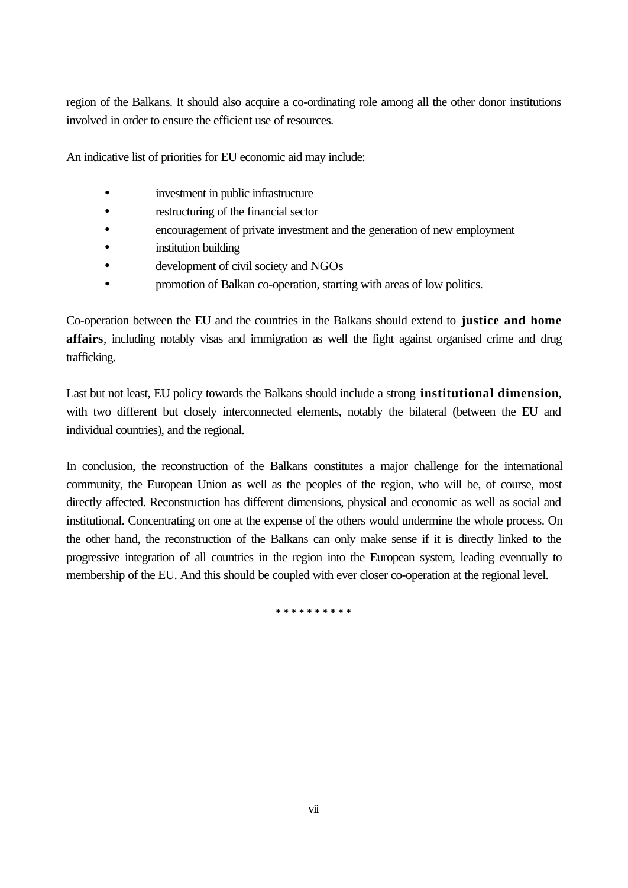region of the Balkans. It should also acquire a co-ordinating role among all the other donor institutions involved in order to ensure the efficient use of resources.

An indicative list of priorities for EU economic aid may include:

- investment in public infrastructure
- restructuring of the financial sector
- encouragement of private investment and the generation of new employment
- institution building
- development of civil society and NGOs
- promotion of Balkan co-operation, starting with areas of low politics.

Co-operation between the EU and the countries in the Balkans should extend to **justice and home affairs**, including notably visas and immigration as well the fight against organised crime and drug trafficking.

Last but not least, EU policy towards the Balkans should include a strong **institutional dimension**, with two different but closely interconnected elements, notably the bilateral (between the EU and individual countries), and the regional.

In conclusion, the reconstruction of the Balkans constitutes a major challenge for the international community, the European Union as well as the peoples of the region, who will be, of course, most directly affected. Reconstruction has different dimensions, physical and economic as well as social and institutional. Concentrating on one at the expense of the others would undermine the whole process. On the other hand, the reconstruction of the Balkans can only make sense if it is directly linked to the progressive integration of all countries in the region into the European system, leading eventually to membership of the EU. And this should be coupled with ever closer co-operation at the regional level.

\* \* \* \* \* \* \* \* \* \*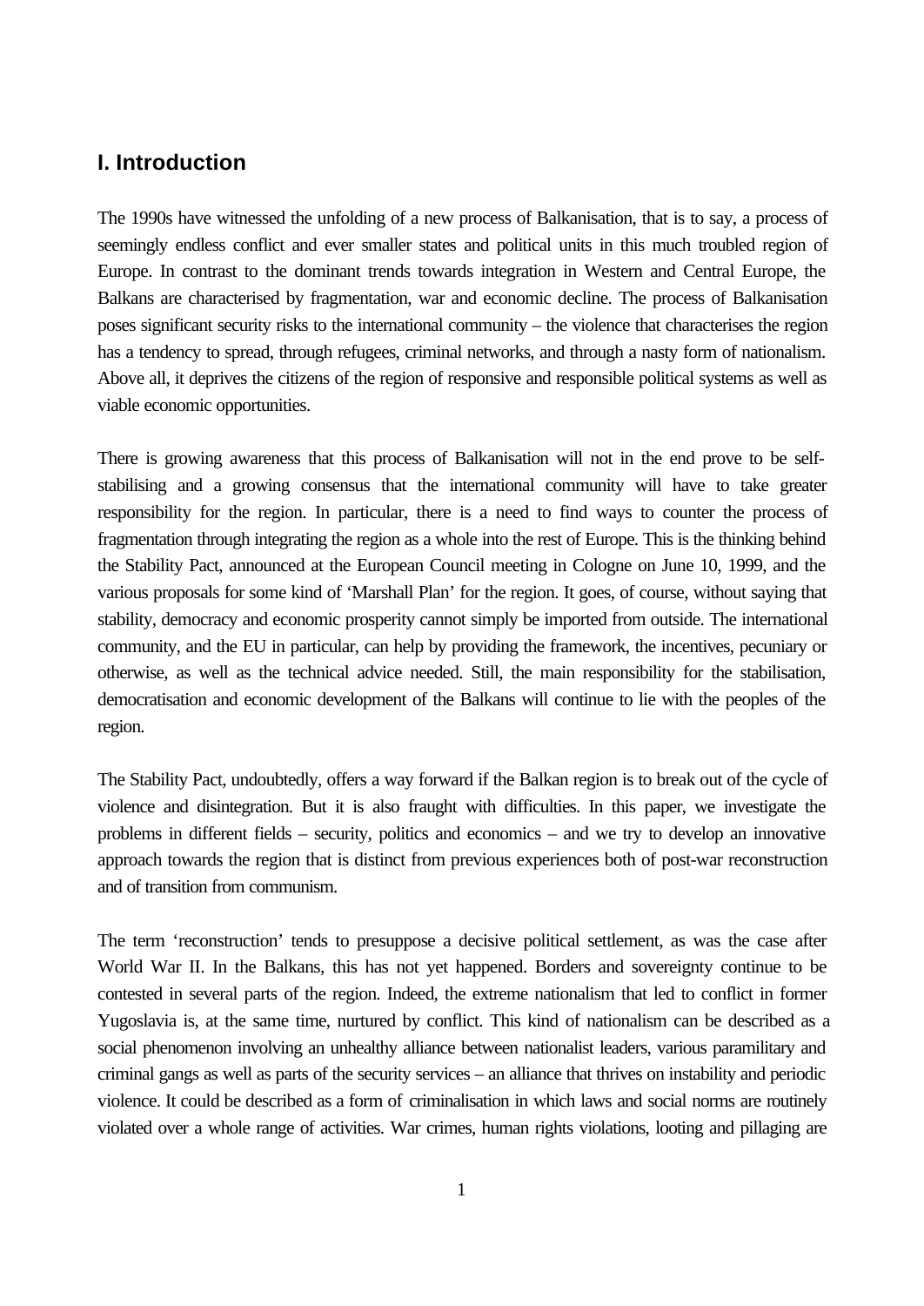## I. Introduction

The 1990s have witnessed the unfolding of a new process of Balkanisation, that is to say, a process of seemingly endless conflict and ever smaller states and political units in this much troubled region of Europe. In contrast to the dominant trends towards integration in Western and Central Europe, the Balkans are characterised by fragmentation, war and economic decline. The process of Balkanisation poses significant security risks to the international community – the violence that characterises the region has a tendency to spread, through refugees, criminal networks, and through a nasty form of nationalism. Above all, it deprives the citizens of the region of responsive and responsible political systems as well as viable economic opportunities.

There is growing awareness that this process of Balkanisation will not in the end prove to be self-stabilising and a growing consensus that the international community will have to take greater responsibility for the region. In particular, there is a need to find ways to counter the process of fragmentation through integrating the region as a whole into the rest of Europe. This is the thinking behind the Stability Pact, announced at the European Council meeting in Cologne on June 10, 1999, and the various proposals for some kind of 'Marshall Plan' for the region. It goes, of course, without saying that stability, democracy and economic prosperity cannot simply be imported from outside. The international community, and the EU in particular, can help by providing the framework, the incentives, pecuniary or otherwise, as well as the technical advice needed. Still, the main responsibility for the stabilisation, democratisation and economic development of the Balkans will continue to lie with the peoples of the region.

The Stability Pact, undoubtedly, offers a way forward if the Balkan region is to break out of the cycle of violence and disintegration. But it is also fraught with difficulties. In this paper, we investigate the problems in different fields – security, politics and economics – and we try to develop an innovative approach towards the region that is distinct from previous experiences both of post-war reconstruction and of transition from communism.

The term 'reconstruction' tends to presuppose a decisive political settlement, as was the case after World War II. In the Balkans, this has not yet happened. Borders and sovereignty continue to be contested in several parts of the region. Indeed, the extreme nationalism that led to conflict in former Yugoslavia is, at the same time, nurtured by conflict. This kind of nationalism can be described as a social phenomenon involving an unhealthy alliance between nationalist leaders, various paramilitary and criminal gangs as well as parts of the security services – an alliance that thrives on instability and periodic violence. It could be described as a form of criminalisation in which laws and social norms are routinely violated over a whole range of activities. War crimes, human rights violations, looting and pillaging are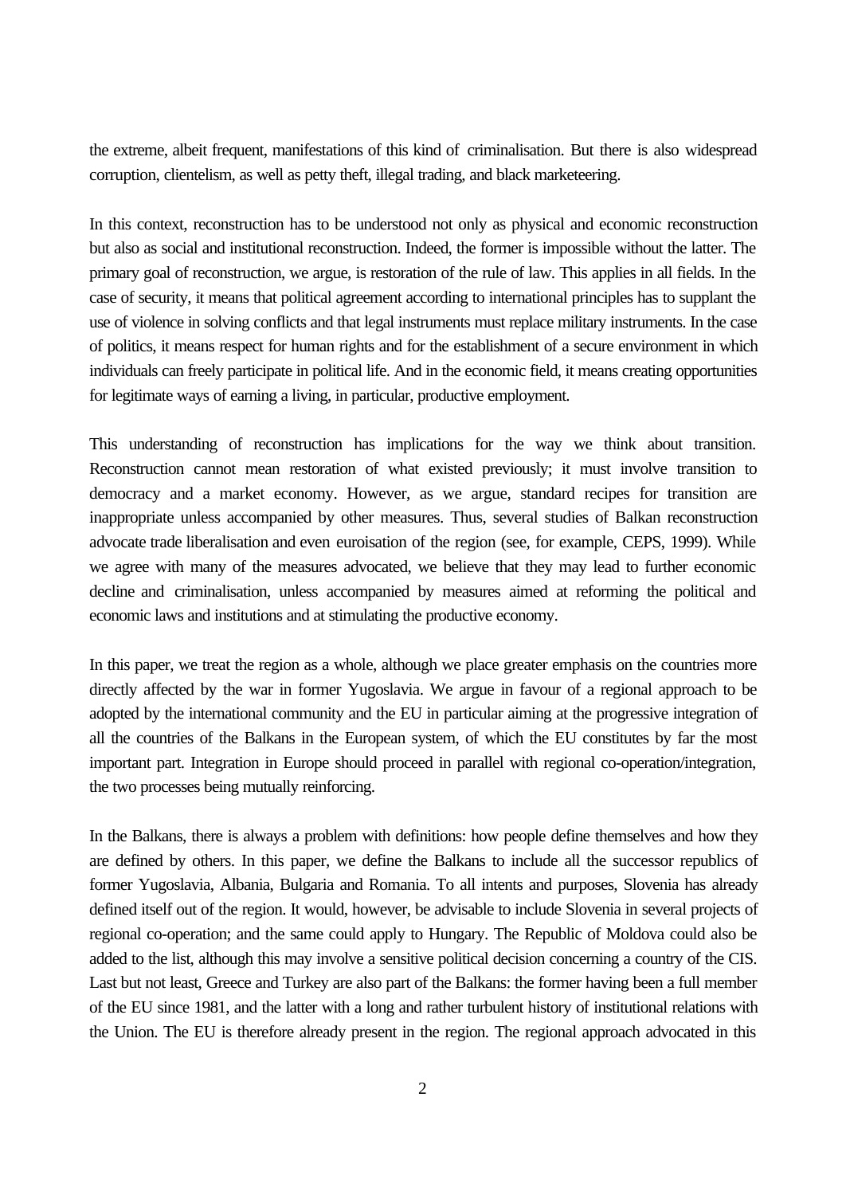the extreme, albeit frequent, manifestations of this kind of criminalisation. But there is also widespread corruption, clientelism, as well as petty theft, illegal trading, and black marketeering.

In this context, reconstruction has to be understood not only as physical and economic reconstruction but also as social and institutional reconstruction. Indeed, the former is impossible without the latter. The primary goal of reconstruction, we argue, is restoration of the rule of law. This applies in all fields. In the case of security, it means that political agreement according to international principles has to supplant the use of violence in solving conflicts and that legal instruments must replace military instruments. In the case of politics, it means respect for human rights and for the establishment of a secure environment in which individuals can freely participate in political life. And in the economic field, it means creating opportunities for legitimate ways of earning a living, in particular, productive employment.

This understanding of reconstruction has implications for the way we think about transition. Reconstruction cannot mean restoration of what existed previously; it must involve transition to democracy and a market economy. However, as we argue, standard recipes for transition are inappropriate unless accompanied by other measures. Thus, several studies of Balkan reconstruction advocate trade liberalisation and even euroisation of the region (see, for example, CEPS, 1999). While we agree with many of the measures advocated, we believe that they may lead to further economic decline and criminalisation, unless accompanied by measures aimed at reforming the political and economic laws and institutions and at stimulating the productive economy.

In this paper, we treat the region as a whole, although we place greater emphasis on the countries more directly affected by the war in former Yugoslavia. We argue in favour of a regional approach to be adopted by the international community and the EU in particular aiming at the progressive integration of all the countries of the Balkans in the European system, of which the EU constitutes by far the most important part. Integration in Europe should proceed in parallel with regional co-operation/integration, the two processes being mutually reinforcing.

In the Balkans, there is always a problem with definitions: how people define themselves and how they are defined by others. In this paper, we define the Balkans to include all the successor republics of former Yugoslavia, Albania, Bulgaria and Romania. To all intents and purposes, Slovenia has already defined itself out of the region. It would, however, be advisable to include Slovenia in several projects of regional co-operation; and the same could apply to Hungary. The Republic of Moldova could also be added to the list, although this may involve a sensitive political decision concerning a country of the CIS. Last but not least, Greece and Turkey are also part of the Balkans: the former having been a full member of the EU since 1981, and the latter with a long and rather turbulent history of institutional relations with the Union. The EU is therefore already present in the region. The regional approach advocated in this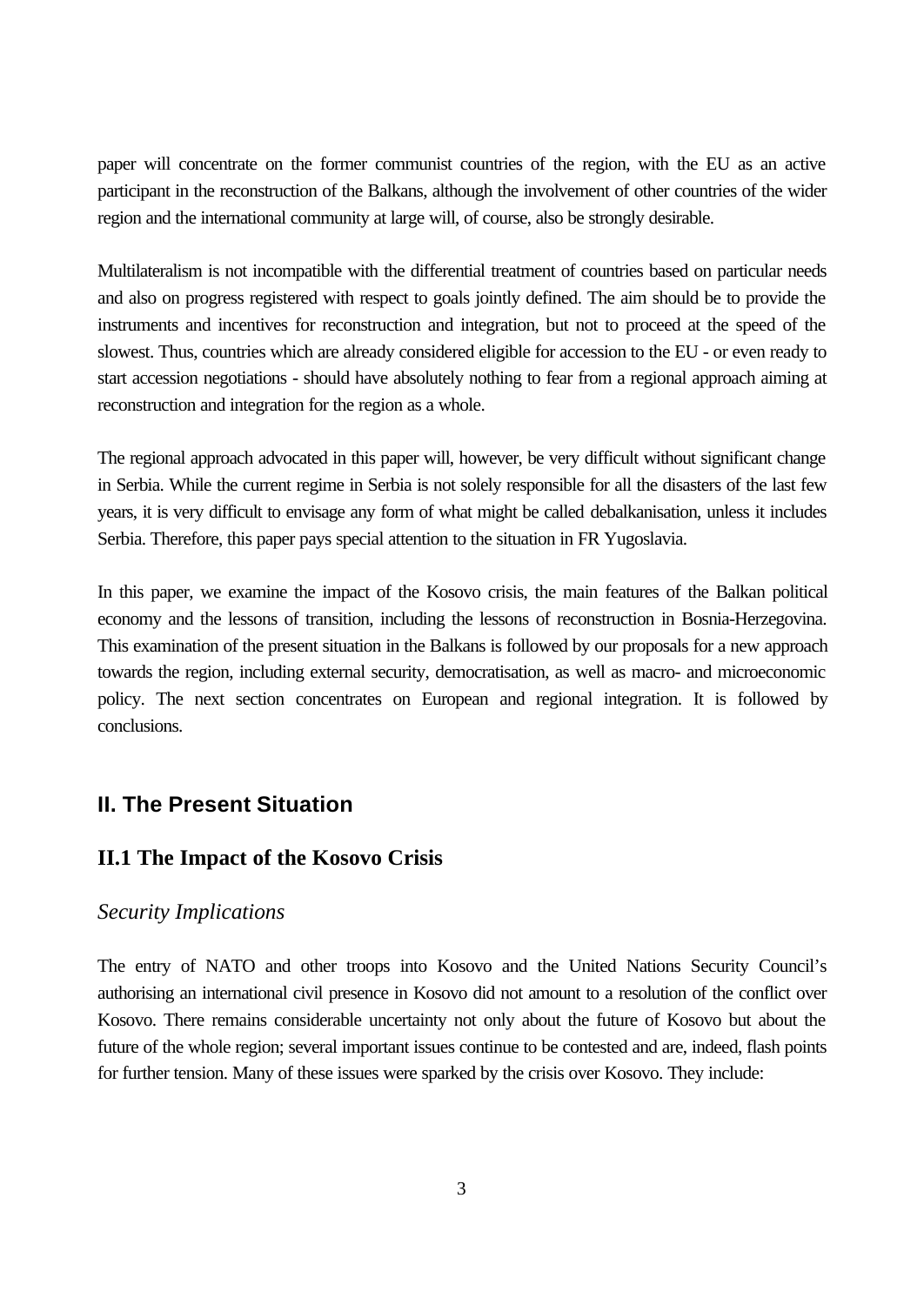paper will concentrate on the former communist countries of the region, with the EU as an active participant in the reconstruction of the Balkans, although the involvement of other countries of the wider region and the international community at large will, of course, also be strongly desirable.

Multilateralism is not incompatible with the differential treatment of countries based on particular needs and also on progress registered with respect to goals jointly defined. The aim should be to provide the instruments and incentives for reconstruction and integration, but not to proceed at the speed of the slowest. Thus, countries which are already considered eligible for accession to the EU - or even ready to start accession negotiations - should have absolutely nothing to fear from a regional approach aiming at reconstruction and integration for the region as a whole.

The regional approach advocated in this paper will, however, be very difficult without significant change in Serbia. While the current regime in Serbia is not solely responsible for all the disasters of the last few years, it is very difficult to envisage any form of what might be called debalkanisation, unless it includes Serbia. Therefore, this paper pays special attention to the situation in FR Yugoslavia.

In this paper, we examine the impact of the Kosovo crisis, the main features of the Balkan political economy and the lessons of transition, including the lessons of reconstruction in Bosnia-Herzegovina. This examination of the present situation in the Balkans is followed by our proposals for a new approach towards the region, including external security, democratisation, as well as macro- and microeconomic policy. The next section concentrates on European and regional integration. It is followed by conclusions.

## II. The Present Situation

### II.1 The Impact of the Kosovo Crisis

#### *Security Implications*

The entry of NATO and other troops into Kosovo and the United Nations Security Council's authorising an international civil presence in Kosovo did not amount to a resolution of the conflict over Kosovo. There remains considerable uncertainty not only about the future of Kosovo but about the future of the whole region; several important issues continue to be contested and are, indeed, flash points for further tension. Many of these issues were sparked by the crisis over Kosovo. They include: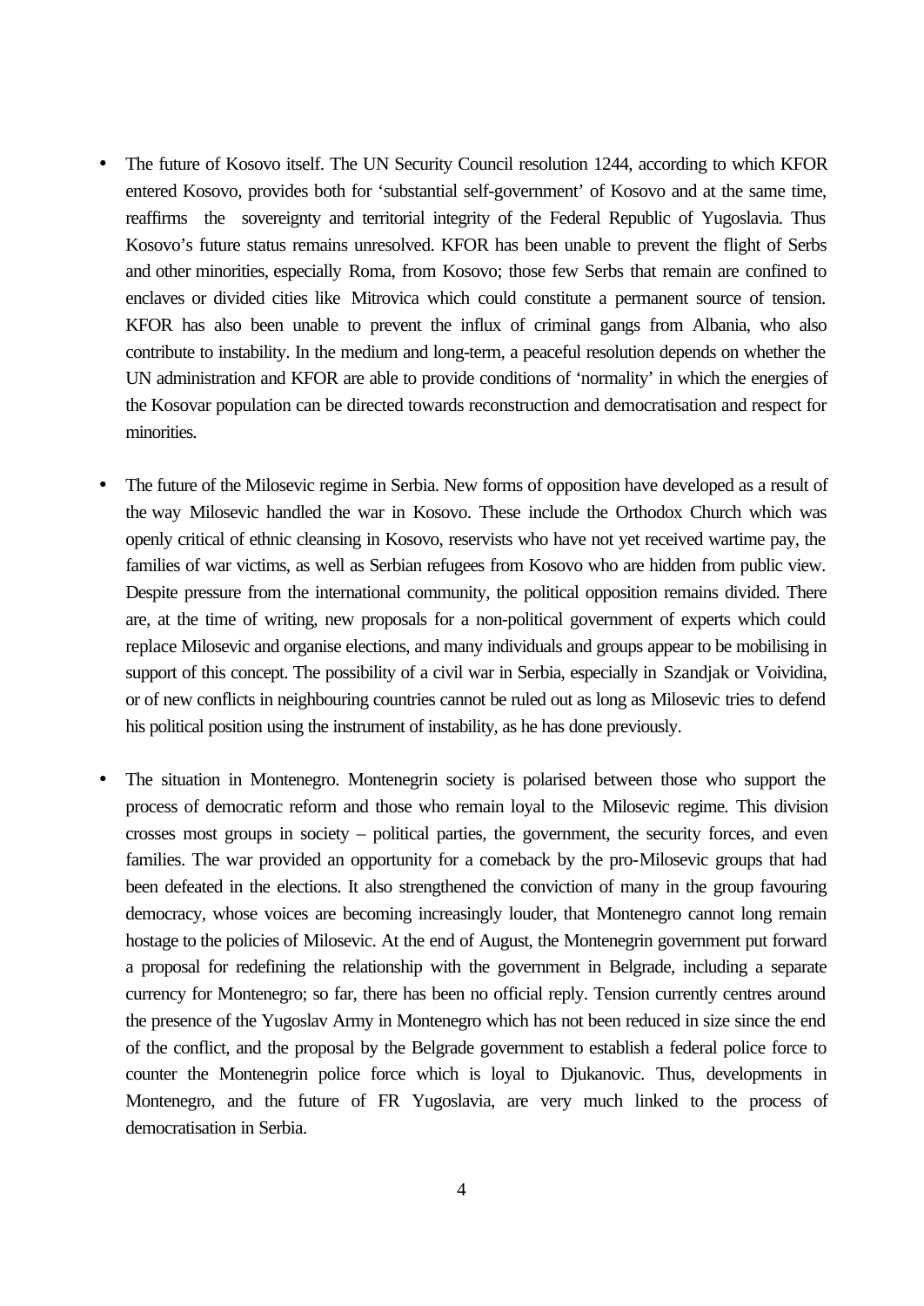- The future of Kosovo itself. The UN Security Council resolution 1244, according to which KFOR entered Kosovo, provides both for 'substantial self-government' of Kosovo and at the same time, reaffirms the sovereignty and territorial integrity of the Federal Republic of Yugoslavia. Thus Kosovo's future status remains unresolved. KFOR has been unable to prevent the flight of Serbs and other minorities, especially Roma, from Kosovo; those few Serbs that remain are confined to enclaves or divided cities like Mitrovica which could constitute a permanent source of tension. KFOR has also been unable to prevent the influx of criminal gangs from Albania, who also contribute to instability. In the medium and long-term, a peaceful resolution depends on whether the UN administration and KFOR are able to provide conditions of 'normality' in which the energies of the Kosovar population can be directed towards reconstruction and democratisation and respect for minorities.

- The future of the Milosevic regime in Serbia. New forms of opposition have developed as a result of the way Milosevic handled the war in Kosovo. These include the Orthodox Church which was openly critical of ethnic cleansing in Kosovo, reservists who have not yet received wartime pay, the families of war victims, as well as Serbian refugees from Kosovo who are hidden from public view. Despite pressure from the international community, the political opposition remains divided. There are, at the time of writing, new proposals for a non-political government of experts which could replace Milosevic and organise elections, and many individuals and groups appear to be mobilising in support of this concept. The possibility of a civil war in Serbia, especially in Szandjak or Voividina, or of new conflicts in neighbouring countries cannot be ruled out as long as Milosevic tries to defend his political position using the instrument of instability, as he has done previously.

- The situation in Montenegro. Montenegrin society is polarised between those who support the process of democratic reform and those who remain loyal to the Milosevic regime. This division crosses most groups in society – political parties, the government, the security forces, and even families. The war provided an opportunity for a comeback by the pro-Milosevic groups that had been defeated in the elections. It also strengthened the conviction of many in the group favouring democracy, whose voices are becoming increasingly louder, that Montenegro cannot long remain hostage to the policies of Milosevic. At the end of August, the Montenegrin government put forward a proposal for redefining the relationship with the government in Belgrade, including a separate currency for Montenegro; so far, there has been no official reply. Tension currently centres around the presence of the Yugoslav Army in Montenegro which has not been reduced in size since the end of the conflict, and the proposal by the Belgrade government to establish a federal police force to counter the Montenegrin police force which is loyal to Djukanovic. Thus, developments in Montenegro, and the future of FR Yugoslavia, are very much linked to the process of democratisation in Serbia.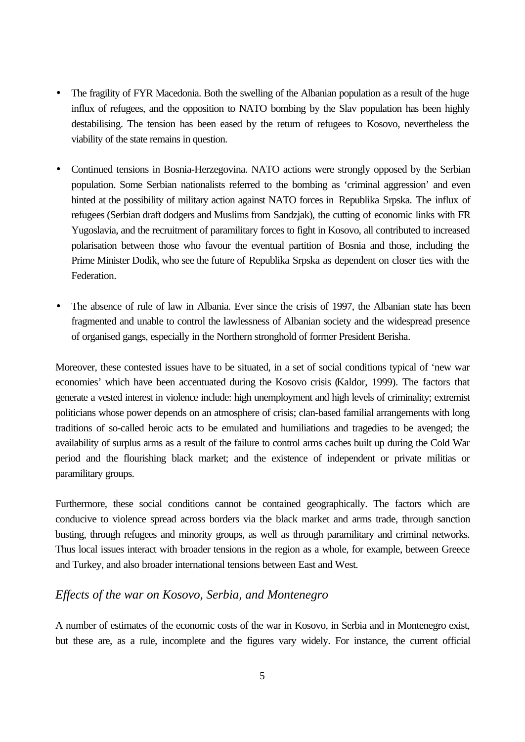- The fragility of FYR Macedonia. Both the swelling of the Albanian population as a result of the huge influx of refugees, and the opposition to NATO bombing by the Slav population has been highly destabilising. The tension has been eased by the return of refugees to Kosovo, nevertheless the viability of the state remains in question.

- Continued tensions in Bosnia-Herzegovina. NATO actions were strongly opposed by the Serbian population. Some Serbian nationalists referred to the bombing as 'criminal aggression' and even hinted at the possibility of military action against NATO forces in Republika Srpska. The influx of refugees (Serbian draft dodgers and Muslims from Sandzjak), the cutting of economic links with FR Yugoslavia, and the recruitment of paramilitary forces to fight in Kosovo, all contributed to increased polarisation between those who favour the eventual partition of Bosnia and those, including the Prime Minister Dodik, who see the future of Republika Srpska as dependent on closer ties with the Federation.

- The absence of rule of law in Albania. Ever since the crisis of 1997, the Albanian state has been fragmented and unable to control the lawlessness of Albanian society and the widespread presence of organised gangs, especially in the Northern stronghold of former President Berisha.

Moreover, these contested issues have to be situated, in a set of social conditions typical of 'new war economies' which have been accentuated during the Kosovo crisis (Kaldor, 1999). The factors that generate a vested interest in violence include: high unemployment and high levels of criminality; extremist politicians whose power depends on an atmosphere of crisis; clan-based familial arrangements with long traditions of so-called heroic acts to be emulated and humiliations and tragedies to be avenged; the availability of surplus arms as a result of the failure to control arms caches built up during the Cold War period and the flourishing black market; and the existence of independent or private militias or paramilitary groups.

Furthermore, these social conditions cannot be contained geographically. The factors which are conducive to violence spread across borders via the black market and arms trade, through sanction busting, through refugees and minority groups, as well as through paramilitary and criminal networks. Thus local issues interact with broader tensions in the region as a whole, for example, between Greece and Turkey, and also broader international tensions between East and West.

### *Effects of the war on Kosovo, Serbia, and Montenegro*

A number of estimates of the economic costs of the war in Kosovo, in Serbia and in Montenegro exist, but these are, as a rule, incomplete and the figures vary widely. For instance, the current official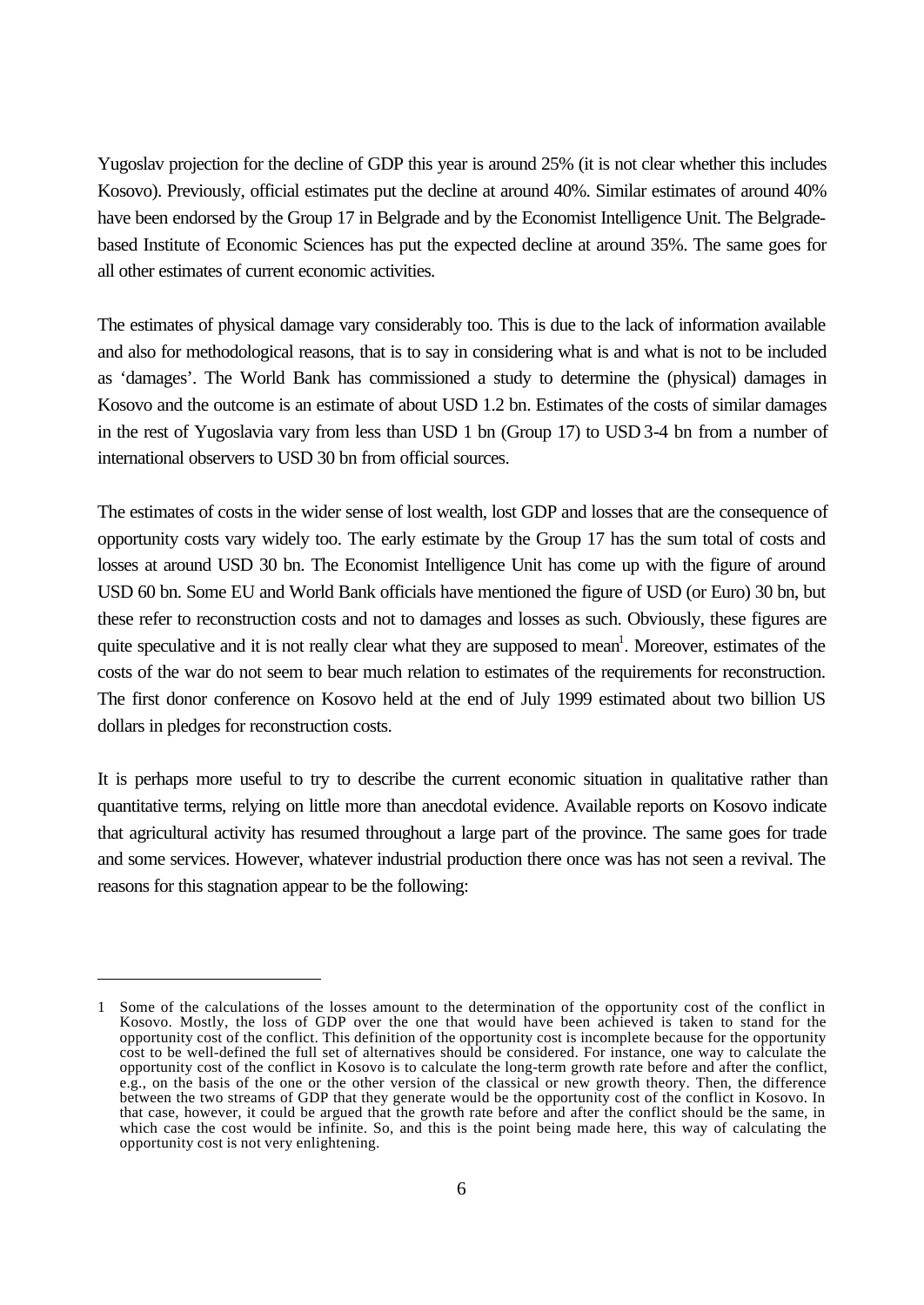Yugoslav projection for the decline of GDP this year is around 25% (it is not clear whether this includes Kosovo). Previously, official estimates put the decline at around 40%. Similar estimates of around 40% have been endorsed by the Group 17 in Belgrade and by the Economist Intelligence Unit. The Belgrade-based Institute of Economic Sciences has put the expected decline at around 35%. The same goes for all other estimates of current economic activities.

The estimates of physical damage vary considerably too. This is due to the lack of information available and also for methodological reasons, that is to say in considering what is and what is not to be included as 'damages'. The World Bank has commissioned a study to determine the (physical) damages in Kosovo and the outcome is an estimate of about USD 1.2 bn. Estimates of the costs of similar damages in the rest of Yugoslavia vary from less than USD 1 bn (Group 17) to USD 3-4 bn from a number of international observers to USD 30 bn from official sources.

The estimates of costs in the wider sense of lost wealth, lost GDP and losses that are the consequence of opportunity costs vary widely too. The early estimate by the Group 17 has the sum total of costs and losses at around USD 30 bn. The Economist Intelligence Unit has come up with the figure of around USD 60 bn. Some EU and World Bank officials have mentioned the figure of USD (or Euro) 30 bn, but these refer to reconstruction costs and not to damages and losses as such. Obviously, these figures are quite speculative and it is not really clear what they are supposed to mean[1]. Moreover, estimates of the costs of the war do not seem to bear much relation to estimates of the requirements for reconstruction. The first donor conference on Kosovo held at the end of July 1999 estimated about two billion US dollars in pledges for reconstruction costs.

It is perhaps more useful to try to describe the current economic situation in qualitative rather than quantitative terms, relying on little more than anecdotal evidence. Available reports on Kosovo indicate that agricultural activity has resumed throughout a large part of the province. The same goes for trade and some services. However, whatever industrial production there once was has not seen a revival. The reasons for this stagnation appear to be the following:

---

1 Some of the calculations of the losses amount to the determination of the opportunity cost of the conflict in Kosovo. Mostly, the loss of GDP over the one that would have been achieved is taken to stand for the opportunity cost of the conflict. This definition of the opportunity cost is incomplete because for the opportunity cost to be well-defined the full set of alternatives should be considered. For instance, one way to calculate the opportunity cost of the conflict in Kosovo is to calculate the long-term growth rate before and after the conflict, e.g., on the basis of the one or the other version of the classical or new growth theory. Then, the difference between the two streams of GDP that they generate would be the opportunity cost of the conflict in Kosovo. In that case, however, it could be argued that the growth rate before and after the conflict should be the same, in which case the cost would be infinite. So, and this is the point being made here, this way of calculating the opportunity cost is not very enlightening.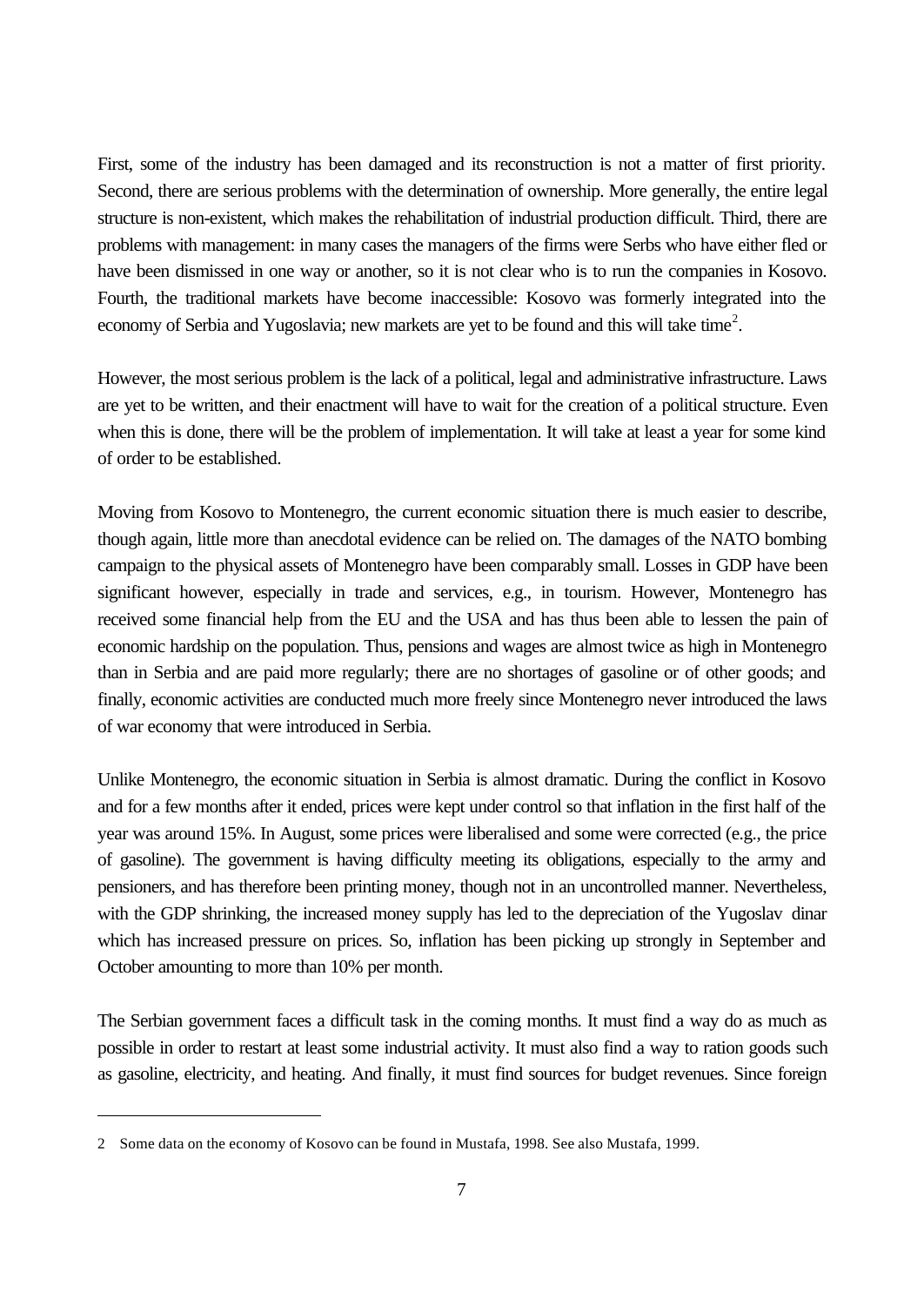First, some of the industry has been damaged and its reconstruction is not a matter of first priority. Second, there are serious problems with the determination of ownership. More generally, the entire legal structure is non-existent, which makes the rehabilitation of industrial production difficult. Third, there are problems with management: in many cases the managers of the firms were Serbs who have either fled or have been dismissed in one way or another, so it is not clear who is to run the companies in Kosovo. Fourth, the traditional markets have become inaccessible: Kosovo was formerly integrated into the economy of Serbia and Yugoslavia; new markets are yet to be found and this will take time[2].

However, the most serious problem is the lack of a political, legal and administrative infrastructure. Laws are yet to be written, and their enactment will have to wait for the creation of a political structure. Even when this is done, there will be the problem of implementation. It will take at least a year for some kind of order to be established.

Moving from Kosovo to Montenegro, the current economic situation there is much easier to describe, though again, little more than anecdotal evidence can be relied on. The damages of the NATO bombing campaign to the physical assets of Montenegro have been comparably small. Losses in GDP have been significant however, especially in trade and services, e.g., in tourism. However, Montenegro has received some financial help from the EU and the USA and has thus been able to lessen the pain of economic hardship on the population. Thus, pensions and wages are almost twice as high in Montenegro than in Serbia and are paid more regularly; there are no shortages of gasoline or of other goods; and finally, economic activities are conducted much more freely since Montenegro never introduced the laws of war economy that were introduced in Serbia.

Unlike Montenegro, the economic situation in Serbia is almost dramatic. During the conflict in Kosovo and for a few months after it ended, prices were kept under control so that inflation in the first half of the year was around 15%. In August, some prices were liberalised and some were corrected (e.g., the price of gasoline). The government is having difficulty meeting its obligations, especially to the army and pensioners, and has therefore been printing money, though not in an uncontrolled manner. Nevertheless, with the GDP shrinking, the increased money supply has led to the depreciation of the Yugoslav dinar which has increased pressure on prices. So, inflation has been picking up strongly in September and October amounting to more than 10% per month.

The Serbian government faces a difficult task in the coming months. It must find a way do as much as possible in order to restart at least some industrial activity. It must also find a way to ration goods such as gasoline, electricity, and heating. And finally, it must find sources for budget revenues. Since foreign

---

2 Some data on the economy of Kosovo can be found in Mustafa, 1998. See also Mustafa, 1999.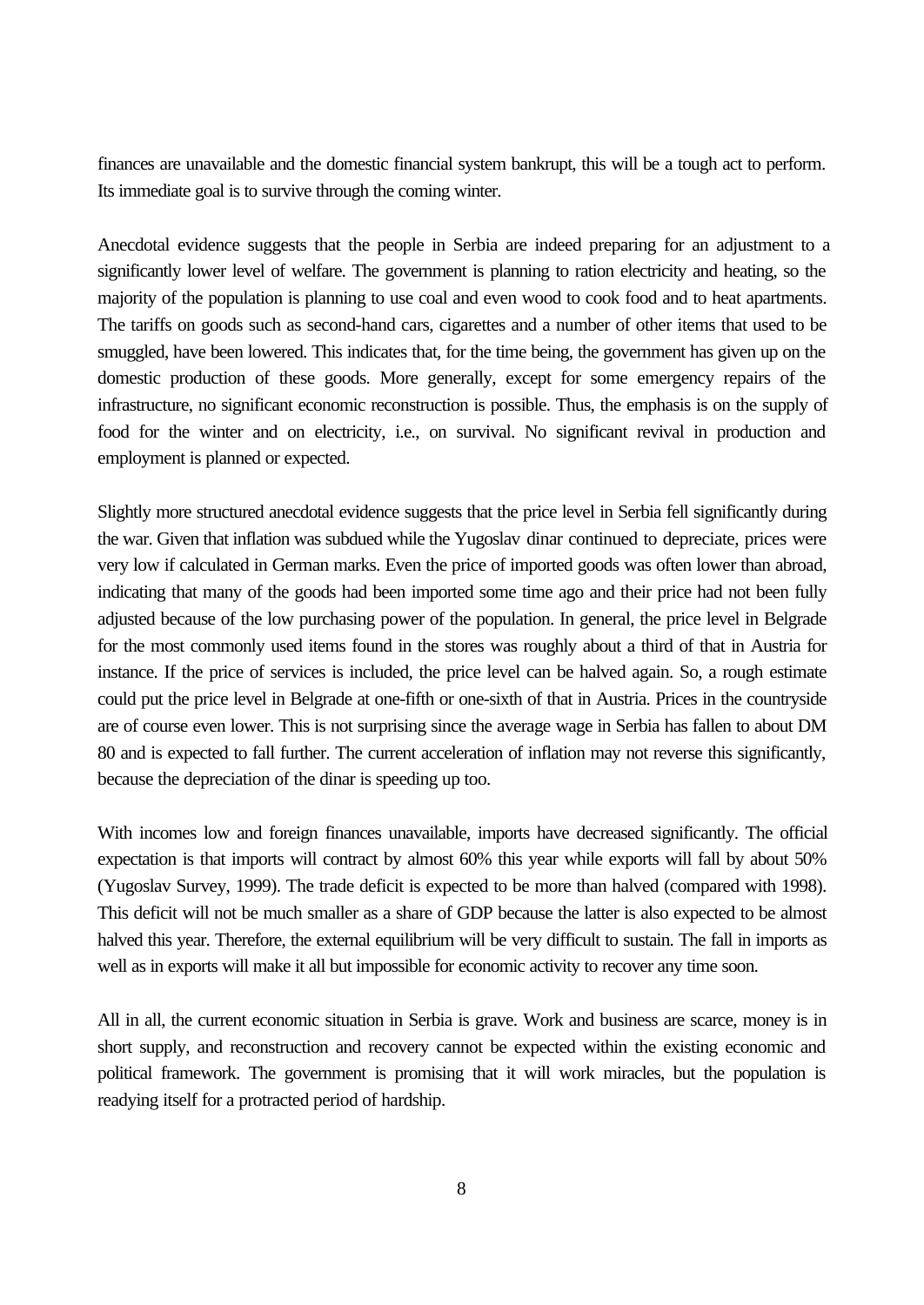finances are unavailable and the domestic financial system bankrupt, this will be a tough act to perform. Its immediate goal is to survive through the coming winter.

Anecdotal evidence suggests that the people in Serbia are indeed preparing for an adjustment to a significantly lower level of welfare. The government is planning to ration electricity and heating, so the majority of the population is planning to use coal and even wood to cook food and to heat apartments. The tariffs on goods such as second-hand cars, cigarettes and a number of other items that used to be smuggled, have been lowered. This indicates that, for the time being, the government has given up on the domestic production of these goods. More generally, except for some emergency repairs of the infrastructure, no significant economic reconstruction is possible. Thus, the emphasis is on the supply of food for the winter and on electricity, i.e., on survival. No significant revival in production and employment is planned or expected.

Slightly more structured anecdotal evidence suggests that the price level in Serbia fell significantly during the war. Given that inflation was subdued while the Yugoslav dinar continued to depreciate, prices were very low if calculated in German marks. Even the price of imported goods was often lower than abroad, indicating that many of the goods had been imported some time ago and their price had not been fully adjusted because of the low purchasing power of the population. In general, the price level in Belgrade for the most commonly used items found in the stores was roughly about a third of that in Austria for instance. If the price of services is included, the price level can be halved again. So, a rough estimate could put the price level in Belgrade at one-fifth or one-sixth of that in Austria. Prices in the countryside are of course even lower. This is not surprising since the average wage in Serbia has fallen to about DM 80 and is expected to fall further. The current acceleration of inflation may not reverse this significantly, because the depreciation of the dinar is speeding up too.

With incomes low and foreign finances unavailable, imports have decreased significantly. The official expectation is that imports will contract by almost 60% this year while exports will fall by about 50% (Yugoslav Survey, 1999). The trade deficit is expected to be more than halved (compared with 1998). This deficit will not be much smaller as a share of GDP because the latter is also expected to be almost halved this year. Therefore, the external equilibrium will be very difficult to sustain. The fall in imports as well as in exports will make it all but impossible for economic activity to recover any time soon.

All in all, the current economic situation in Serbia is grave. Work and business are scarce, money is in short supply, and reconstruction and recovery cannot be expected within the existing economic and political framework. The government is promising that it will work miracles, but the population is readying itself for a protracted period of hardship.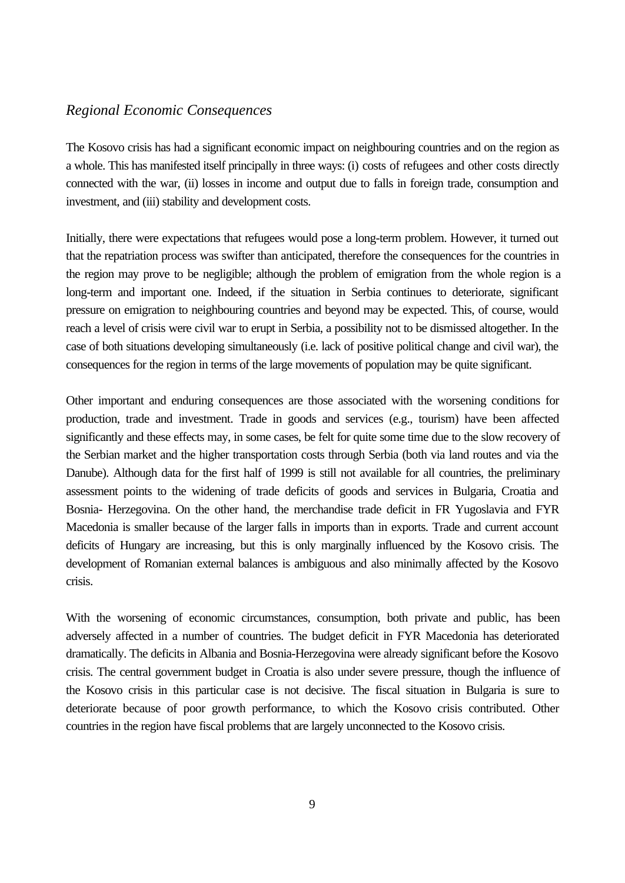*Regional Economic Consequences*

The Kosovo crisis has had a significant economic impact on neighbouring countries and on the region as a whole. This has manifested itself principally in three ways: (i) costs of refugees and other costs directly connected with the war, (ii) losses in income and output due to falls in foreign trade, consumption and investment, and (iii) stability and development costs.

Initially, there were expectations that refugees would pose a long-term problem. However, it turned out that the repatriation process was swifter than anticipated, therefore the consequences for the countries in the region may prove to be negligible; although the problem of emigration from the whole region is a long-term and important one. Indeed, if the situation in Serbia continues to deteriorate, significant pressure on emigration to neighbouring countries and beyond may be expected. This, of course, would reach a level of crisis were civil war to erupt in Serbia, a possibility not to be dismissed altogether. In the case of both situations developing simultaneously (i.e. lack of positive political change and civil war), the consequences for the region in terms of the large movements of population may be quite significant.

Other important and enduring consequences are those associated with the worsening conditions for production, trade and investment. Trade in goods and services (e.g., tourism) have been affected significantly and these effects may, in some cases, be felt for quite some time due to the slow recovery of the Serbian market and the higher transportation costs through Serbia (both via land routes and via the Danube). Although data for the first half of 1999 is still not available for all countries, the preliminary assessment points to the widening of trade deficits of goods and services in Bulgaria, Croatia and Bosnia- Herzegovina. On the other hand, the merchandise trade deficit in FR Yugoslavia and FYR Macedonia is smaller because of the larger falls in imports than in exports. Trade and current account deficits of Hungary are increasing, but this is only marginally influenced by the Kosovo crisis. The development of Romanian external balances is ambiguous and also minimally affected by the Kosovo crisis.

With the worsening of economic circumstances, consumption, both private and public, has been adversely affected in a number of countries. The budget deficit in FYR Macedonia has deteriorated dramatically. The deficits in Albania and Bosnia-Herzegovina were already significant before the Kosovo crisis. The central government budget in Croatia is also under severe pressure, though the influence of the Kosovo crisis in this particular case is not decisive. The fiscal situation in Bulgaria is sure to deteriorate because of poor growth performance, to which the Kosovo crisis contributed. Other countries in the region have fiscal problems that are largely unconnected to the Kosovo crisis.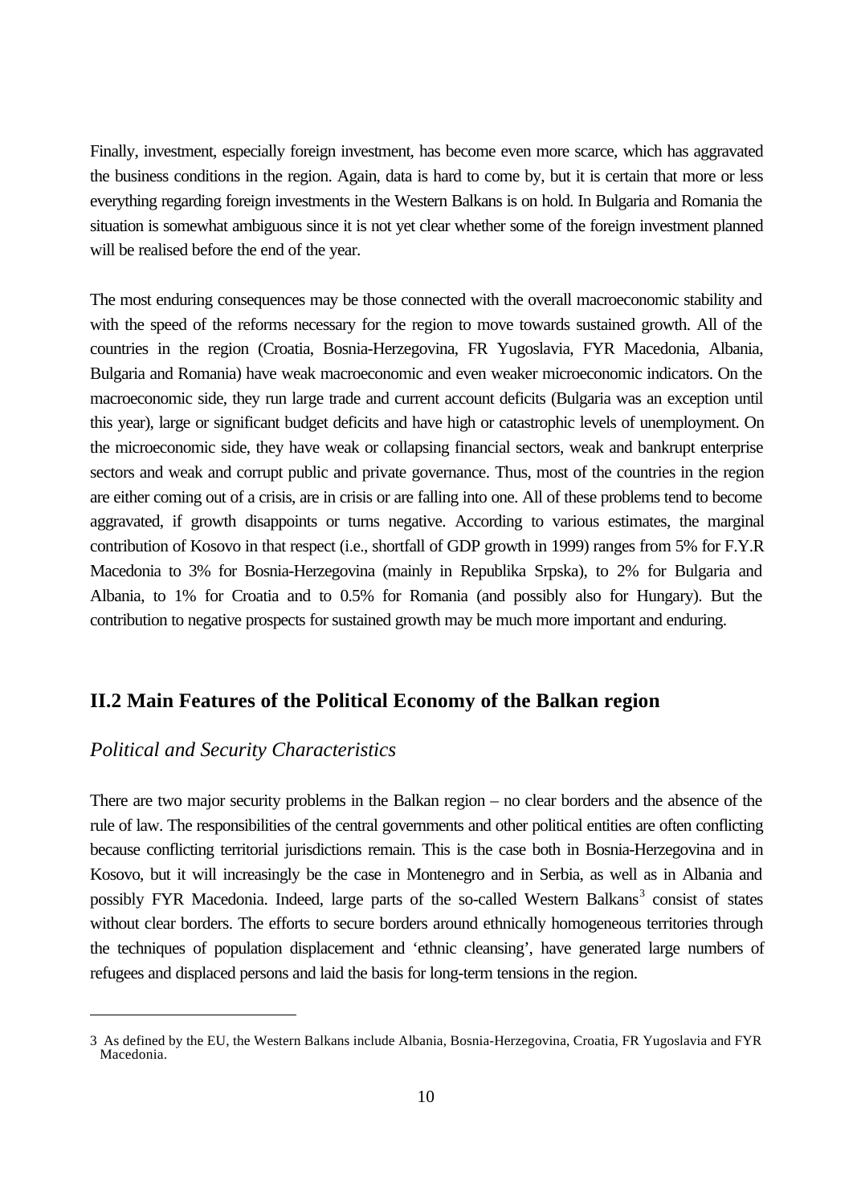Finally, investment, especially foreign investment, has become even more scarce, which has aggravated the business conditions in the region. Again, data is hard to come by, but it is certain that more or less everything regarding foreign investments in the Western Balkans is on hold. In Bulgaria and Romania the situation is somewhat ambiguous since it is not yet clear whether some of the foreign investment planned will be realised before the end of the year.

The most enduring consequences may be those connected with the overall macroeconomic stability and with the speed of the reforms necessary for the region to move towards sustained growth. All of the countries in the region (Croatia, Bosnia-Herzegovina, FR Yugoslavia, FYR Macedonia, Albania, Bulgaria and Romania) have weak macroeconomic and even weaker microeconomic indicators. On the macroeconomic side, they run large trade and current account deficits (Bulgaria was an exception until this year), large or significant budget deficits and have high or catastrophic levels of unemployment. On the microeconomic side, they have weak or collapsing financial sectors, weak and bankrupt enterprise sectors and weak and corrupt public and private governance. Thus, most of the countries in the region are either coming out of a crisis, are in crisis or are falling into one. All of these problems tend to become aggravated, if growth disappoints or turns negative. According to various estimates, the marginal contribution of Kosovo in that respect (i.e., shortfall of GDP growth in 1999) ranges from 5% for F.Y.R Macedonia to 3% for Bosnia-Herzegovina (mainly in Republika Srpska), to 2% for Bulgaria and Albania, to 1% for Croatia and to 0.5% for Romania (and possibly also for Hungary). But the contribution to negative prospects for sustained growth may be much more important and enduring.

## II.2 Main Features of the Political Economy of the Balkan region

### *Political and Security Characteristics*

There are two major security problems in the Balkan region – no clear borders and the absence of the rule of law. The responsibilities of the central governments and other political entities are often conflicting because conflicting territorial jurisdictions remain. This is the case both in Bosnia-Herzegovina and in Kosovo, but it will increasingly be the case in Montenegro and in Serbia, as well as in Albania and possibly FYR Macedonia. Indeed, large parts of the so-called Western Balkans[3] consist of states without clear borders. The efforts to secure borders around ethnically homogeneous territories through the techniques of population displacement and 'ethnic cleansing', have generated large numbers of refugees and displaced persons and laid the basis for long-term tensions in the region.

---

3 As defined by the EU, the Western Balkans include Albania, Bosnia-Herzegovina, Croatia, FR Yugoslavia and FYR Macedonia.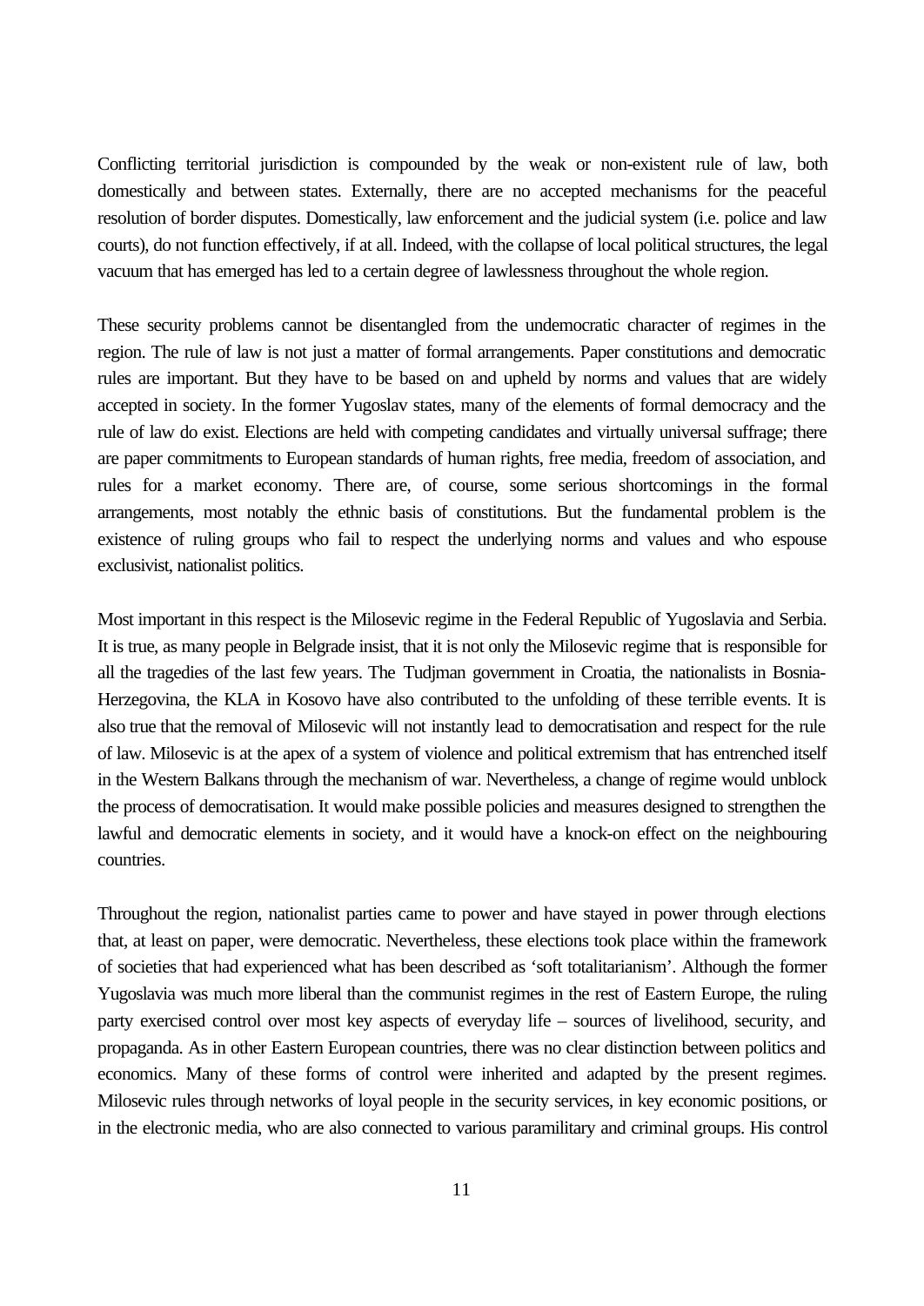Conflicting territorial jurisdiction is compounded by the weak or non-existent rule of law, both domestically and between states. Externally, there are no accepted mechanisms for the peaceful resolution of border disputes. Domestically, law enforcement and the judicial system (i.e. police and law courts), do not function effectively, if at all. Indeed, with the collapse of local political structures, the legal vacuum that has emerged has led to a certain degree of lawlessness throughout the whole region.

These security problems cannot be disentangled from the undemocratic character of regimes in the region. The rule of law is not just a matter of formal arrangements. Paper constitutions and democratic rules are important. But they have to be based on and upheld by norms and values that are widely accepted in society. In the former Yugoslav states, many of the elements of formal democracy and the rule of law do exist. Elections are held with competing candidates and virtually universal suffrage; there are paper commitments to European standards of human rights, free media, freedom of association, and rules for a market economy. There are, of course, some serious shortcomings in the formal arrangements, most notably the ethnic basis of constitutions. But the fundamental problem is the existence of ruling groups who fail to respect the underlying norms and values and who espouse exclusivist, nationalist politics.

Most important in this respect is the Milosevic regime in the Federal Republic of Yugoslavia and Serbia. It is true, as many people in Belgrade insist, that it is not only the Milosevic regime that is responsible for all the tragedies of the last few years. The Tudjman government in Croatia, the nationalists in Bosnia-Herzegovina, the KLA in Kosovo have also contributed to the unfolding of these terrible events. It is also true that the removal of Milosevic will not instantly lead to democratisation and respect for the rule of law. Milosevic is at the apex of a system of violence and political extremism that has entrenched itself in the Western Balkans through the mechanism of war. Nevertheless, a change of regime would unblock the process of democratisation. It would make possible policies and measures designed to strengthen the lawful and democratic elements in society, and it would have a knock-on effect on the neighbouring countries.

Throughout the region, nationalist parties came to power and have stayed in power through elections that, at least on paper, were democratic. Nevertheless, these elections took place within the framework of societies that had experienced what has been described as 'soft totalitarianism'. Although the former Yugoslavia was much more liberal than the communist regimes in the rest of Eastern Europe, the ruling party exercised control over most key aspects of everyday life – sources of livelihood, security, and propaganda. As in other Eastern European countries, there was no clear distinction between politics and economics. Many of these forms of control were inherited and adapted by the present regimes. Milosevic rules through networks of loyal people in the security services, in key economic positions, or in the electronic media, who are also connected to various paramilitary and criminal groups. His control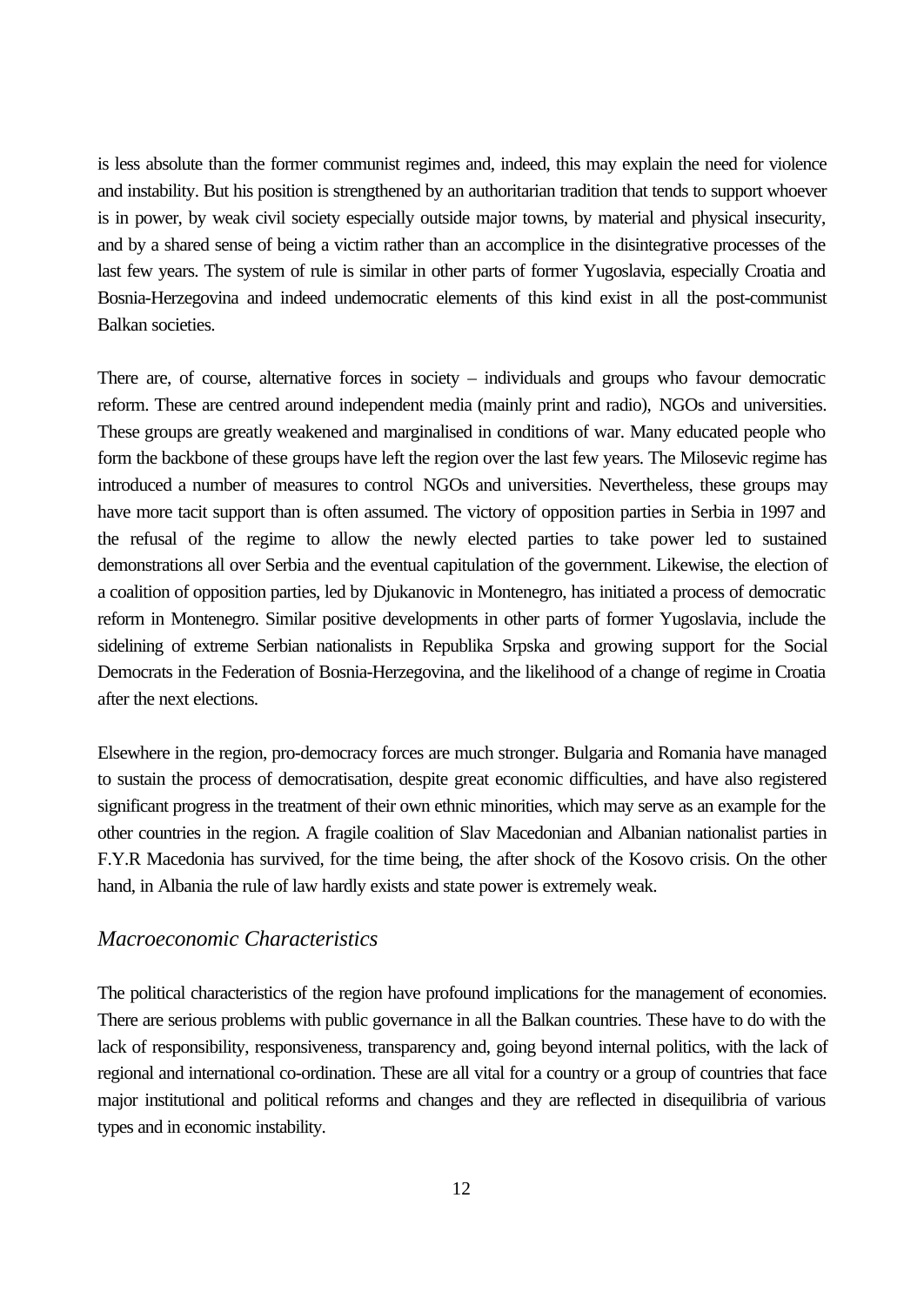is less absolute than the former communist regimes and, indeed, this may explain the need for violence and instability. But his position is strengthened by an authoritarian tradition that tends to support whoever is in power, by weak civil society especially outside major towns, by material and physical insecurity, and by a shared sense of being a victim rather than an accomplice in the disintegrative processes of the last few years. The system of rule is similar in other parts of former Yugoslavia, especially Croatia and Bosnia-Herzegovina and indeed undemocratic elements of this kind exist in all the post-communist Balkan societies.

There are, of course, alternative forces in society – individuals and groups who favour democratic reform. These are centred around independent media (mainly print and radio), NGOs and universities. These groups are greatly weakened and marginalised in conditions of war. Many educated people who form the backbone of these groups have left the region over the last few years. The Milosevic regime has introduced a number of measures to control NGOs and universities. Nevertheless, these groups may have more tacit support than is often assumed. The victory of opposition parties in Serbia in 1997 and the refusal of the regime to allow the newly elected parties to take power led to sustained demonstrations all over Serbia and the eventual capitulation of the government. Likewise, the election of a coalition of opposition parties, led by Djukanovic in Montenegro, has initiated a process of democratic reform in Montenegro. Similar positive developments in other parts of former Yugoslavia, include the sidelining of extreme Serbian nationalists in Republika Srpska and growing support for the Social Democrats in the Federation of Bosnia-Herzegovina, and the likelihood of a change of regime in Croatia after the next elections.

Elsewhere in the region, pro-democracy forces are much stronger. Bulgaria and Romania have managed to sustain the process of democratisation, despite great economic difficulties, and have also registered significant progress in the treatment of their own ethnic minorities, which may serve as an example for the other countries in the region. A fragile coalition of Slav Macedonian and Albanian nationalist parties in F.Y.R Macedonia has survived, for the time being, the after shock of the Kosovo crisis. On the other hand, in Albania the rule of law hardly exists and state power is extremely weak.

### *Macroeconomic Characteristics*

The political characteristics of the region have profound implications for the management of economies. There are serious problems with public governance in all the Balkan countries. These have to do with the lack of responsibility, responsiveness, transparency and, going beyond internal politics, with the lack of regional and international co-ordination. These are all vital for a country or a group of countries that face major institutional and political reforms and changes and they are reflected in disequilibria of various types and in economic instability.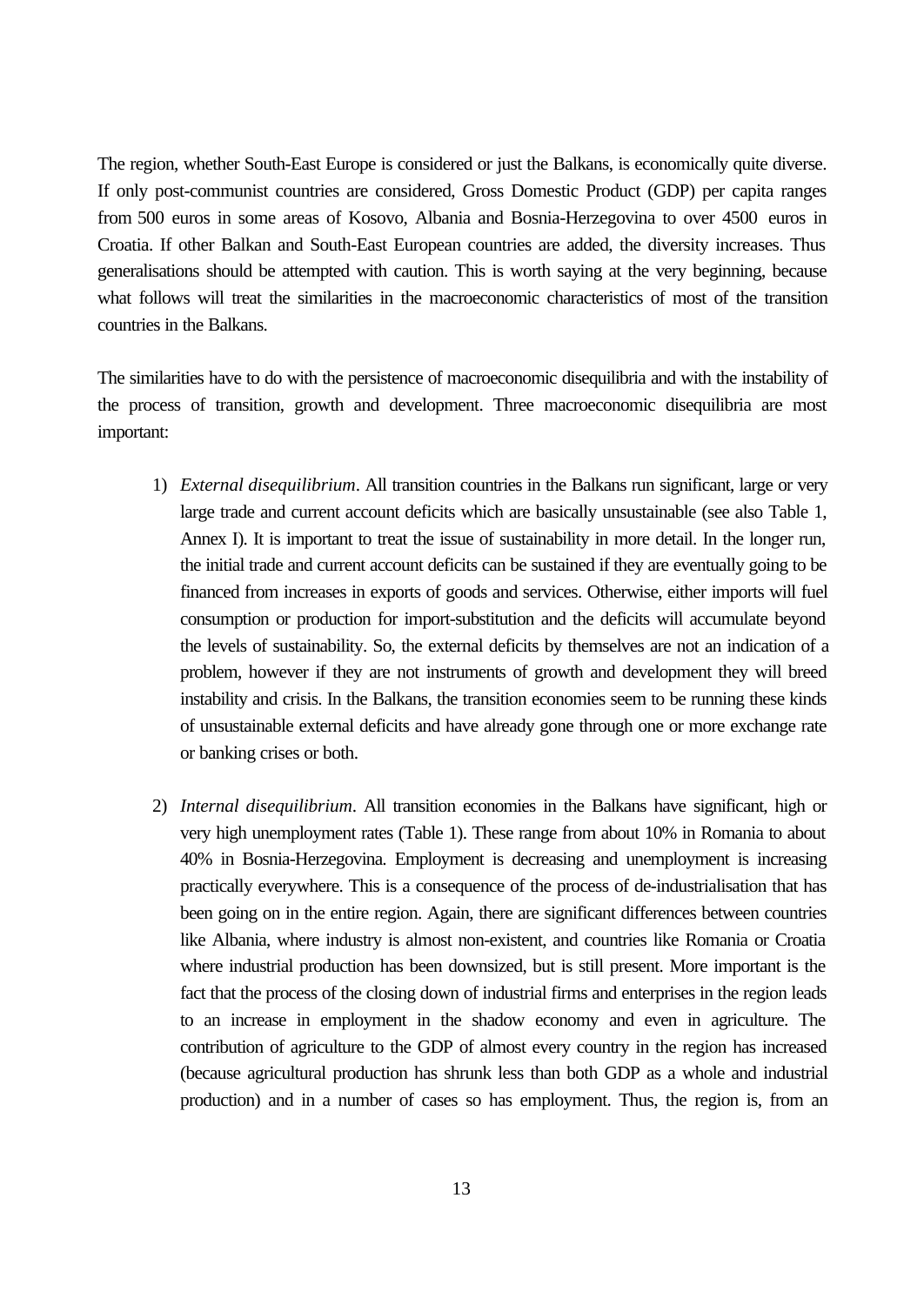The region, whether South-East Europe is considered or just the Balkans, is economically quite diverse. If only post-communist countries are considered, Gross Domestic Product (GDP) per capita ranges from 500 euros in some areas of Kosovo, Albania and Bosnia-Herzegovina to over 4500 euros in Croatia. If other Balkan and South-East European countries are added, the diversity increases. Thus generalisations should be attempted with caution. This is worth saying at the very beginning, because what follows will treat the similarities in the macroeconomic characteristics of most of the transition countries in the Balkans.

The similarities have to do with the persistence of macroeconomic disequilibria and with the instability of the process of transition, growth and development. Three macroeconomic disequilibria are most important:

1) *External disequilibrium*. All transition countries in the Balkans run significant, large or very large trade and current account deficits which are basically unsustainable (see also Table 1, Annex I). It is important to treat the issue of sustainability in more detail. In the longer run, the initial trade and current account deficits can be sustained if they are eventually going to be financed from increases in exports of goods and services. Otherwise, either imports will fuel consumption or production for import-substitution and the deficits will accumulate beyond the levels of sustainability. So, the external deficits by themselves are not an indication of a problem, however if they are not instruments of growth and development they will breed instability and crisis. In the Balkans, the transition economies seem to be running these kinds of unsustainable external deficits and have already gone through one or more exchange rate or banking crises or both.

2) *Internal disequilibrium*. All transition economies in the Balkans have significant, high or very high unemployment rates (Table 1). These range from about 10% in Romania to about 40% in Bosnia-Herzegovina. Employment is decreasing and unemployment is increasing practically everywhere. This is a consequence of the process of de-industrialisation that has been going on in the entire region. Again, there are significant differences between countries like Albania, where industry is almost non-existent, and countries like Romania or Croatia where industrial production has been downsized, but is still present. More important is the fact that the process of the closing down of industrial firms and enterprises in the region leads to an increase in employment in the shadow economy and even in agriculture. The contribution of agriculture to the GDP of almost every country in the region has increased (because agricultural production has shrunk less than both GDP as a whole and industrial production) and in a number of cases so has employment. Thus, the region is, from an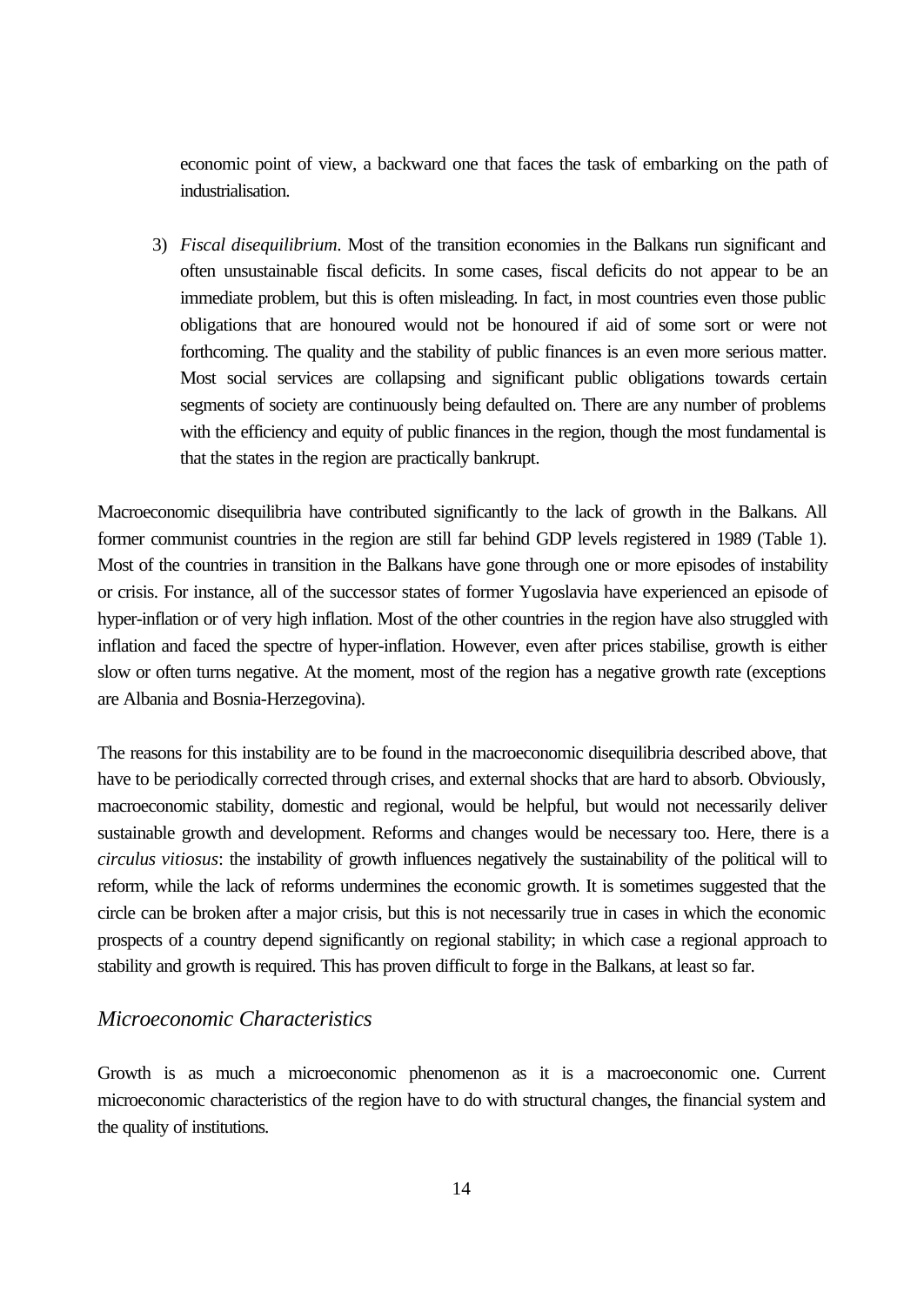economic point of view, a backward one that faces the task of embarking on the path of industrialisation.

3) *Fiscal disequilibrium*. Most of the transition economies in the Balkans run significant and often unsustainable fiscal deficits. In some cases, fiscal deficits do not appear to be an immediate problem, but this is often misleading. In fact, in most countries even those public obligations that are honoured would not be honoured if aid of some sort or were not forthcoming. The quality and the stability of public finances is an even more serious matter. Most social services are collapsing and significant public obligations towards certain segments of society are continuously being defaulted on. There are any number of problems with the efficiency and equity of public finances in the region, though the most fundamental is that the states in the region are practically bankrupt.

Macroeconomic disequilibria have contributed significantly to the lack of growth in the Balkans. All former communist countries in the region are still far behind GDP levels registered in 1989 (Table 1). Most of the countries in transition in the Balkans have gone through one or more episodes of instability or crisis. For instance, all of the successor states of former Yugoslavia have experienced an episode of hyper-inflation or of very high inflation. Most of the other countries in the region have also struggled with inflation and faced the spectre of hyper-inflation. However, even after prices stabilise, growth is either slow or often turns negative. At the moment, most of the region has a negative growth rate (exceptions are Albania and Bosnia-Herzegovina).

The reasons for this instability are to be found in the macroeconomic disequilibria described above, that have to be periodically corrected through crises, and external shocks that are hard to absorb. Obviously, macroeconomic stability, domestic and regional, would be helpful, but would not necessarily deliver sustainable growth and development. Reforms and changes would be necessary too. Here, there is a *circulus vitiosus*: the instability of growth influences negatively the sustainability of the political will to reform, while the lack of reforms undermines the economic growth. It is sometimes suggested that the circle can be broken after a major crisis, but this is not necessarily true in cases in which the economic prospects of a country depend significantly on regional stability; in which case a regional approach to stability and growth is required. This has proven difficult to forge in the Balkans, at least so far.

## *Microeconomic Characteristics*

Growth is as much a microeconomic phenomenon as it is a macroeconomic one. Current microeconomic characteristics of the region have to do with structural changes, the financial system and the quality of institutions.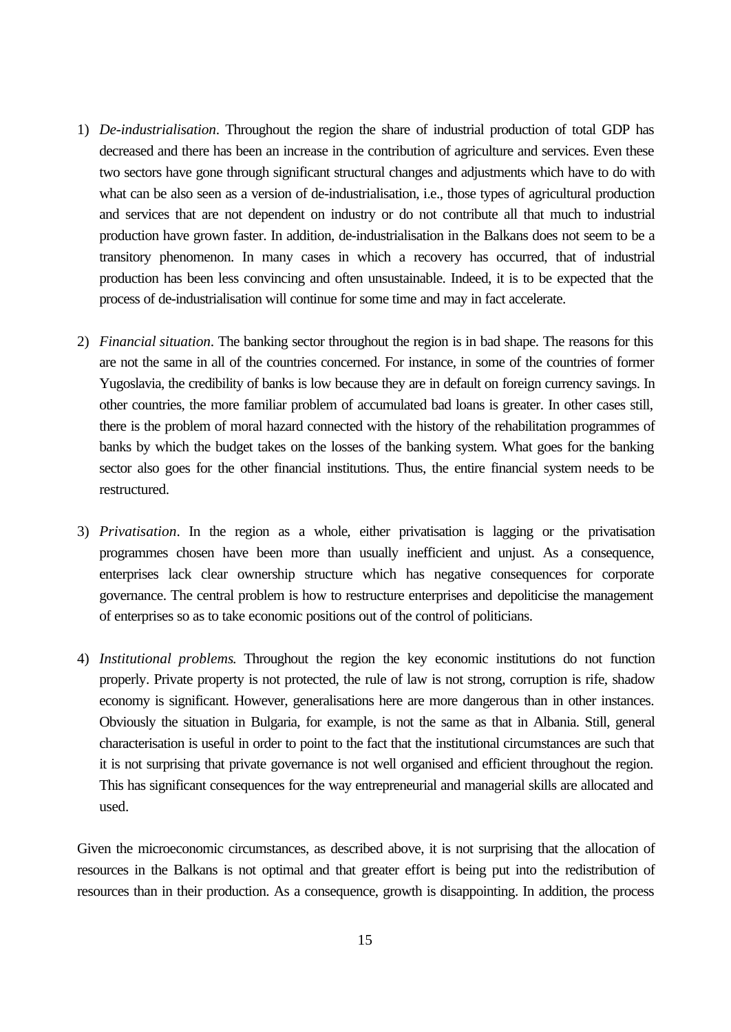1) *De-industrialisation*. Throughout the region the share of industrial production of total GDP has decreased and there has been an increase in the contribution of agriculture and services. Even these two sectors have gone through significant structural changes and adjustments which have to do with what can be also seen as a version of de-industrialisation, i.e., those types of agricultural production and services that are not dependent on industry or do not contribute all that much to industrial production have grown faster. In addition, de-industrialisation in the Balkans does not seem to be a transitory phenomenon. In many cases in which a recovery has occurred, that of industrial production has been less convincing and often unsustainable. Indeed, it is to be expected that the process of de-industrialisation will continue for some time and may in fact accelerate.

2) *Financial situation*. The banking sector throughout the region is in bad shape. The reasons for this are not the same in all of the countries concerned. For instance, in some of the countries of former Yugoslavia, the credibility of banks is low because they are in default on foreign currency savings. In other countries, the more familiar problem of accumulated bad loans is greater. In other cases still, there is the problem of moral hazard connected with the history of the rehabilitation programmes of banks by which the budget takes on the losses of the banking system. What goes for the banking sector also goes for the other financial institutions. Thus, the entire financial system needs to be restructured.

3) *Privatisation*. In the region as a whole, either privatisation is lagging or the privatisation programmes chosen have been more than usually inefficient and unjust. As a consequence, enterprises lack clear ownership structure which has negative consequences for corporate governance. The central problem is how to restructure enterprises and depoliticise the management of enterprises so as to take economic positions out of the control of politicians.

4) *Institutional problems.* Throughout the region the key economic institutions do not function properly. Private property is not protected, the rule of law is not strong, corruption is rife, shadow economy is significant. However, generalisations here are more dangerous than in other instances. Obviously the situation in Bulgaria, for example, is not the same as that in Albania. Still, general characterisation is useful in order to point to the fact that the institutional circumstances are such that it is not surprising that private governance is not well organised and efficient throughout the region. This has significant consequences for the way entrepreneurial and managerial skills are allocated and used.

Given the microeconomic circumstances, as described above, it is not surprising that the allocation of resources in the Balkans is not optimal and that greater effort is being put into the redistribution of resources than in their production. As a consequence, growth is disappointing. In addition, the process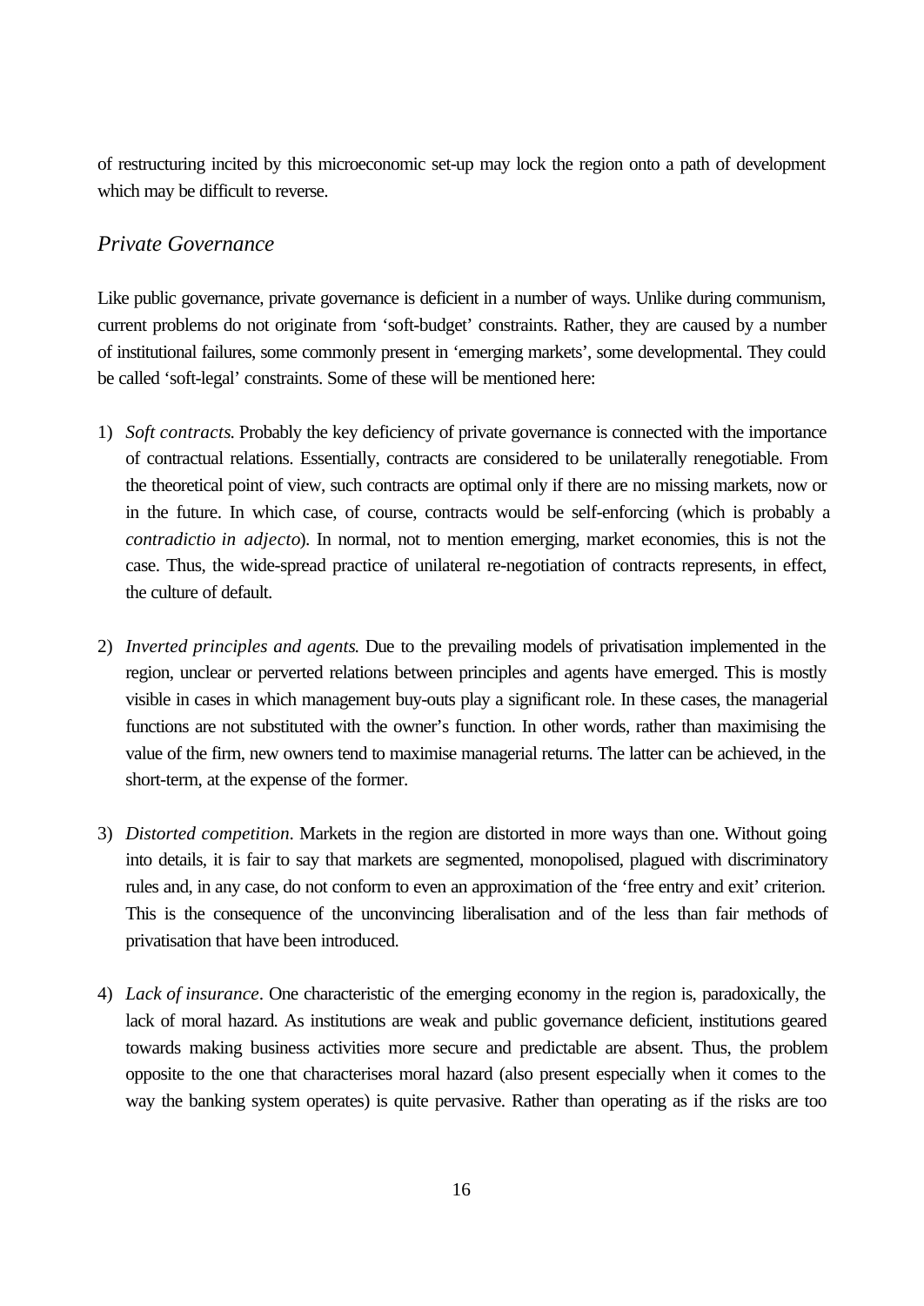of restructuring incited by this microeconomic set-up may lock the region onto a path of development which may be difficult to reverse.

## *Private Governance*

Like public governance, private governance is deficient in a number of ways. Unlike during communism, current problems do not originate from 'soft-budget' constraints. Rather, they are caused by a number of institutional failures, some commonly present in 'emerging markets', some developmental. They could be called 'soft-legal' constraints. Some of these will be mentioned here:

1) *Soft contracts.* Probably the key deficiency of private governance is connected with the importance of contractual relations. Essentially, contracts are considered to be unilaterally renegotiable. From the theoretical point of view, such contracts are optimal only if there are no missing markets, now or in the future. In which case, of course, contracts would be self-enforcing (which is probably a *contradictio in adjecto*). In normal, not to mention emerging, market economies, this is not the case. Thus, the wide-spread practice of unilateral re-negotiation of contracts represents, in effect, the culture of default.

2) *Inverted principles and agents.* Due to the prevailing models of privatisation implemented in the region, unclear or perverted relations between principles and agents have emerged. This is mostly visible in cases in which management buy-outs play a significant role. In these cases, the managerial functions are not substituted with the owner's function. In other words, rather than maximising the value of the firm, new owners tend to maximise managerial returns. The latter can be achieved, in the short-term, at the expense of the former.

3) *Distorted competition*. Markets in the region are distorted in more ways than one. Without going into details, it is fair to say that markets are segmented, monopolised, plagued with discriminatory rules and, in any case, do not conform to even an approximation of the 'free entry and exit' criterion. This is the consequence of the unconvincing liberalisation and of the less than fair methods of privatisation that have been introduced.

4) *Lack of insurance*. One characteristic of the emerging economy in the region is, paradoxically, the lack of moral hazard. As institutions are weak and public governance deficient, institutions geared towards making business activities more secure and predictable are absent. Thus, the problem opposite to the one that characterises moral hazard (also present especially when it comes to the way the banking system operates) is quite pervasive. Rather than operating as if the risks are too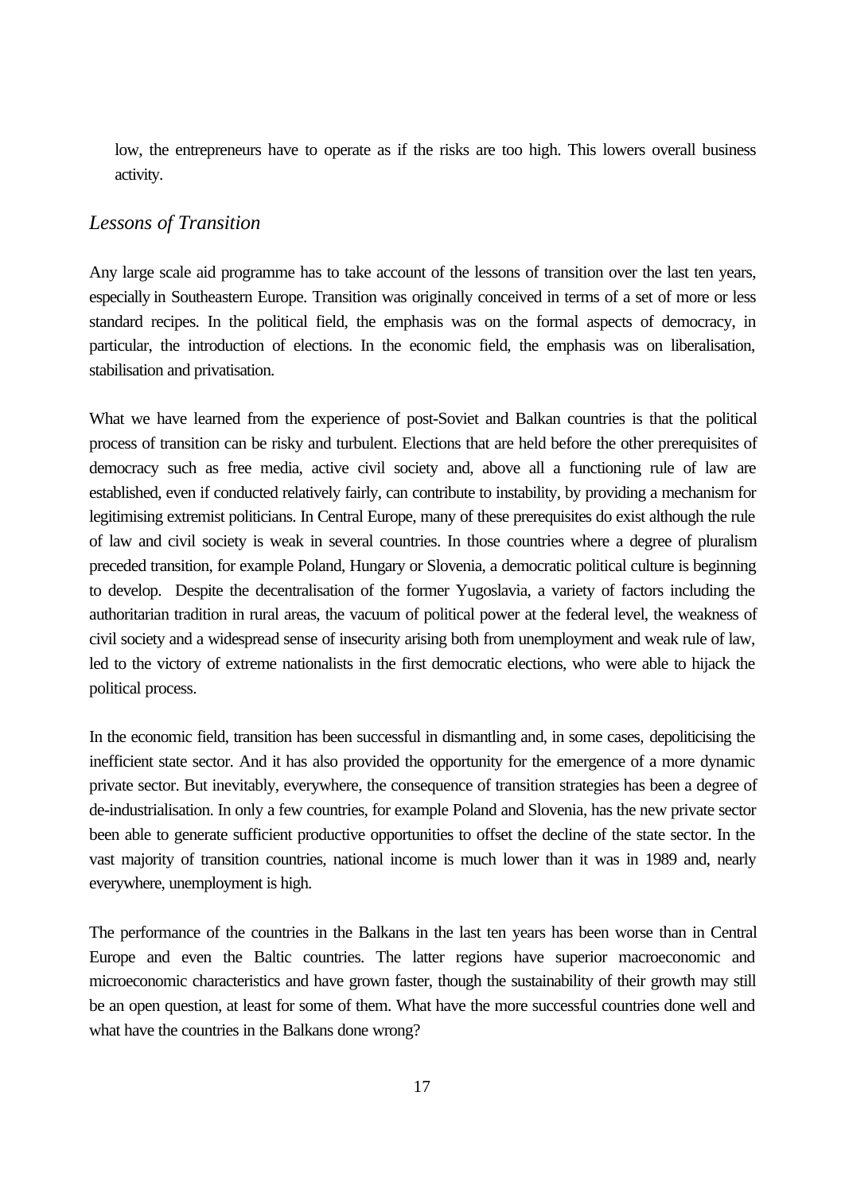low, the entrepreneurs have to operate as if the risks are too high. This lowers overall business activity.

## *Lessons of Transition*

Any large scale aid programme has to take account of the lessons of transition over the last ten years, especially in Southeastern Europe. Transition was originally conceived in terms of a set of more or less standard recipes. In the political field, the emphasis was on the formal aspects of democracy, in particular, the introduction of elections. In the economic field, the emphasis was on liberalisation, stabilisation and privatisation.

What we have learned from the experience of post-Soviet and Balkan countries is that the political process of transition can be risky and turbulent. Elections that are held before the other prerequisites of democracy such as free media, active civil society and, above all a functioning rule of law are established, even if conducted relatively fairly, can contribute to instability, by providing a mechanism for legitimising extremist politicians. In Central Europe, many of these prerequisites do exist although the rule of law and civil society is weak in several countries. In those countries where a degree of pluralism preceded transition, for example Poland, Hungary or Slovenia, a democratic political culture is beginning to develop. Despite the decentralisation of the former Yugoslavia, a variety of factors including the authoritarian tradition in rural areas, the vacuum of political power at the federal level, the weakness of civil society and a widespread sense of insecurity arising both from unemployment and weak rule of law, led to the victory of extreme nationalists in the first democratic elections, who were able to hijack the political process.

In the economic field, transition has been successful in dismantling and, in some cases, depoliticising the inefficient state sector. And it has also provided the opportunity for the emergence of a more dynamic private sector. But inevitably, everywhere, the consequence of transition strategies has been a degree of de-industrialisation. In only a few countries, for example Poland and Slovenia, has the new private sector been able to generate sufficient productive opportunities to offset the decline of the state sector. In the vast majority of transition countries, national income is much lower than it was in 1989 and, nearly everywhere, unemployment is high.

The performance of the countries in the Balkans in the last ten years has been worse than in Central Europe and even the Baltic countries. The latter regions have superior macroeconomic and microeconomic characteristics and have grown faster, though the sustainability of their growth may still be an open question, at least for some of them. What have the more successful countries done well and what have the countries in the Balkans done wrong?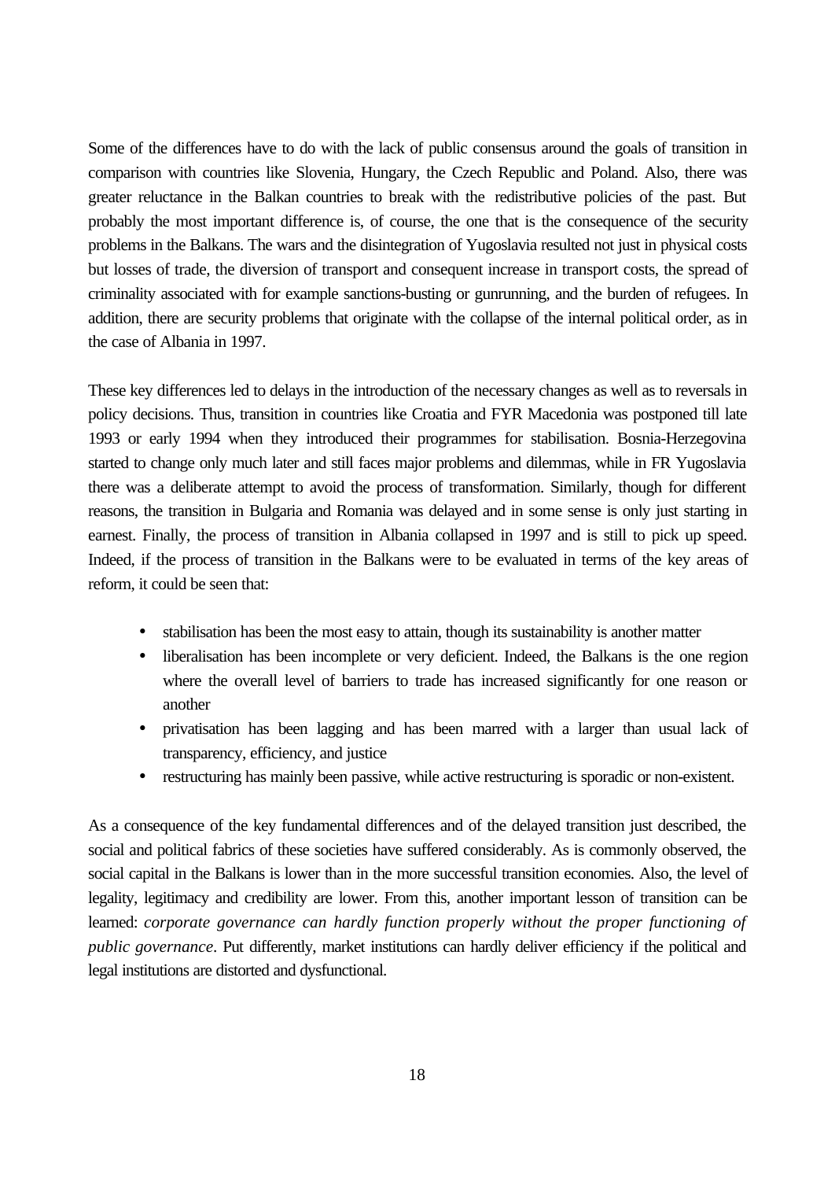Some of the differences have to do with the lack of public consensus around the goals of transition in comparison with countries like Slovenia, Hungary, the Czech Republic and Poland. Also, there was greater reluctance in the Balkan countries to break with the redistributive policies of the past. But probably the most important difference is, of course, the one that is the consequence of the security problems in the Balkans. The wars and the disintegration of Yugoslavia resulted not just in physical costs but losses of trade, the diversion of transport and consequent increase in transport costs, the spread of criminality associated with for example sanctions-busting or gunrunning, and the burden of refugees. In addition, there are security problems that originate with the collapse of the internal political order, as in the case of Albania in 1997.

These key differences led to delays in the introduction of the necessary changes as well as to reversals in policy decisions. Thus, transition in countries like Croatia and FYR Macedonia was postponed till late 1993 or early 1994 when they introduced their programmes for stabilisation. Bosnia-Herzegovina started to change only much later and still faces major problems and dilemmas, while in FR Yugoslavia there was a deliberate attempt to avoid the process of transformation. Similarly, though for different reasons, the transition in Bulgaria and Romania was delayed and in some sense is only just starting in earnest. Finally, the process of transition in Albania collapsed in 1997 and is still to pick up speed. Indeed, if the process of transition in the Balkans were to be evaluated in terms of the key areas of reform, it could be seen that:

- stabilisation has been the most easy to attain, though its sustainability is another matter
- liberalisation has been incomplete or very deficient. Indeed, the Balkans is the one region where the overall level of barriers to trade has increased significantly for one reason or another
- privatisation has been lagging and has been marred with a larger than usual lack of transparency, efficiency, and justice
- restructuring has mainly been passive, while active restructuring is sporadic or non-existent.

As a consequence of the key fundamental differences and of the delayed transition just described, the social and political fabrics of these societies have suffered considerably. As is commonly observed, the social capital in the Balkans is lower than in the more successful transition economies. Also, the level of legality, legitimacy and credibility are lower. From this, another important lesson of transition can be learned: *corporate governance can hardly function properly without the proper functioning of public governance*. Put differently, market institutions can hardly deliver efficiency if the political and legal institutions are distorted and dysfunctional.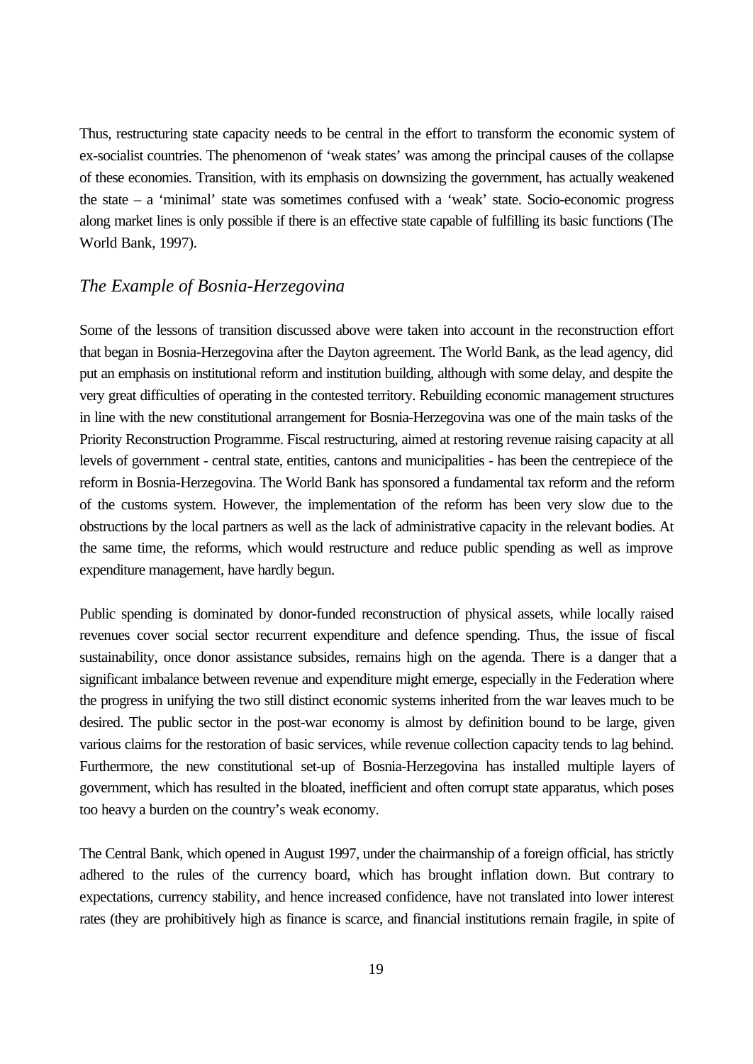Thus, restructuring state capacity needs to be central in the effort to transform the economic system of ex-socialist countries. The phenomenon of 'weak states' was among the principal causes of the collapse of these economies. Transition, with its emphasis on downsizing the government, has actually weakened the state – a 'minimal' state was sometimes confused with a 'weak' state. Socio-economic progress along market lines is only possible if there is an effective state capable of fulfilling its basic functions (The World Bank, 1997).

## *The Example of Bosnia-Herzegovina*

Some of the lessons of transition discussed above were taken into account in the reconstruction effort that began in Bosnia-Herzegovina after the Dayton agreement. The World Bank, as the lead agency, did put an emphasis on institutional reform and institution building, although with some delay, and despite the very great difficulties of operating in the contested territory. Rebuilding economic management structures in line with the new constitutional arrangement for Bosnia-Herzegovina was one of the main tasks of the Priority Reconstruction Programme. Fiscal restructuring, aimed at restoring revenue raising capacity at all levels of government - central state, entities, cantons and municipalities - has been the centrepiece of the reform in Bosnia-Herzegovina. The World Bank has sponsored a fundamental tax reform and the reform of the customs system. However, the implementation of the reform has been very slow due to the obstructions by the local partners as well as the lack of administrative capacity in the relevant bodies. At the same time, the reforms, which would restructure and reduce public spending as well as improve expenditure management, have hardly begun.

Public spending is dominated by donor-funded reconstruction of physical assets, while locally raised revenues cover social sector recurrent expenditure and defence spending. Thus, the issue of fiscal sustainability, once donor assistance subsides, remains high on the agenda. There is a danger that a significant imbalance between revenue and expenditure might emerge, especially in the Federation where the progress in unifying the two still distinct economic systems inherited from the war leaves much to be desired. The public sector in the post-war economy is almost by definition bound to be large, given various claims for the restoration of basic services, while revenue collection capacity tends to lag behind. Furthermore, the new constitutional set-up of Bosnia-Herzegovina has installed multiple layers of government, which has resulted in the bloated, inefficient and often corrupt state apparatus, which poses too heavy a burden on the country's weak economy.

The Central Bank, which opened in August 1997, under the chairmanship of a foreign official, has strictly adhered to the rules of the currency board, which has brought inflation down. But contrary to expectations, currency stability, and hence increased confidence, have not translated into lower interest rates (they are prohibitively high as finance is scarce, and financial institutions remain fragile, in spite of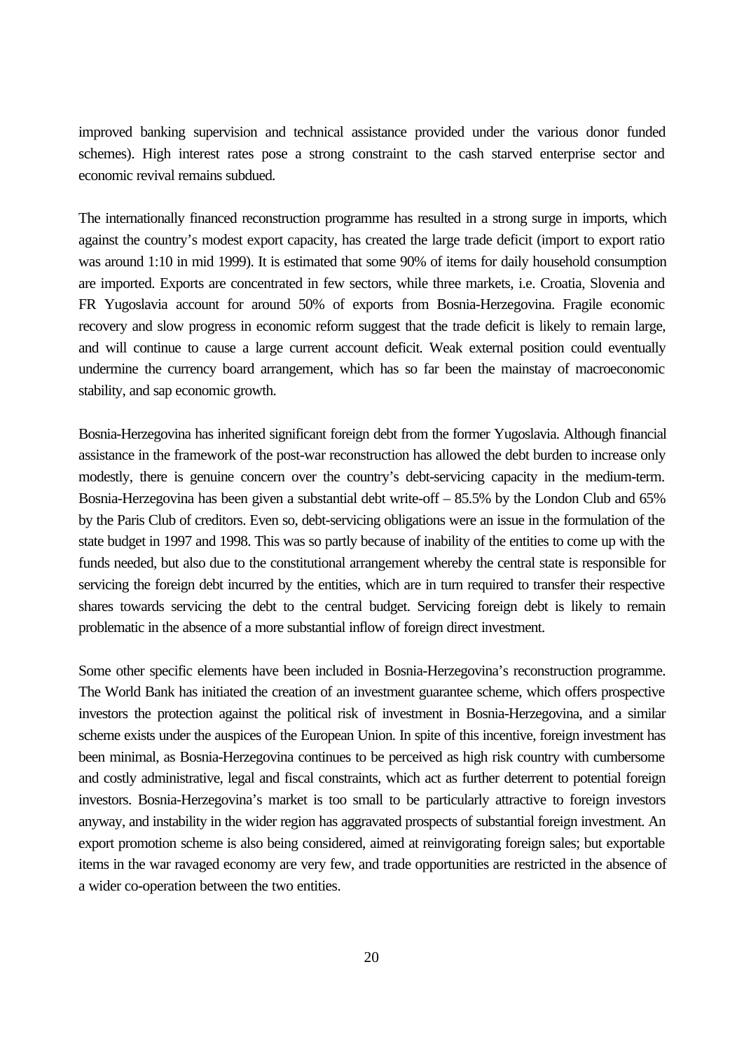improved banking supervision and technical assistance provided under the various donor funded schemes). High interest rates pose a strong constraint to the cash starved enterprise sector and economic revival remains subdued.

The internationally financed reconstruction programme has resulted in a strong surge in imports, which against the country's modest export capacity, has created the large trade deficit (import to export ratio was around 1:10 in mid 1999). It is estimated that some 90% of items for daily household consumption are imported. Exports are concentrated in few sectors, while three markets, i.e. Croatia, Slovenia and FR Yugoslavia account for around 50% of exports from Bosnia-Herzegovina. Fragile economic recovery and slow progress in economic reform suggest that the trade deficit is likely to remain large, and will continue to cause a large current account deficit. Weak external position could eventually undermine the currency board arrangement, which has so far been the mainstay of macroeconomic stability, and sap economic growth.

Bosnia-Herzegovina has inherited significant foreign debt from the former Yugoslavia. Although financial assistance in the framework of the post-war reconstruction has allowed the debt burden to increase only modestly, there is genuine concern over the country's debt-servicing capacity in the medium-term. Bosnia-Herzegovina has been given a substantial debt write-off – 85.5% by the London Club and 65% by the Paris Club of creditors. Even so, debt-servicing obligations were an issue in the formulation of the state budget in 1997 and 1998. This was so partly because of inability of the entities to come up with the funds needed, but also due to the constitutional arrangement whereby the central state is responsible for servicing the foreign debt incurred by the entities, which are in turn required to transfer their respective shares towards servicing the debt to the central budget. Servicing foreign debt is likely to remain problematic in the absence of a more substantial inflow of foreign direct investment.

Some other specific elements have been included in Bosnia-Herzegovina's reconstruction programme. The World Bank has initiated the creation of an investment guarantee scheme, which offers prospective investors the protection against the political risk of investment in Bosnia-Herzegovina, and a similar scheme exists under the auspices of the European Union. In spite of this incentive, foreign investment has been minimal, as Bosnia-Herzegovina continues to be perceived as high risk country with cumbersome and costly administrative, legal and fiscal constraints, which act as further deterrent to potential foreign investors. Bosnia-Herzegovina's market is too small to be particularly attractive to foreign investors anyway, and instability in the wider region has aggravated prospects of substantial foreign investment. An export promotion scheme is also being considered, aimed at reinvigorating foreign sales; but exportable items in the war ravaged economy are very few, and trade opportunities are restricted in the absence of a wider co-operation between the two entities.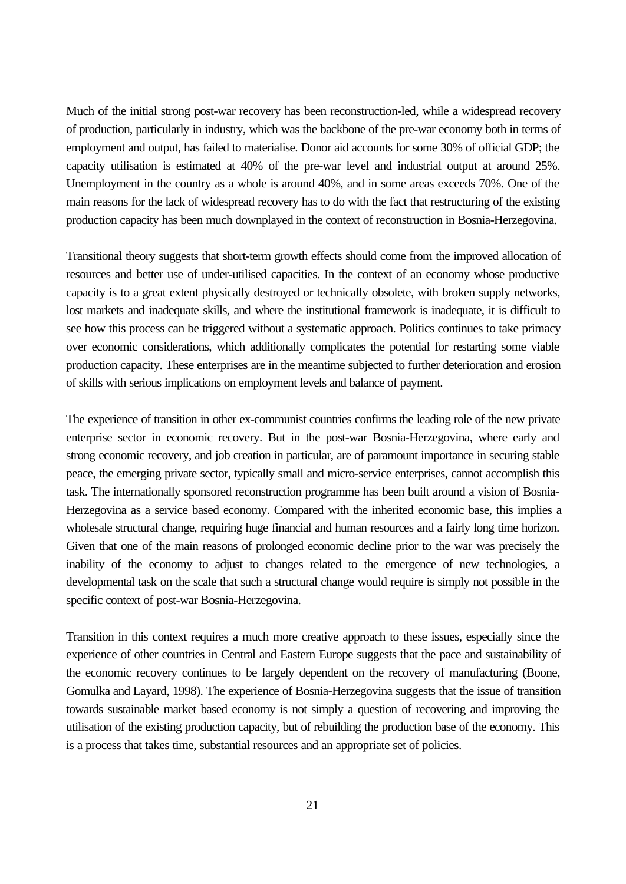Much of the initial strong post-war recovery has been reconstruction-led, while a widespread recovery of production, particularly in industry, which was the backbone of the pre-war economy both in terms of employment and output, has failed to materialise. Donor aid accounts for some 30% of official GDP; the capacity utilisation is estimated at 40% of the pre-war level and industrial output at around 25%. Unemployment in the country as a whole is around 40%, and in some areas exceeds 70%. One of the main reasons for the lack of widespread recovery has to do with the fact that restructuring of the existing production capacity has been much downplayed in the context of reconstruction in Bosnia-Herzegovina.

Transitional theory suggests that short-term growth effects should come from the improved allocation of resources and better use of under-utilised capacities. In the context of an economy whose productive capacity is to a great extent physically destroyed or technically obsolete, with broken supply networks, lost markets and inadequate skills, and where the institutional framework is inadequate, it is difficult to see how this process can be triggered without a systematic approach. Politics continues to take primacy over economic considerations, which additionally complicates the potential for restarting some viable production capacity. These enterprises are in the meantime subjected to further deterioration and erosion of skills with serious implications on employment levels and balance of payment.

The experience of transition in other ex-communist countries confirms the leading role of the new private enterprise sector in economic recovery. But in the post-war Bosnia-Herzegovina, where early and strong economic recovery, and job creation in particular, are of paramount importance in securing stable peace, the emerging private sector, typically small and micro-service enterprises, cannot accomplish this task. The internationally sponsored reconstruction programme has been built around a vision of Bosnia-Herzegovina as a service based economy. Compared with the inherited economic base, this implies a wholesale structural change, requiring huge financial and human resources and a fairly long time horizon. Given that one of the main reasons of prolonged economic decline prior to the war was precisely the inability of the economy to adjust to changes related to the emergence of new technologies, a developmental task on the scale that such a structural change would require is simply not possible in the specific context of post-war Bosnia-Herzegovina.

Transition in this context requires a much more creative approach to these issues, especially since the experience of other countries in Central and Eastern Europe suggests that the pace and sustainability of the economic recovery continues to be largely dependent on the recovery of manufacturing (Boone, Gomulka and Layard, 1998). The experience of Bosnia-Herzegovina suggests that the issue of transition towards sustainable market based economy is not simply a question of recovering and improving the utilisation of the existing production capacity, but of rebuilding the production base of the economy. This is a process that takes time, substantial resources and an appropriate set of policies.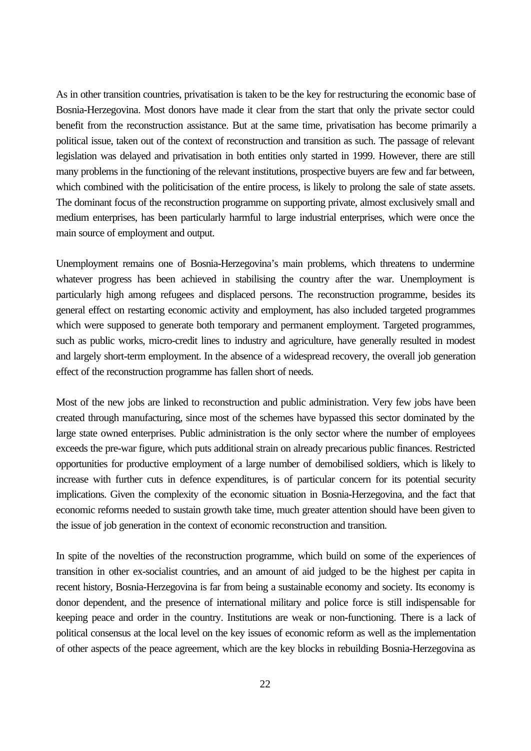As in other transition countries, privatisation is taken to be the key for restructuring the economic base of Bosnia-Herzegovina. Most donors have made it clear from the start that only the private sector could benefit from the reconstruction assistance. But at the same time, privatisation has become primarily a political issue, taken out of the context of reconstruction and transition as such. The passage of relevant legislation was delayed and privatisation in both entities only started in 1999. However, there are still many problems in the functioning of the relevant institutions, prospective buyers are few and far between, which combined with the politicisation of the entire process, is likely to prolong the sale of state assets. The dominant focus of the reconstruction programme on supporting private, almost exclusively small and medium enterprises, has been particularly harmful to large industrial enterprises, which were once the main source of employment and output.

Unemployment remains one of Bosnia-Herzegovina's main problems, which threatens to undermine whatever progress has been achieved in stabilising the country after the war. Unemployment is particularly high among refugees and displaced persons. The reconstruction programme, besides its general effect on restarting economic activity and employment, has also included targeted programmes which were supposed to generate both temporary and permanent employment. Targeted programmes, such as public works, micro-credit lines to industry and agriculture, have generally resulted in modest and largely short-term employment. In the absence of a widespread recovery, the overall job generation effect of the reconstruction programme has fallen short of needs.

Most of the new jobs are linked to reconstruction and public administration. Very few jobs have been created through manufacturing, since most of the schemes have bypassed this sector dominated by the large state owned enterprises. Public administration is the only sector where the number of employees exceeds the pre-war figure, which puts additional strain on already precarious public finances. Restricted opportunities for productive employment of a large number of demobilised soldiers, which is likely to increase with further cuts in defence expenditures, is of particular concern for its potential security implications. Given the complexity of the economic situation in Bosnia-Herzegovina, and the fact that economic reforms needed to sustain growth take time, much greater attention should have been given to the issue of job generation in the context of economic reconstruction and transition.

In spite of the novelties of the reconstruction programme, which build on some of the experiences of transition in other ex-socialist countries, and an amount of aid judged to be the highest per capita in recent history, Bosnia-Herzegovina is far from being a sustainable economy and society. Its economy is donor dependent, and the presence of international military and police force is still indispensable for keeping peace and order in the country. Institutions are weak or non-functioning. There is a lack of political consensus at the local level on the key issues of economic reform as well as the implementation of other aspects of the peace agreement, which are the key blocks in rebuilding Bosnia-Herzegovina as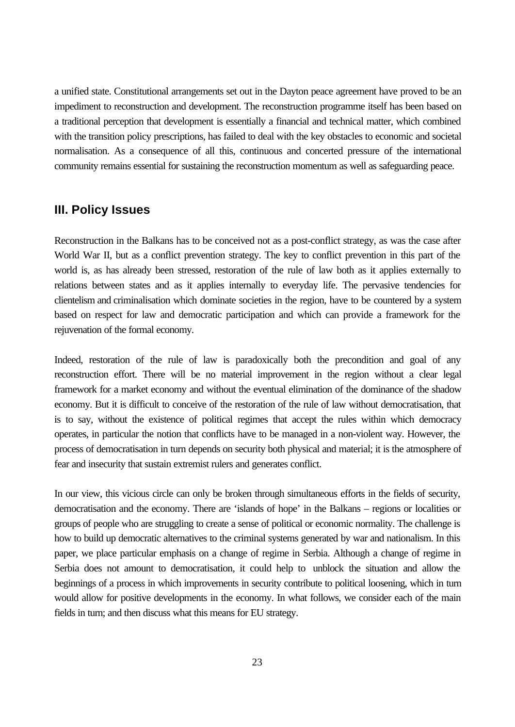a unified state. Constitutional arrangements set out in the Dayton peace agreement have proved to be an impediment to reconstruction and development. The reconstruction programme itself has been based on a traditional perception that development is essentially a financial and technical matter, which combined with the transition policy prescriptions, has failed to deal with the key obstacles to economic and societal normalisation. As a consequence of all this, continuous and concerted pressure of the international community remains essential for sustaining the reconstruction momentum as well as safeguarding peace.

## III. Policy Issues

Reconstruction in the Balkans has to be conceived not as a post-conflict strategy, as was the case after World War II, but as a conflict prevention strategy. The key to conflict prevention in this part of the world is, as has already been stressed, restoration of the rule of law both as it applies externally to relations between states and as it applies internally to everyday life. The pervasive tendencies for clientelism and criminalisation which dominate societies in the region, have to be countered by a system based on respect for law and democratic participation and which can provide a framework for the rejuvenation of the formal economy.

Indeed, restoration of the rule of law is paradoxically both the precondition and goal of any reconstruction effort. There will be no material improvement in the region without a clear legal framework for a market economy and without the eventual elimination of the dominance of the shadow economy. But it is difficult to conceive of the restoration of the rule of law without democratisation, that is to say, without the existence of political regimes that accept the rules within which democracy operates, in particular the notion that conflicts have to be managed in a non-violent way. However, the process of democratisation in turn depends on security both physical and material; it is the atmosphere of fear and insecurity that sustain extremist rulers and generates conflict.

In our view, this vicious circle can only be broken through simultaneous efforts in the fields of security, democratisation and the economy. There are 'islands of hope' in the Balkans – regions or localities or groups of people who are struggling to create a sense of political or economic normality. The challenge is how to build up democratic alternatives to the criminal systems generated by war and nationalism. In this paper, we place particular emphasis on a change of regime in Serbia. Although a change of regime in Serbia does not amount to democratisation, it could help to unblock the situation and allow the beginnings of a process in which improvements in security contribute to political loosening, which in turn would allow for positive developments in the economy. In what follows, we consider each of the main fields in turn; and then discuss what this means for EU strategy.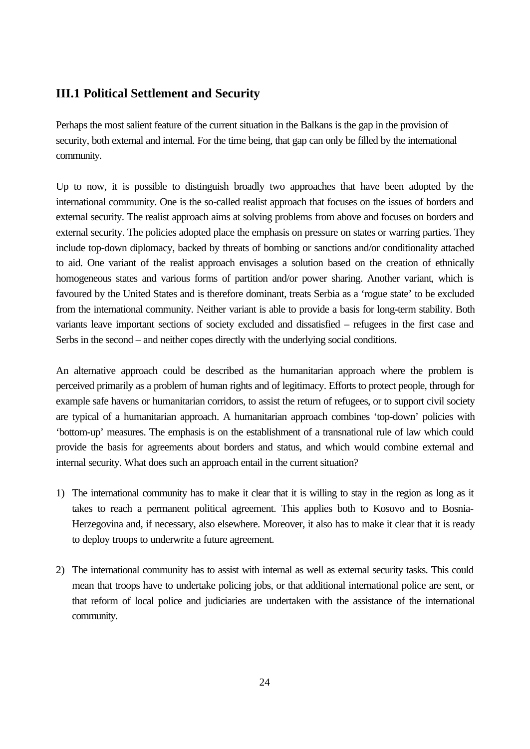## III.1 Political Settlement and Security

Perhaps the most salient feature of the current situation in the Balkans is the gap in the provision of security, both external and internal. For the time being, that gap can only be filled by the international community.

Up to now, it is possible to distinguish broadly two approaches that have been adopted by the international community. One is the so-called realist approach that focuses on the issues of borders and external security. The realist approach aims at solving problems from above and focuses on borders and external security. The policies adopted place the emphasis on pressure on states or warring parties. They include top-down diplomacy, backed by threats of bombing or sanctions and/or conditionality attached to aid. One variant of the realist approach envisages a solution based on the creation of ethnically homogeneous states and various forms of partition and/or power sharing. Another variant, which is favoured by the United States and is therefore dominant, treats Serbia as a 'rogue state' to be excluded from the international community. Neither variant is able to provide a basis for long-term stability. Both variants leave important sections of society excluded and dissatisfied – refugees in the first case and Serbs in the second – and neither copes directly with the underlying social conditions.

An alternative approach could be described as the humanitarian approach where the problem is perceived primarily as a problem of human rights and of legitimacy. Efforts to protect people, through for example safe havens or humanitarian corridors, to assist the return of refugees, or to support civil society are typical of a humanitarian approach. A humanitarian approach combines 'top-down' policies with 'bottom-up' measures. The emphasis is on the establishment of a transnational rule of law which could provide the basis for agreements about borders and status, and which would combine external and internal security. What does such an approach entail in the current situation?

1) The international community has to make it clear that it is willing to stay in the region as long as it takes to reach a permanent political agreement. This applies both to Kosovo and to Bosnia-Herzegovina and, if necessary, also elsewhere. Moreover, it also has to make it clear that it is ready to deploy troops to underwrite a future agreement.

2) The international community has to assist with internal as well as external security tasks. This could mean that troops have to undertake policing jobs, or that additional international police are sent, or that reform of local police and judiciaries are undertaken with the assistance of the international community.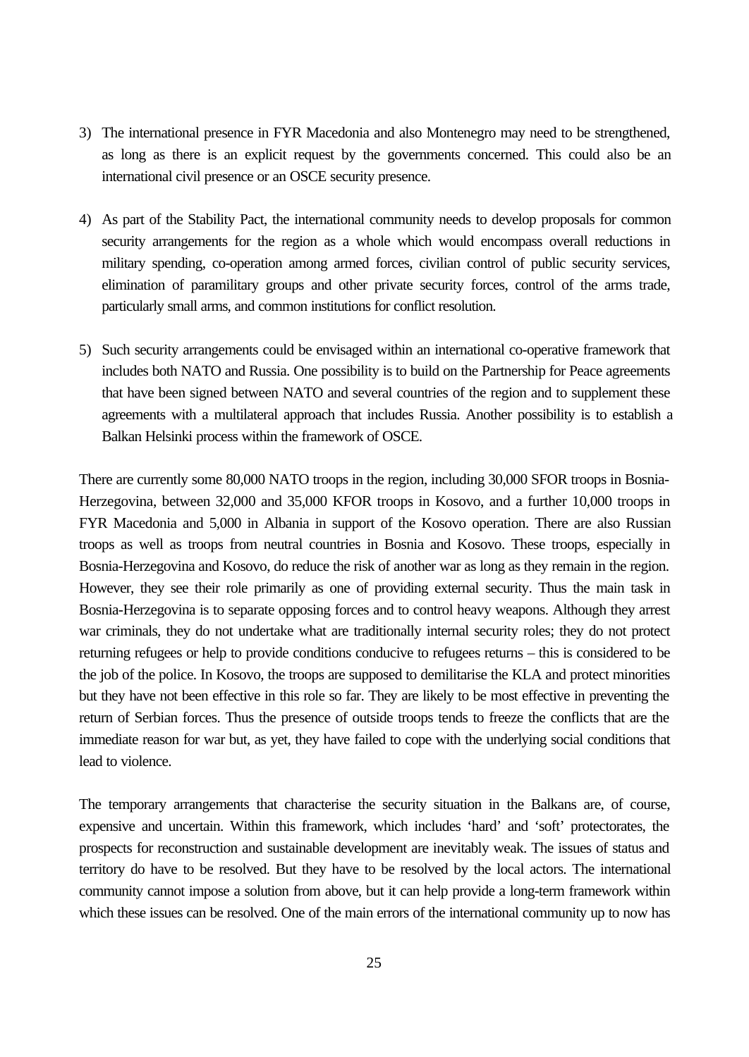3) The international presence in FYR Macedonia and also Montenegro may need to be strengthened, as long as there is an explicit request by the governments concerned. This could also be an international civil presence or an OSCE security presence.

4) As part of the Stability Pact, the international community needs to develop proposals for common security arrangements for the region as a whole which would encompass overall reductions in military spending, co-operation among armed forces, civilian control of public security services, elimination of paramilitary groups and other private security forces, control of the arms trade, particularly small arms, and common institutions for conflict resolution.

5) Such security arrangements could be envisaged within an international co-operative framework that includes both NATO and Russia. One possibility is to build on the Partnership for Peace agreements that have been signed between NATO and several countries of the region and to supplement these agreements with a multilateral approach that includes Russia. Another possibility is to establish a Balkan Helsinki process within the framework of OSCE.

There are currently some 80,000 NATO troops in the region, including 30,000 SFOR troops in Bosnia-Herzegovina, between 32,000 and 35,000 KFOR troops in Kosovo, and a further 10,000 troops in FYR Macedonia and 5,000 in Albania in support of the Kosovo operation. There are also Russian troops as well as troops from neutral countries in Bosnia and Kosovo. These troops, especially in Bosnia-Herzegovina and Kosovo, do reduce the risk of another war as long as they remain in the region. However, they see their role primarily as one of providing external security. Thus the main task in Bosnia-Herzegovina is to separate opposing forces and to control heavy weapons. Although they arrest war criminals, they do not undertake what are traditionally internal security roles; they do not protect returning refugees or help to provide conditions conducive to refugees returns – this is considered to be the job of the police. In Kosovo, the troops are supposed to demilitarise the KLA and protect minorities but they have not been effective in this role so far. They are likely to be most effective in preventing the return of Serbian forces. Thus the presence of outside troops tends to freeze the conflicts that are the immediate reason for war but, as yet, they have failed to cope with the underlying social conditions that lead to violence.

The temporary arrangements that characterise the security situation in the Balkans are, of course, expensive and uncertain. Within this framework, which includes 'hard' and 'soft' protectorates, the prospects for reconstruction and sustainable development are inevitably weak. The issues of status and territory do have to be resolved. But they have to be resolved by the local actors. The international community cannot impose a solution from above, but it can help provide a long-term framework within which these issues can be resolved. One of the main errors of the international community up to now has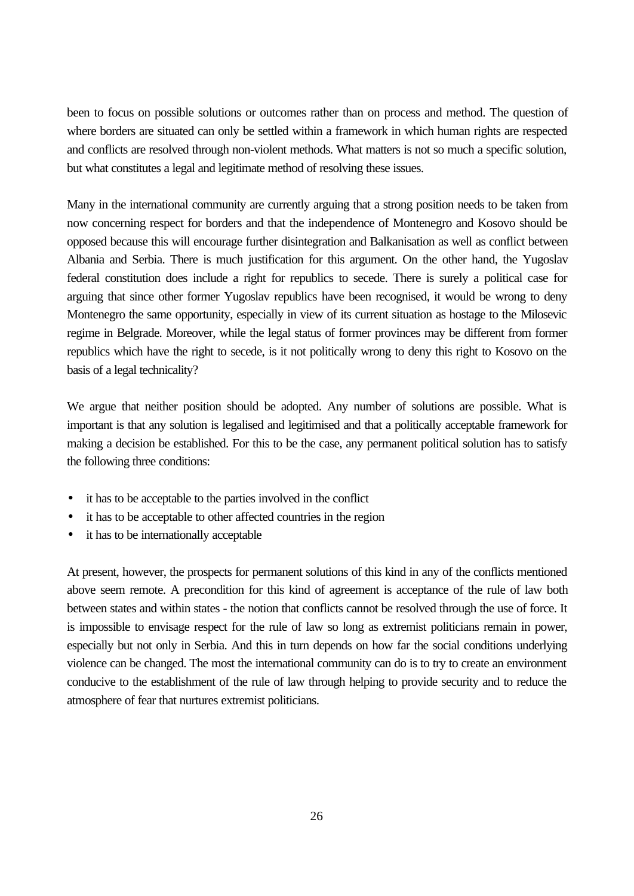been to focus on possible solutions or outcomes rather than on process and method. The question of where borders are situated can only be settled within a framework in which human rights are respected and conflicts are resolved through non-violent methods. What matters is not so much a specific solution, but what constitutes a legal and legitimate method of resolving these issues.

Many in the international community are currently arguing that a strong position needs to be taken from now concerning respect for borders and that the independence of Montenegro and Kosovo should be opposed because this will encourage further disintegration and Balkanisation as well as conflict between Albania and Serbia. There is much justification for this argument. On the other hand, the Yugoslav federal constitution does include a right for republics to secede. There is surely a political case for arguing that since other former Yugoslav republics have been recognised, it would be wrong to deny Montenegro the same opportunity, especially in view of its current situation as hostage to the Milosevic regime in Belgrade. Moreover, while the legal status of former provinces may be different from former republics which have the right to secede, is it not politically wrong to deny this right to Kosovo on the basis of a legal technicality?

We argue that neither position should be adopted. Any number of solutions are possible. What is important is that any solution is legalised and legitimised and that a politically acceptable framework for making a decision be established. For this to be the case, any permanent political solution has to satisfy the following three conditions:

- it has to be acceptable to the parties involved in the conflict
- it has to be acceptable to other affected countries in the region
- it has to be internationally acceptable

At present, however, the prospects for permanent solutions of this kind in any of the conflicts mentioned above seem remote. A precondition for this kind of agreement is acceptance of the rule of law both between states and within states - the notion that conflicts cannot be resolved through the use of force. It is impossible to envisage respect for the rule of law so long as extremist politicians remain in power, especially but not only in Serbia. And this in turn depends on how far the social conditions underlying violence can be changed. The most the international community can do is to try to create an environment conducive to the establishment of the rule of law through helping to provide security and to reduce the atmosphere of fear that nurtures extremist politicians.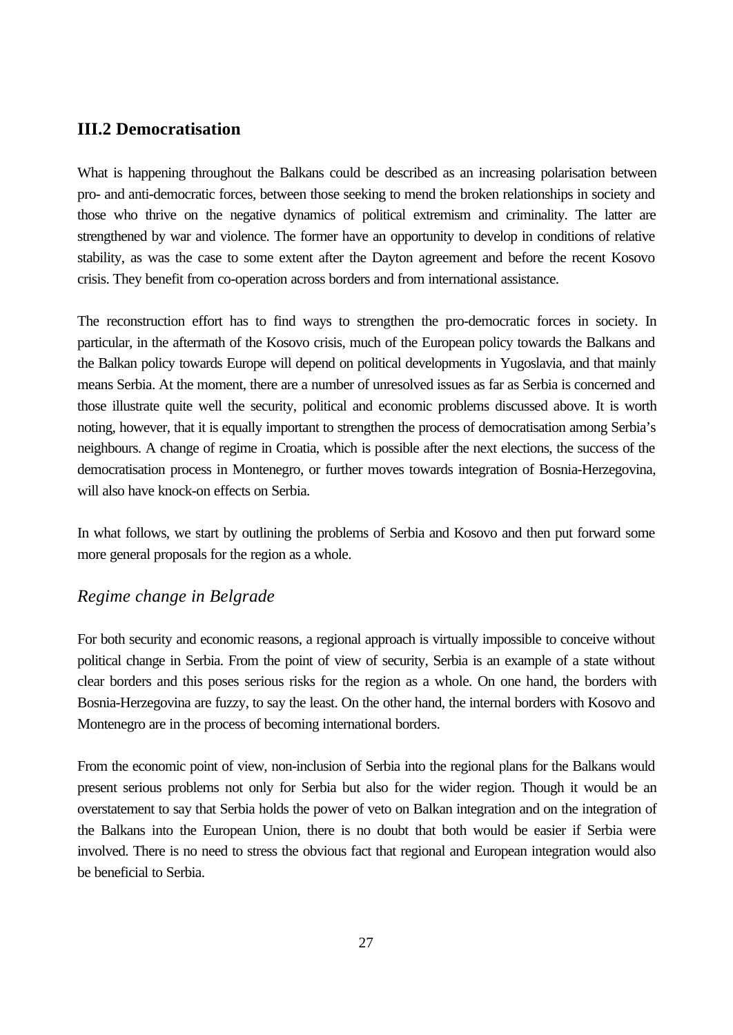## III.2 Democratisation

What is happening throughout the Balkans could be described as an increasing polarisation between pro- and anti-democratic forces, between those seeking to mend the broken relationships in society and those who thrive on the negative dynamics of political extremism and criminality. The latter are strengthened by war and violence. The former have an opportunity to develop in conditions of relative stability, as was the case to some extent after the Dayton agreement and before the recent Kosovo crisis. They benefit from co-operation across borders and from international assistance.

The reconstruction effort has to find ways to strengthen the pro-democratic forces in society. In particular, in the aftermath of the Kosovo crisis, much of the European policy towards the Balkans and the Balkan policy towards Europe will depend on political developments in Yugoslavia, and that mainly means Serbia. At the moment, there are a number of unresolved issues as far as Serbia is concerned and those illustrate quite well the security, political and economic problems discussed above. It is worth noting, however, that it is equally important to strengthen the process of democratisation among Serbia's neighbours. A change of regime in Croatia, which is possible after the next elections, the success of the democratisation process in Montenegro, or further moves towards integration of Bosnia-Herzegovina, will also have knock-on effects on Serbia.

In what follows, we start by outlining the problems of Serbia and Kosovo and then put forward some more general proposals for the region as a whole.

### *Regime change in Belgrade*

For both security and economic reasons, a regional approach is virtually impossible to conceive without political change in Serbia. From the point of view of security, Serbia is an example of a state without clear borders and this poses serious risks for the region as a whole. On one hand, the borders with Bosnia-Herzegovina are fuzzy, to say the least. On the other hand, the internal borders with Kosovo and Montenegro are in the process of becoming international borders.

From the economic point of view, non-inclusion of Serbia into the regional plans for the Balkans would present serious problems not only for Serbia but also for the wider region. Though it would be an overstatement to say that Serbia holds the power of veto on Balkan integration and on the integration of the Balkans into the European Union, there is no doubt that both would be easier if Serbia were involved. There is no need to stress the obvious fact that regional and European integration would also be beneficial to Serbia.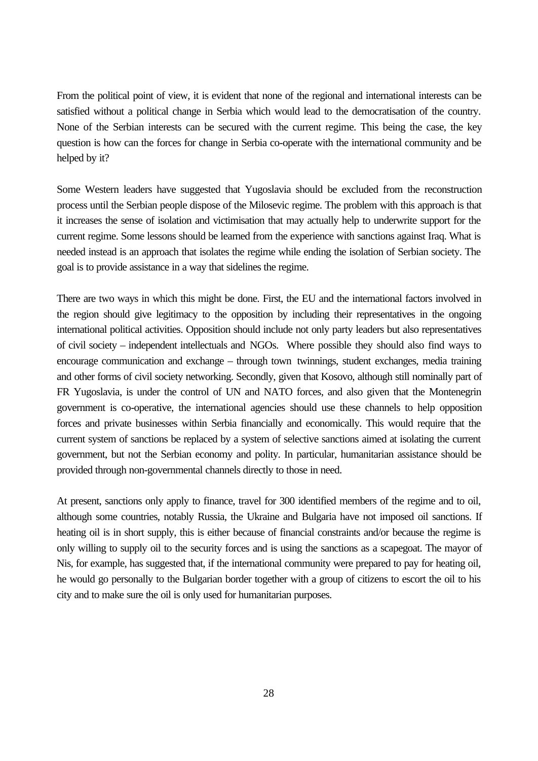From the political point of view, it is evident that none of the regional and international interests can be satisfied without a political change in Serbia which would lead to the democratisation of the country. None of the Serbian interests can be secured with the current regime. This being the case, the key question is how can the forces for change in Serbia co-operate with the international community and be helped by it?

Some Western leaders have suggested that Yugoslavia should be excluded from the reconstruction process until the Serbian people dispose of the Milosevic regime. The problem with this approach is that it increases the sense of isolation and victimisation that may actually help to underwrite support for the current regime. Some lessons should be learned from the experience with sanctions against Iraq. What is needed instead is an approach that isolates the regime while ending the isolation of Serbian society. The goal is to provide assistance in a way that sidelines the regime.

There are two ways in which this might be done. First, the EU and the international factors involved in the region should give legitimacy to the opposition by including their representatives in the ongoing international political activities. Opposition should include not only party leaders but also representatives of civil society – independent intellectuals and NGOs. Where possible they should also find ways to encourage communication and exchange – through town twinnings, student exchanges, media training and other forms of civil society networking. Secondly, given that Kosovo, although still nominally part of FR Yugoslavia, is under the control of UN and NATO forces, and also given that the Montenegrin government is co-operative, the international agencies should use these channels to help opposition forces and private businesses within Serbia financially and economically. This would require that the current system of sanctions be replaced by a system of selective sanctions aimed at isolating the current government, but not the Serbian economy and polity. In particular, humanitarian assistance should be provided through non-governmental channels directly to those in need.

At present, sanctions only apply to finance, travel for 300 identified members of the regime and to oil, although some countries, notably Russia, the Ukraine and Bulgaria have not imposed oil sanctions. If heating oil is in short supply, this is either because of financial constraints and/or because the regime is only willing to supply oil to the security forces and is using the sanctions as a scapegoat. The mayor of Nis, for example, has suggested that, if the international community were prepared to pay for heating oil, he would go personally to the Bulgarian border together with a group of citizens to escort the oil to his city and to make sure the oil is only used for humanitarian purposes.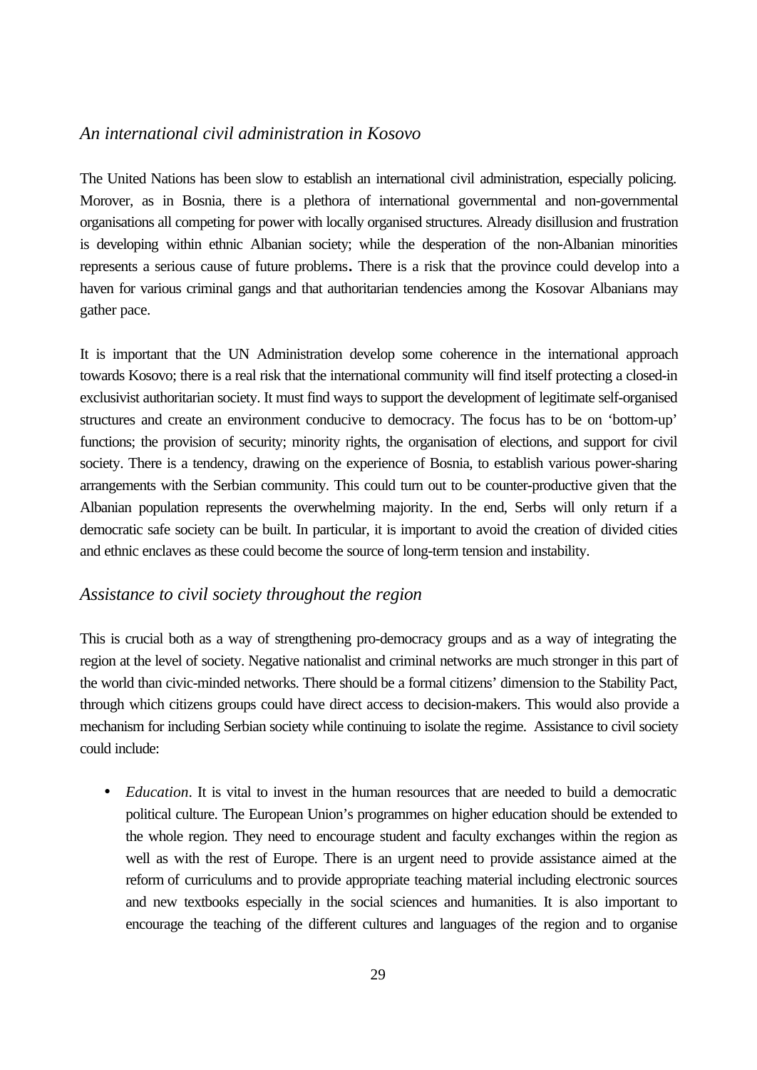## *An international civil administration in Kosovo*

The United Nations has been slow to establish an international civil administration, especially policing. Morover, as in Bosnia, there is a plethora of international governmental and non-governmental organisations all competing for power with locally organised structures. Already disillusion and frustration is developing within ethnic Albanian society; while the desperation of the non-Albanian minorities represents a serious cause of future problems**.** There is a risk that the province could develop into a haven for various criminal gangs and that authoritarian tendencies among the Kosovar Albanians may gather pace.

It is important that the UN Administration develop some coherence in the international approach towards Kosovo; there is a real risk that the international community will find itself protecting a closed-in exclusivist authoritarian society. It must find ways to support the development of legitimate self-organised structures and create an environment conducive to democracy. The focus has to be on 'bottom-up' functions; the provision of security; minority rights, the organisation of elections, and support for civil society. There is a tendency, drawing on the experience of Bosnia, to establish various power-sharing arrangements with the Serbian community. This could turn out to be counter-productive given that the Albanian population represents the overwhelming majority. In the end, Serbs will only return if a democratic safe society can be built. In particular, it is important to avoid the creation of divided cities and ethnic enclaves as these could become the source of long-term tension and instability.

## *Assistance to civil society throughout the region*

This is crucial both as a way of strengthening pro-democracy groups and as a way of integrating the region at the level of society. Negative nationalist and criminal networks are much stronger in this part of the world than civic-minded networks. There should be a formal citizens' dimension to the Stability Pact, through which citizens groups could have direct access to decision-makers. This would also provide a mechanism for including Serbian society while continuing to isolate the regime. Assistance to civil society could include:

- *Education*. It is vital to invest in the human resources that are needed to build a democratic political culture. The European Union's programmes on higher education should be extended to the whole region. They need to encourage student and faculty exchanges within the region as well as with the rest of Europe. There is an urgent need to provide assistance aimed at the reform of curriculums and to provide appropriate teaching material including electronic sources and new textbooks especially in the social sciences and humanities. It is also important to encourage the teaching of the different cultures and languages of the region and to organise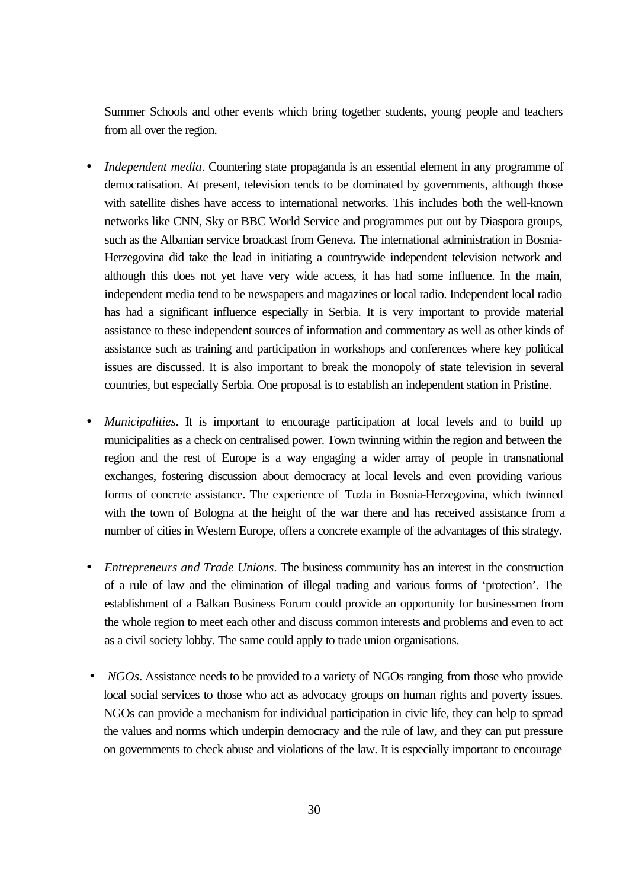Summer Schools and other events which bring together students, young people and teachers from all over the region.

- *Independent media*. Countering state propaganda is an essential element in any programme of democratisation. At present, television tends to be dominated by governments, although those with satellite dishes have access to international networks. This includes both the well-known networks like CNN, Sky or BBC World Service and programmes put out by Diaspora groups, such as the Albanian service broadcast from Geneva. The international administration in Bosnia-Herzegovina did take the lead in initiating a countrywide independent television network and although this does not yet have very wide access, it has had some influence. In the main, independent media tend to be newspapers and magazines or local radio. Independent local radio has had a significant influence especially in Serbia. It is very important to provide material assistance to these independent sources of information and commentary as well as other kinds of assistance such as training and participation in workshops and conferences where key political issues are discussed. It is also important to break the monopoly of state television in several countries, but especially Serbia. One proposal is to establish an independent station in Pristine.

- *Municipalities*. It is important to encourage participation at local levels and to build up municipalities as a check on centralised power. Town twinning within the region and between the region and the rest of Europe is a way engaging a wider array of people in transnational exchanges, fostering discussion about democracy at local levels and even providing various forms of concrete assistance. The experience of Tuzla in Bosnia-Herzegovina, which twinned with the town of Bologna at the height of the war there and has received assistance from a number of cities in Western Europe, offers a concrete example of the advantages of this strategy.

- *Entrepreneurs and Trade Unions*. The business community has an interest in the construction of a rule of law and the elimination of illegal trading and various forms of 'protection'. The establishment of a Balkan Business Forum could provide an opportunity for businessmen from the whole region to meet each other and discuss common interests and problems and even to act as a civil society lobby. The same could apply to trade union organisations.

- *NGOs*. Assistance needs to be provided to a variety of NGOs ranging from those who provide local social services to those who act as advocacy groups on human rights and poverty issues. NGOs can provide a mechanism for individual participation in civic life, they can help to spread the values and norms which underpin democracy and the rule of law, and they can put pressure on governments to check abuse and violations of the law. It is especially important to encourage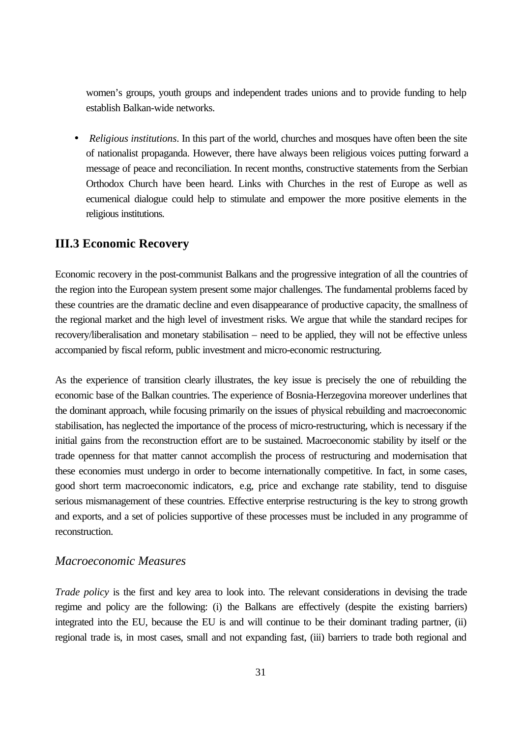women's groups, youth groups and independent trades unions and to provide funding to help establish Balkan-wide networks.

- *Religious institutions*. In this part of the world, churches and mosques have often been the site of nationalist propaganda. However, there have always been religious voices putting forward a message of peace and reconciliation. In recent months, constructive statements from the Serbian Orthodox Church have been heard. Links with Churches in the rest of Europe as well as ecumenical dialogue could help to stimulate and empower the more positive elements in the religious institutions.

## III.3 Economic Recovery

Economic recovery in the post-communist Balkans and the progressive integration of all the countries of the region into the European system present some major challenges. The fundamental problems faced by these countries are the dramatic decline and even disappearance of productive capacity, the smallness of the regional market and the high level of investment risks. We argue that while the standard recipes for recovery/liberalisation and monetary stabilisation – need to be applied, they will not be effective unless accompanied by fiscal reform, public investment and micro-economic restructuring.

As the experience of transition clearly illustrates, the key issue is precisely the one of rebuilding the economic base of the Balkan countries. The experience of Bosnia-Herzegovina moreover underlines that the dominant approach, while focusing primarily on the issues of physical rebuilding and macroeconomic stabilisation, has neglected the importance of the process of micro-restructuring, which is necessary if the initial gains from the reconstruction effort are to be sustained. Macroeconomic stability by itself or the trade openness for that matter cannot accomplish the process of restructuring and modernisation that these economies must undergo in order to become internationally competitive. In fact, in some cases, good short term macroeconomic indicators, e.g, price and exchange rate stability, tend to disguise serious mismanagement of these countries. Effective enterprise restructuring is the key to strong growth and exports, and a set of policies supportive of these processes must be included in any programme of reconstruction.

### *Macroeconomic Measures*

*Trade policy* is the first and key area to look into. The relevant considerations in devising the trade regime and policy are the following: (i) the Balkans are effectively (despite the existing barriers) integrated into the EU, because the EU is and will continue to be their dominant trading partner, (ii) regional trade is, in most cases, small and not expanding fast, (iii) barriers to trade both regional and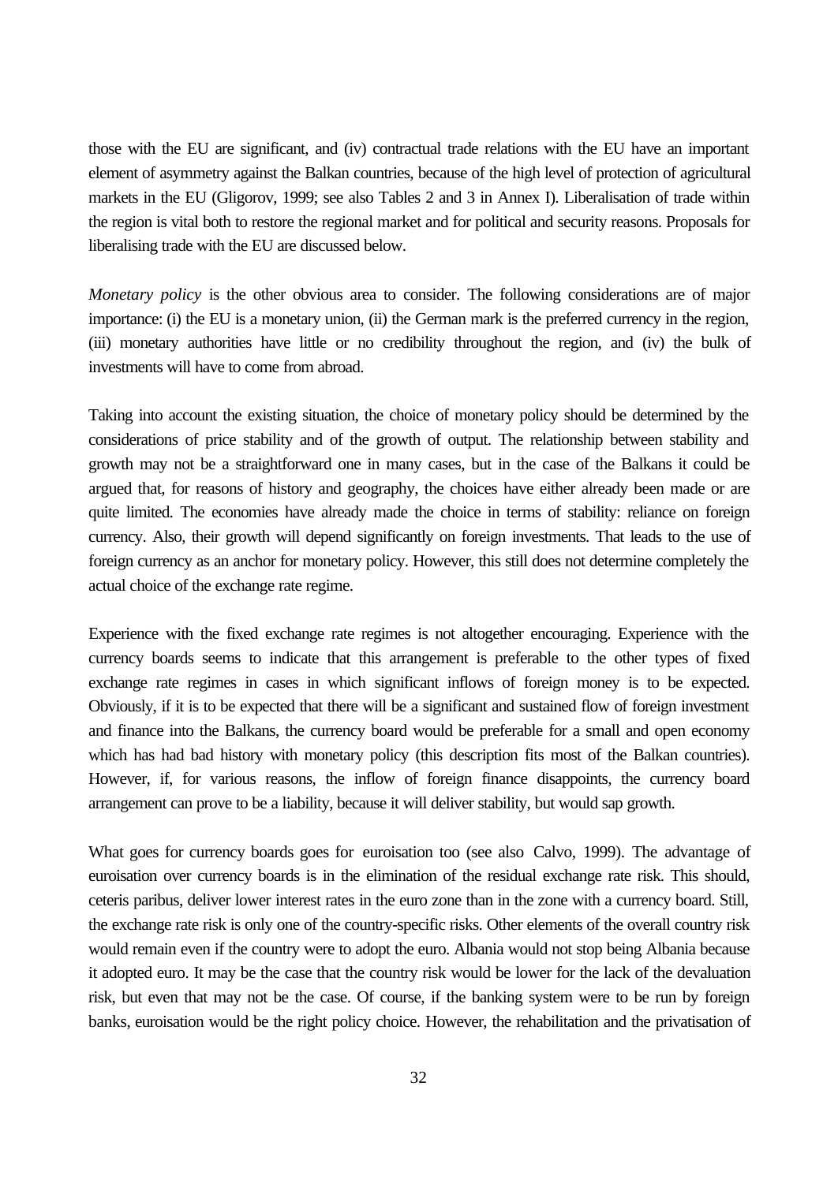those with the EU are significant, and (iv) contractual trade relations with the EU have an important element of asymmetry against the Balkan countries, because of the high level of protection of agricultural markets in the EU (Gligorov, 1999; see also Tables 2 and 3 in Annex I). Liberalisation of trade within the region is vital both to restore the regional market and for political and security reasons. Proposals for liberalising trade with the EU are discussed below.

*Monetary policy* is the other obvious area to consider. The following considerations are of major importance: (i) the EU is a monetary union, (ii) the German mark is the preferred currency in the region, (iii) monetary authorities have little or no credibility throughout the region, and (iv) the bulk of investments will have to come from abroad.

Taking into account the existing situation, the choice of monetary policy should be determined by the considerations of price stability and of the growth of output. The relationship between stability and growth may not be a straightforward one in many cases, but in the case of the Balkans it could be argued that, for reasons of history and geography, the choices have either already been made or are quite limited. The economies have already made the choice in terms of stability: reliance on foreign currency. Also, their growth will depend significantly on foreign investments. That leads to the use of foreign currency as an anchor for monetary policy. However, this still does not determine completely the actual choice of the exchange rate regime.

Experience with the fixed exchange rate regimes is not altogether encouraging. Experience with the currency boards seems to indicate that this arrangement is preferable to the other types of fixed exchange rate regimes in cases in which significant inflows of foreign money is to be expected. Obviously, if it is to be expected that there will be a significant and sustained flow of foreign investment and finance into the Balkans, the currency board would be preferable for a small and open economy which has had bad history with monetary policy (this description fits most of the Balkan countries). However, if, for various reasons, the inflow of foreign finance disappoints, the currency board arrangement can prove to be a liability, because it will deliver stability, but would sap growth.

What goes for currency boards goes for euroisation too (see also Calvo, 1999). The advantage of euroisation over currency boards is in the elimination of the residual exchange rate risk. This should, ceteris paribus, deliver lower interest rates in the euro zone than in the zone with a currency board. Still, the exchange rate risk is only one of the country-specific risks. Other elements of the overall country risk would remain even if the country were to adopt the euro. Albania would not stop being Albania because it adopted euro. It may be the case that the country risk would be lower for the lack of the devaluation risk, but even that may not be the case. Of course, if the banking system were to be run by foreign banks, euroisation would be the right policy choice. However, the rehabilitation and the privatisation of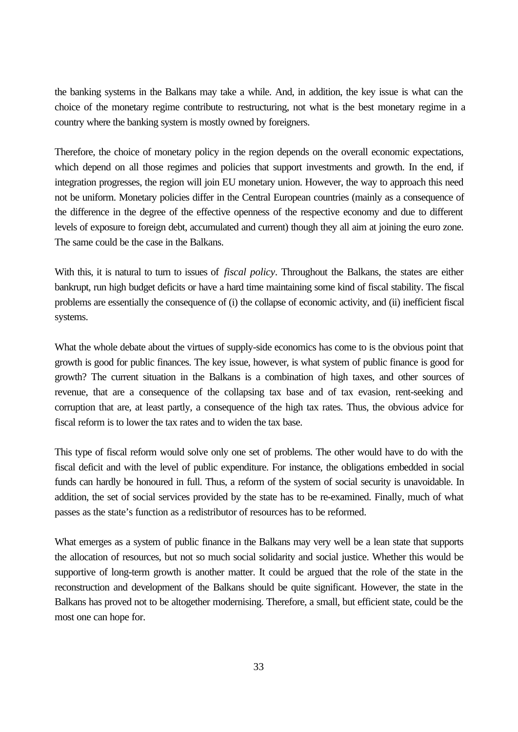the banking systems in the Balkans may take a while. And, in addition, the key issue is what can the choice of the monetary regime contribute to restructuring, not what is the best monetary regime in a country where the banking system is mostly owned by foreigners.

Therefore, the choice of monetary policy in the region depends on the overall economic expectations, which depend on all those regimes and policies that support investments and growth. In the end, if integration progresses, the region will join EU monetary union. However, the way to approach this need not be uniform. Monetary policies differ in the Central European countries (mainly as a consequence of the difference in the degree of the effective openness of the respective economy and due to different levels of exposure to foreign debt, accumulated and current) though they all aim at joining the euro zone. The same could be the case in the Balkans.

With this, it is natural to turn to issues of *fiscal policy*. Throughout the Balkans, the states are either bankrupt, run high budget deficits or have a hard time maintaining some kind of fiscal stability. The fiscal problems are essentially the consequence of (i) the collapse of economic activity, and (ii) inefficient fiscal systems.

What the whole debate about the virtues of supply-side economics has come to is the obvious point that growth is good for public finances. The key issue, however, is what system of public finance is good for growth? The current situation in the Balkans is a combination of high taxes, and other sources of revenue, that are a consequence of the collapsing tax base and of tax evasion, rent-seeking and corruption that are, at least partly, a consequence of the high tax rates. Thus, the obvious advice for fiscal reform is to lower the tax rates and to widen the tax base.

This type of fiscal reform would solve only one set of problems. The other would have to do with the fiscal deficit and with the level of public expenditure. For instance, the obligations embedded in social funds can hardly be honoured in full. Thus, a reform of the system of social security is unavoidable. In addition, the set of social services provided by the state has to be re-examined. Finally, much of what passes as the state's function as a redistributor of resources has to be reformed.

What emerges as a system of public finance in the Balkans may very well be a lean state that supports the allocation of resources, but not so much social solidarity and social justice. Whether this would be supportive of long-term growth is another matter. It could be argued that the role of the state in the reconstruction and development of the Balkans should be quite significant. However, the state in the Balkans has proved not to be altogether modernising. Therefore, a small, but efficient state, could be the most one can hope for.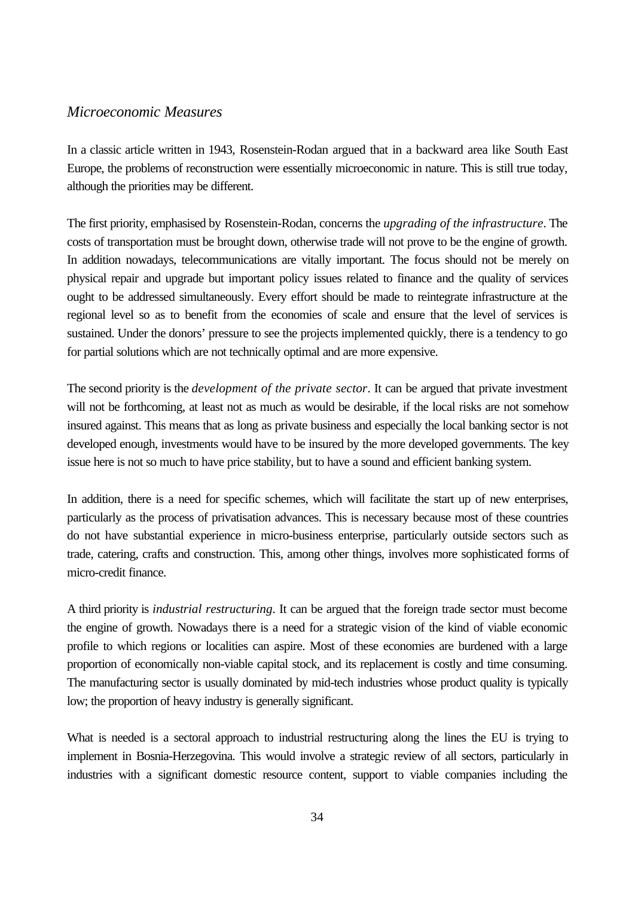### *Microeconomic Measures*

In a classic article written in 1943, Rosenstein-Rodan argued that in a backward area like South East Europe, the problems of reconstruction were essentially microeconomic in nature. This is still true today, although the priorities may be different.

The first priority, emphasised by Rosenstein-Rodan, concerns the *upgrading of the infrastructure*. The costs of transportation must be brought down, otherwise trade will not prove to be the engine of growth. In addition nowadays, telecommunications are vitally important. The focus should not be merely on physical repair and upgrade but important policy issues related to finance and the quality of services ought to be addressed simultaneously. Every effort should be made to reintegrate infrastructure at the regional level so as to benefit from the economies of scale and ensure that the level of services is sustained. Under the donors' pressure to see the projects implemented quickly, there is a tendency to go for partial solutions which are not technically optimal and are more expensive.

The second priority is the *development of the private sector*. It can be argued that private investment will not be forthcoming, at least not as much as would be desirable, if the local risks are not somehow insured against. This means that as long as private business and especially the local banking sector is not developed enough, investments would have to be insured by the more developed governments. The key issue here is not so much to have price stability, but to have a sound and efficient banking system.

In addition, there is a need for specific schemes, which will facilitate the start up of new enterprises, particularly as the process of privatisation advances. This is necessary because most of these countries do not have substantial experience in micro-business enterprise, particularly outside sectors such as trade, catering, crafts and construction. This, among other things, involves more sophisticated forms of micro-credit finance.

A third priority is *industrial restructuring*. It can be argued that the foreign trade sector must become the engine of growth. Nowadays there is a need for a strategic vision of the kind of viable economic profile to which regions or localities can aspire. Most of these economies are burdened with a large proportion of economically non-viable capital stock, and its replacement is costly and time consuming. The manufacturing sector is usually dominated by mid-tech industries whose product quality is typically low; the proportion of heavy industry is generally significant.

What is needed is a sectoral approach to industrial restructuring along the lines the EU is trying to implement in Bosnia-Herzegovina. This would involve a strategic review of all sectors, particularly in industries with a significant domestic resource content, support to viable companies including the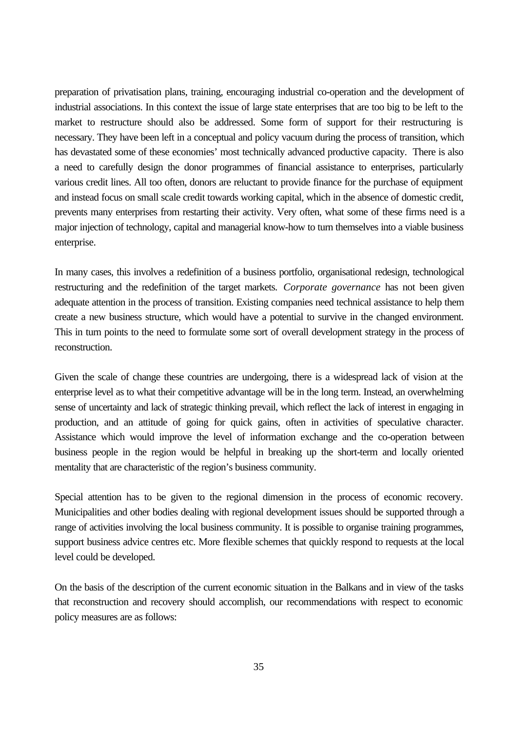preparation of privatisation plans, training, encouraging industrial co-operation and the development of industrial associations. In this context the issue of large state enterprises that are too big to be left to the market to restructure should also be addressed. Some form of support for their restructuring is necessary. They have been left in a conceptual and policy vacuum during the process of transition, which has devastated some of these economies' most technically advanced productive capacity. There is also a need to carefully design the donor programmes of financial assistance to enterprises, particularly various credit lines. All too often, donors are reluctant to provide finance for the purchase of equipment and instead focus on small scale credit towards working capital, which in the absence of domestic credit, prevents many enterprises from restarting their activity. Very often, what some of these firms need is a major injection of technology, capital and managerial know-how to turn themselves into a viable business enterprise.

In many cases, this involves a redefinition of a business portfolio, organisational redesign, technological restructuring and the redefinition of the target markets. *Corporate governance* has not been given adequate attention in the process of transition. Existing companies need technical assistance to help them create a new business structure, which would have a potential to survive in the changed environment. This in turn points to the need to formulate some sort of overall development strategy in the process of reconstruction.

Given the scale of change these countries are undergoing, there is a widespread lack of vision at the enterprise level as to what their competitive advantage will be in the long term. Instead, an overwhelming sense of uncertainty and lack of strategic thinking prevail, which reflect the lack of interest in engaging in production, and an attitude of going for quick gains, often in activities of speculative character. Assistance which would improve the level of information exchange and the co-operation between business people in the region would be helpful in breaking up the short-term and locally oriented mentality that are characteristic of the region's business community.

Special attention has to be given to the regional dimension in the process of economic recovery. Municipalities and other bodies dealing with regional development issues should be supported through a range of activities involving the local business community. It is possible to organise training programmes, support business advice centres etc. More flexible schemes that quickly respond to requests at the local level could be developed.

On the basis of the description of the current economic situation in the Balkans and in view of the tasks that reconstruction and recovery should accomplish, our recommendations with respect to economic policy measures are as follows: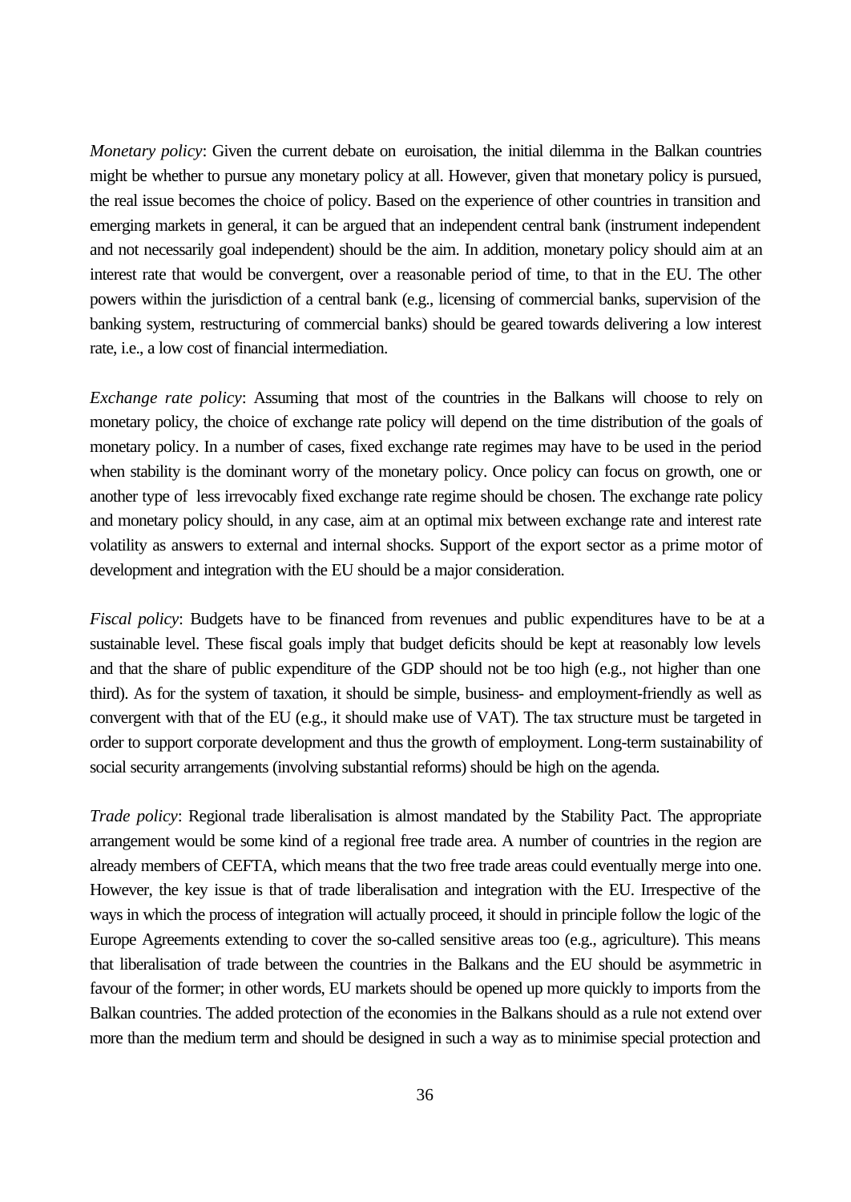*Monetary policy*: Given the current debate on euroisation, the initial dilemma in the Balkan countries might be whether to pursue any monetary policy at all. However, given that monetary policy is pursued, the real issue becomes the choice of policy. Based on the experience of other countries in transition and emerging markets in general, it can be argued that an independent central bank (instrument independent and not necessarily goal independent) should be the aim. In addition, monetary policy should aim at an interest rate that would be convergent, over a reasonable period of time, to that in the EU. The other powers within the jurisdiction of a central bank (e.g., licensing of commercial banks, supervision of the banking system, restructuring of commercial banks) should be geared towards delivering a low interest rate, i.e., a low cost of financial intermediation.

*Exchange rate policy*: Assuming that most of the countries in the Balkans will choose to rely on monetary policy, the choice of exchange rate policy will depend on the time distribution of the goals of monetary policy. In a number of cases, fixed exchange rate regimes may have to be used in the period when stability is the dominant worry of the monetary policy. Once policy can focus on growth, one or another type of less irrevocably fixed exchange rate regime should be chosen. The exchange rate policy and monetary policy should, in any case, aim at an optimal mix between exchange rate and interest rate volatility as answers to external and internal shocks. Support of the export sector as a prime motor of development and integration with the EU should be a major consideration.

*Fiscal policy*: Budgets have to be financed from revenues and public expenditures have to be at a sustainable level. These fiscal goals imply that budget deficits should be kept at reasonably low levels and that the share of public expenditure of the GDP should not be too high (e.g., not higher than one third). As for the system of taxation, it should be simple, business- and employment-friendly as well as convergent with that of the EU (e.g., it should make use of VAT). The tax structure must be targeted in order to support corporate development and thus the growth of employment. Long-term sustainability of social security arrangements (involving substantial reforms) should be high on the agenda.

*Trade policy*: Regional trade liberalisation is almost mandated by the Stability Pact. The appropriate arrangement would be some kind of a regional free trade area. A number of countries in the region are already members of CEFTA, which means that the two free trade areas could eventually merge into one. However, the key issue is that of trade liberalisation and integration with the EU. Irrespective of the ways in which the process of integration will actually proceed, it should in principle follow the logic of the Europe Agreements extending to cover the so-called sensitive areas too (e.g., agriculture). This means that liberalisation of trade between the countries in the Balkans and the EU should be asymmetric in favour of the former; in other words, EU markets should be opened up more quickly to imports from the Balkan countries. The added protection of the economies in the Balkans should as a rule not extend over more than the medium term and should be designed in such a way as to minimise special protection and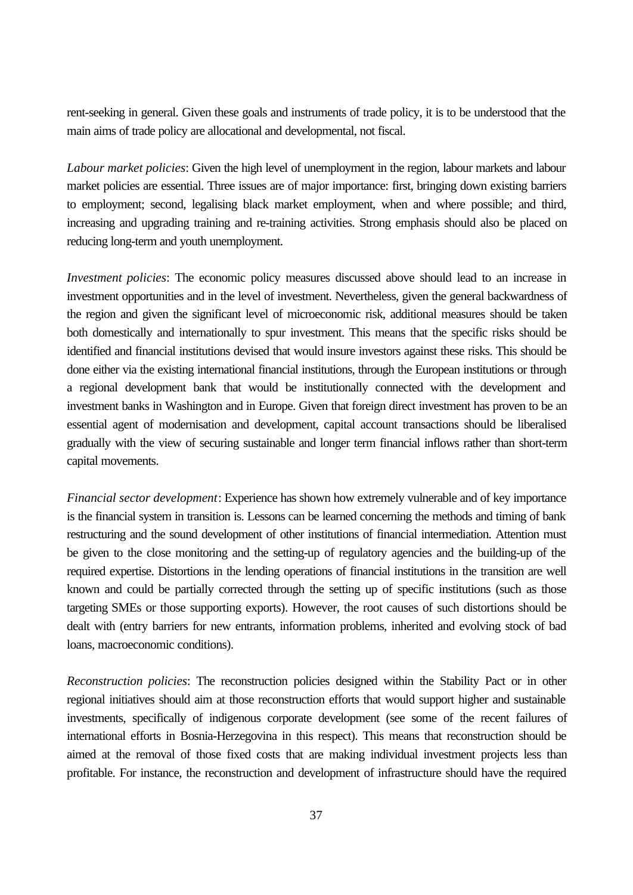rent-seeking in general. Given these goals and instruments of trade policy, it is to be understood that the main aims of trade policy are allocational and developmental, not fiscal.

*Labour market policies*: Given the high level of unemployment in the region, labour markets and labour market policies are essential. Three issues are of major importance: first, bringing down existing barriers to employment; second, legalising black market employment, when and where possible; and third, increasing and upgrading training and re-training activities. Strong emphasis should also be placed on reducing long-term and youth unemployment.

*Investment policies*: The economic policy measures discussed above should lead to an increase in investment opportunities and in the level of investment. Nevertheless, given the general backwardness of the region and given the significant level of microeconomic risk, additional measures should be taken both domestically and internationally to spur investment. This means that the specific risks should be identified and financial institutions devised that would insure investors against these risks. This should be done either via the existing international financial institutions, through the European institutions or through a regional development bank that would be institutionally connected with the development and investment banks in Washington and in Europe. Given that foreign direct investment has proven to be an essential agent of modernisation and development, capital account transactions should be liberalised gradually with the view of securing sustainable and longer term financial inflows rather than short-term capital movements.

*Financial sector development*: Experience has shown how extremely vulnerable and of key importance is the financial system in transition is. Lessons can be learned concerning the methods and timing of bank restructuring and the sound development of other institutions of financial intermediation. Attention must be given to the close monitoring and the setting-up of regulatory agencies and the building-up of the required expertise. Distortions in the lending operations of financial institutions in the transition are well known and could be partially corrected through the setting up of specific institutions (such as those targeting SMEs or those supporting exports). However, the root causes of such distortions should be dealt with (entry barriers for new entrants, information problems, inherited and evolving stock of bad loans, macroeconomic conditions).

*Reconstruction policies*: The reconstruction policies designed within the Stability Pact or in other regional initiatives should aim at those reconstruction efforts that would support higher and sustainable investments, specifically of indigenous corporate development (see some of the recent failures of international efforts in Bosnia-Herzegovina in this respect). This means that reconstruction should be aimed at the removal of those fixed costs that are making individual investment projects less than profitable. For instance, the reconstruction and development of infrastructure should have the required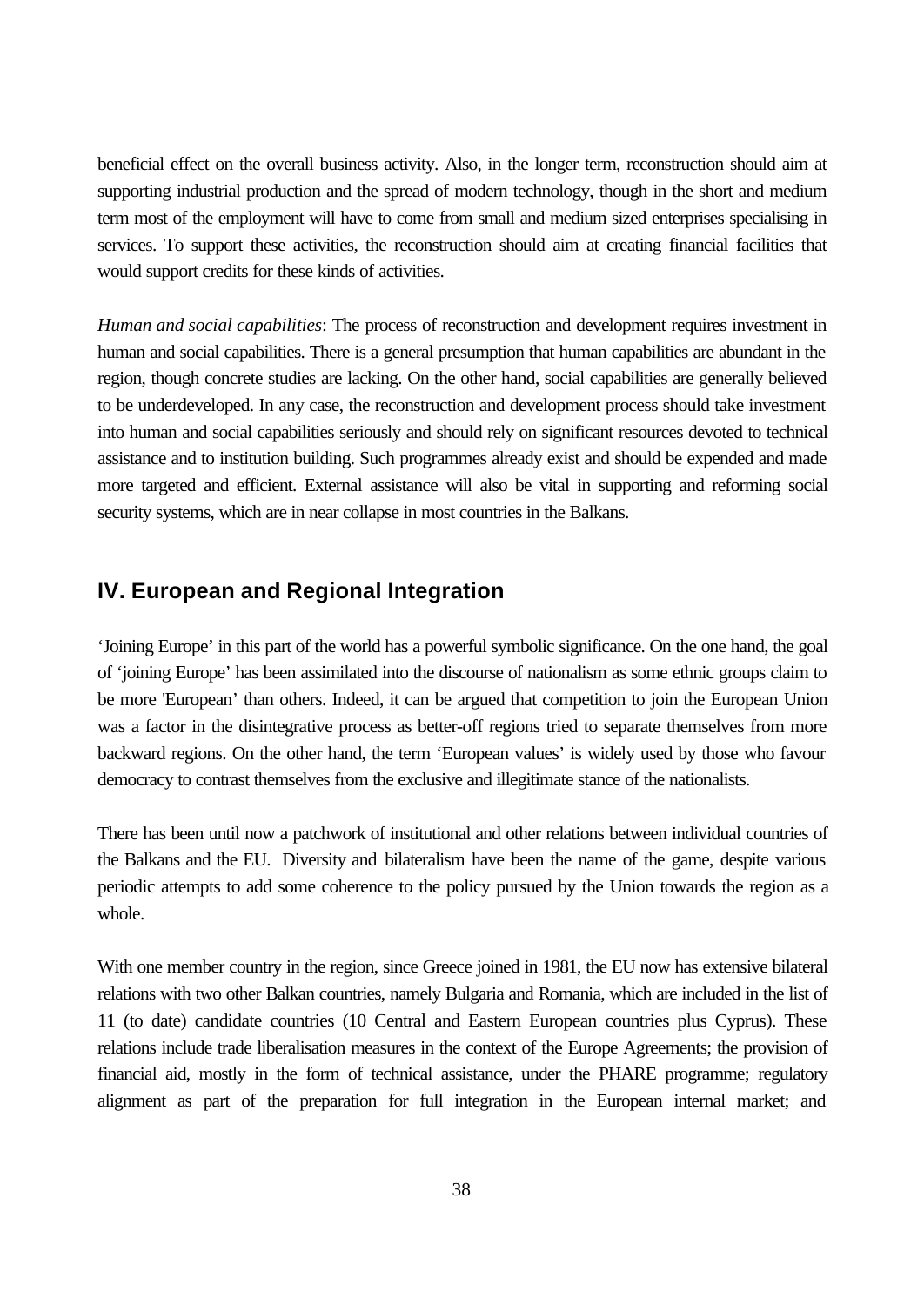beneficial effect on the overall business activity. Also, in the longer term, reconstruction should aim at supporting industrial production and the spread of modern technology, though in the short and medium term most of the employment will have to come from small and medium sized enterprises specialising in services. To support these activities, the reconstruction should aim at creating financial facilities that would support credits for these kinds of activities.

*Human and social capabilities*: The process of reconstruction and development requires investment in human and social capabilities. There is a general presumption that human capabilities are abundant in the region, though concrete studies are lacking. On the other hand, social capabilities are generally believed to be underdeveloped. In any case, the reconstruction and development process should take investment into human and social capabilities seriously and should rely on significant resources devoted to technical assistance and to institution building. Such programmes already exist and should be expended and made more targeted and efficient. External assistance will also be vital in supporting and reforming social security systems, which are in near collapse in most countries in the Balkans.

## IV. European and Regional Integration

'Joining Europe' in this part of the world has a powerful symbolic significance. On the one hand, the goal of 'joining Europe' has been assimilated into the discourse of nationalism as some ethnic groups claim to be more 'European' than others. Indeed, it can be argued that competition to join the European Union was a factor in the disintegrative process as better-off regions tried to separate themselves from more backward regions. On the other hand, the term 'European values' is widely used by those who favour democracy to contrast themselves from the exclusive and illegitimate stance of the nationalists.

There has been until now a patchwork of institutional and other relations between individual countries of the Balkans and the EU. Diversity and bilateralism have been the name of the game, despite various periodic attempts to add some coherence to the policy pursued by the Union towards the region as a whole.

With one member country in the region, since Greece joined in 1981, the EU now has extensive bilateral relations with two other Balkan countries, namely Bulgaria and Romania, which are included in the list of 11 (to date) candidate countries (10 Central and Eastern European countries plus Cyprus). These relations include trade liberalisation measures in the context of the Europe Agreements; the provision of financial aid, mostly in the form of technical assistance, under the PHARE programme; regulatory alignment as part of the preparation for full integration in the European internal market; and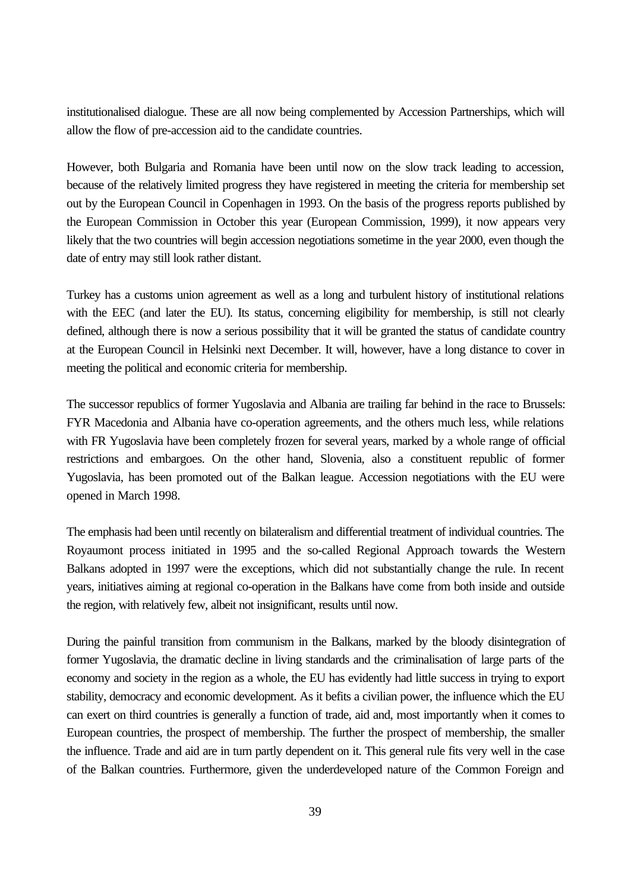institutionalised dialogue. These are all now being complemented by Accession Partnerships, which will allow the flow of pre-accession aid to the candidate countries.

However, both Bulgaria and Romania have been until now on the slow track leading to accession, because of the relatively limited progress they have registered in meeting the criteria for membership set out by the European Council in Copenhagen in 1993. On the basis of the progress reports published by the European Commission in October this year (European Commission, 1999), it now appears very likely that the two countries will begin accession negotiations sometime in the year 2000, even though the date of entry may still look rather distant.

Turkey has a customs union agreement as well as a long and turbulent history of institutional relations with the EEC (and later the EU). Its status, concerning eligibility for membership, is still not clearly defined, although there is now a serious possibility that it will be granted the status of candidate country at the European Council in Helsinki next December. It will, however, have a long distance to cover in meeting the political and economic criteria for membership.

The successor republics of former Yugoslavia and Albania are trailing far behind in the race to Brussels: FYR Macedonia and Albania have co-operation agreements, and the others much less, while relations with FR Yugoslavia have been completely frozen for several years, marked by a whole range of official restrictions and embargoes. On the other hand, Slovenia, also a constituent republic of former Yugoslavia, has been promoted out of the Balkan league. Accession negotiations with the EU were opened in March 1998.

The emphasis had been until recently on bilateralism and differential treatment of individual countries. The Royaumont process initiated in 1995 and the so-called Regional Approach towards the Western Balkans adopted in 1997 were the exceptions, which did not substantially change the rule. In recent years, initiatives aiming at regional co-operation in the Balkans have come from both inside and outside the region, with relatively few, albeit not insignificant, results until now.

During the painful transition from communism in the Balkans, marked by the bloody disintegration of former Yugoslavia, the dramatic decline in living standards and the criminalisation of large parts of the economy and society in the region as a whole, the EU has evidently had little success in trying to export stability, democracy and economic development. As it befits a civilian power, the influence which the EU can exert on third countries is generally a function of trade, aid and, most importantly when it comes to European countries, the prospect of membership. The further the prospect of membership, the smaller the influence. Trade and aid are in turn partly dependent on it. This general rule fits very well in the case of the Balkan countries. Furthermore, given the underdeveloped nature of the Common Foreign and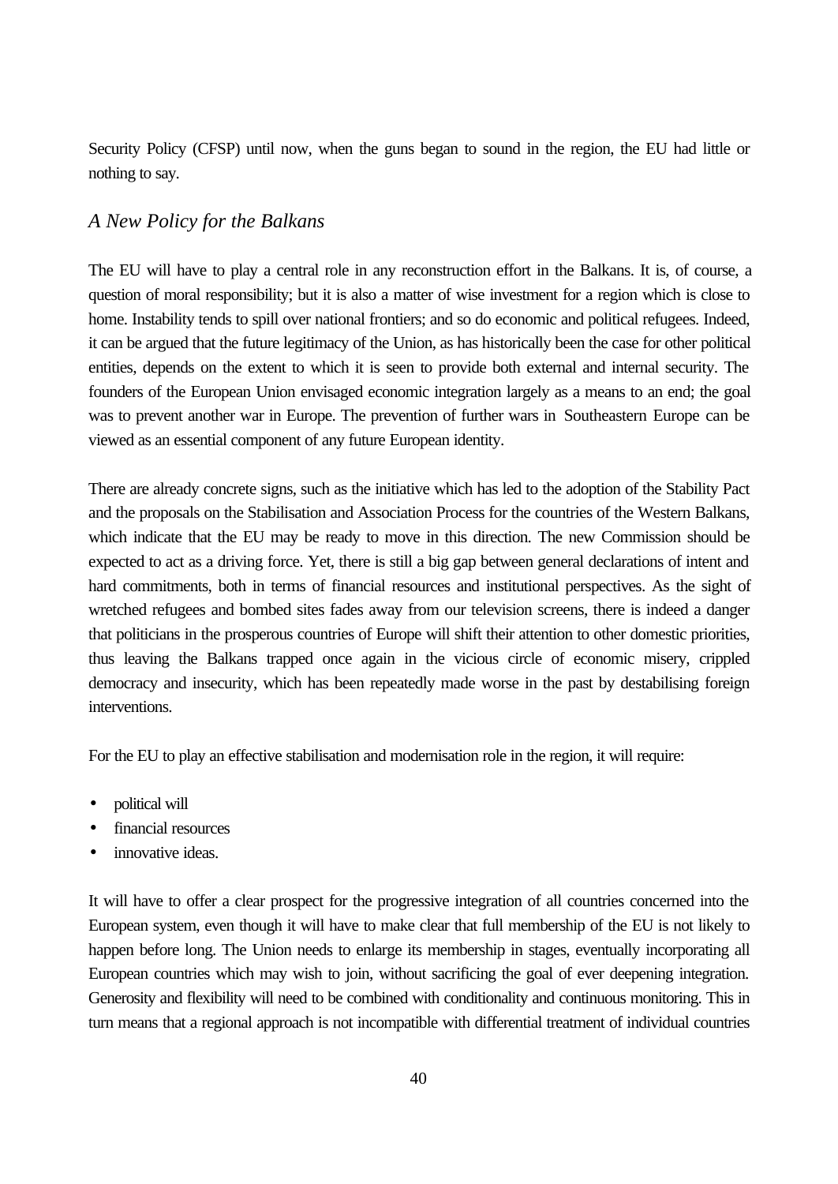Security Policy (CFSP) until now, when the guns began to sound in the region, the EU had little or nothing to say.

## *A New Policy for the Balkans*

The EU will have to play a central role in any reconstruction effort in the Balkans. It is, of course, a question of moral responsibility; but it is also a matter of wise investment for a region which is close to home. Instability tends to spill over national frontiers; and so do economic and political refugees. Indeed, it can be argued that the future legitimacy of the Union, as has historically been the case for other political entities, depends on the extent to which it is seen to provide both external and internal security. The founders of the European Union envisaged economic integration largely as a means to an end; the goal was to prevent another war in Europe. The prevention of further wars in Southeastern Europe can be viewed as an essential component of any future European identity.

There are already concrete signs, such as the initiative which has led to the adoption of the Stability Pact and the proposals on the Stabilisation and Association Process for the countries of the Western Balkans, which indicate that the EU may be ready to move in this direction. The new Commission should be expected to act as a driving force. Yet, there is still a big gap between general declarations of intent and hard commitments, both in terms of financial resources and institutional perspectives. As the sight of wretched refugees and bombed sites fades away from our television screens, there is indeed a danger that politicians in the prosperous countries of Europe will shift their attention to other domestic priorities, thus leaving the Balkans trapped once again in the vicious circle of economic misery, crippled democracy and insecurity, which has been repeatedly made worse in the past by destabilising foreign interventions.

For the EU to play an effective stabilisation and modernisation role in the region, it will require:

- political will
- financial resources
- innovative ideas.

It will have to offer a clear prospect for the progressive integration of all countries concerned into the European system, even though it will have to make clear that full membership of the EU is not likely to happen before long. The Union needs to enlarge its membership in stages, eventually incorporating all European countries which may wish to join, without sacrificing the goal of ever deepening integration. Generosity and flexibility will need to be combined with conditionality and continuous monitoring. This in turn means that a regional approach is not incompatible with differential treatment of individual countries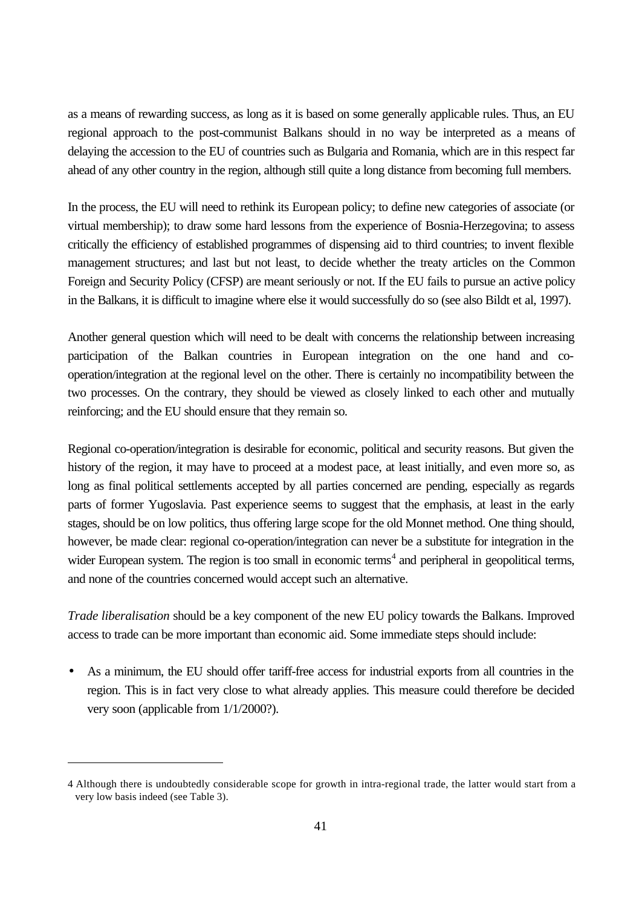as a means of rewarding success, as long as it is based on some generally applicable rules. Thus, an EU regional approach to the post-communist Balkans should in no way be interpreted as a means of delaying the accession to the EU of countries such as Bulgaria and Romania, which are in this respect far ahead of any other country in the region, although still quite a long distance from becoming full members.

In the process, the EU will need to rethink its European policy; to define new categories of associate (or virtual membership); to draw some hard lessons from the experience of Bosnia-Herzegovina; to assess critically the efficiency of established programmes of dispensing aid to third countries; to invent flexible management structures; and last but not least, to decide whether the treaty articles on the Common Foreign and Security Policy (CFSP) are meant seriously or not. If the EU fails to pursue an active policy in the Balkans, it is difficult to imagine where else it would successfully do so (see also Bildt et al, 1997).

Another general question which will need to be dealt with concerns the relationship between increasing participation of the Balkan countries in European integration on the one hand and co-operation/integration at the regional level on the other. There is certainly no incompatibility between the two processes. On the contrary, they should be viewed as closely linked to each other and mutually reinforcing; and the EU should ensure that they remain so.

Regional co-operation/integration is desirable for economic, political and security reasons. But given the history of the region, it may have to proceed at a modest pace, at least initially, and even more so, as long as final political settlements accepted by all parties concerned are pending, especially as regards parts of former Yugoslavia. Past experience seems to suggest that the emphasis, at least in the early stages, should be on low politics, thus offering large scope for the old Monnet method. One thing should, however, be made clear: regional co-operation/integration can never be a substitute for integration in the wider European system. The region is too small in economic terms[4] and peripheral in geopolitical terms, and none of the countries concerned would accept such an alternative.

*Trade liberalisation* should be a key component of the new EU policy towards the Balkans. Improved access to trade can be more important than economic aid. Some immediate steps should include:

- As a minimum, the EU should offer tariff-free access for industrial exports from all countries in the region. This is in fact very close to what already applies. This measure could therefore be decided very soon (applicable from 1/1/2000?).

---

4 Although there is undoubtedly considerable scope for growth in intra-regional trade, the latter would start from a very low basis indeed (see Table 3).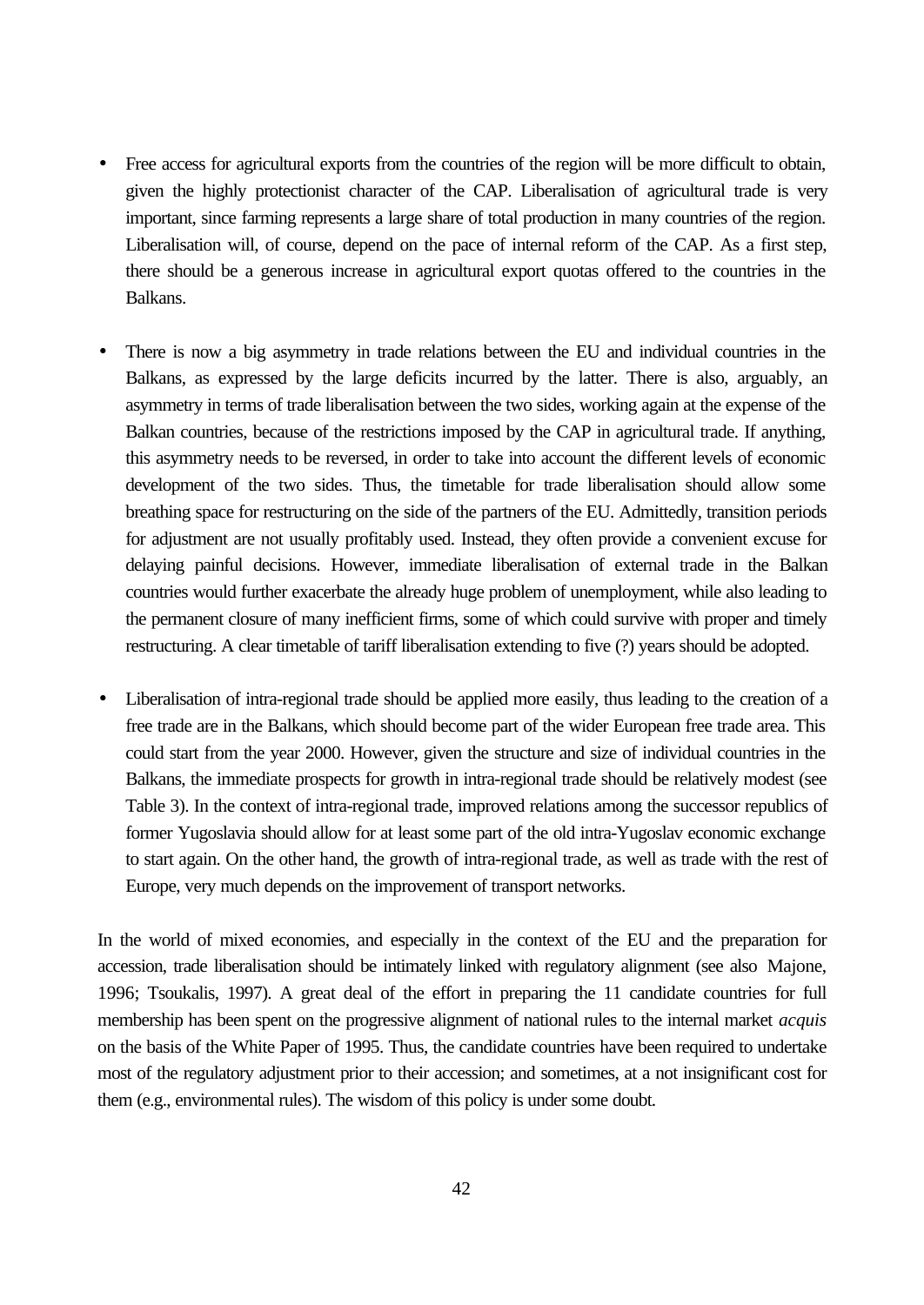- Free access for agricultural exports from the countries of the region will be more difficult to obtain, given the highly protectionist character of the CAP. Liberalisation of agricultural trade is very important, since farming represents a large share of total production in many countries of the region. Liberalisation will, of course, depend on the pace of internal reform of the CAP. As a first step, there should be a generous increase in agricultural export quotas offered to the countries in the Balkans.

- There is now a big asymmetry in trade relations between the EU and individual countries in the Balkans, as expressed by the large deficits incurred by the latter. There is also, arguably, an asymmetry in terms of trade liberalisation between the two sides, working again at the expense of the Balkan countries, because of the restrictions imposed by the CAP in agricultural trade. If anything, this asymmetry needs to be reversed, in order to take into account the different levels of economic development of the two sides. Thus, the timetable for trade liberalisation should allow some breathing space for restructuring on the side of the partners of the EU. Admittedly, transition periods for adjustment are not usually profitably used. Instead, they often provide a convenient excuse for delaying painful decisions. However, immediate liberalisation of external trade in the Balkan countries would further exacerbate the already huge problem of unemployment, while also leading to the permanent closure of many inefficient firms, some of which could survive with proper and timely restructuring. A clear timetable of tariff liberalisation extending to five (?) years should be adopted.

- Liberalisation of intra-regional trade should be applied more easily, thus leading to the creation of a free trade are in the Balkans, which should become part of the wider European free trade area. This could start from the year 2000. However, given the structure and size of individual countries in the Balkans, the immediate prospects for growth in intra-regional trade should be relatively modest (see Table 3). In the context of intra-regional trade, improved relations among the successor republics of former Yugoslavia should allow for at least some part of the old intra-Yugoslav economic exchange to start again. On the other hand, the growth of intra-regional trade, as well as trade with the rest of Europe, very much depends on the improvement of transport networks.

In the world of mixed economies, and especially in the context of the EU and the preparation for accession, trade liberalisation should be intimately linked with regulatory alignment (see also Majone, 1996; Tsoukalis, 1997). A great deal of the effort in preparing the 11 candidate countries for full membership has been spent on the progressive alignment of national rules to the internal market *acquis* on the basis of the White Paper of 1995. Thus, the candidate countries have been required to undertake most of the regulatory adjustment prior to their accession; and sometimes, at a not insignificant cost for them (e.g., environmental rules). The wisdom of this policy is under some doubt.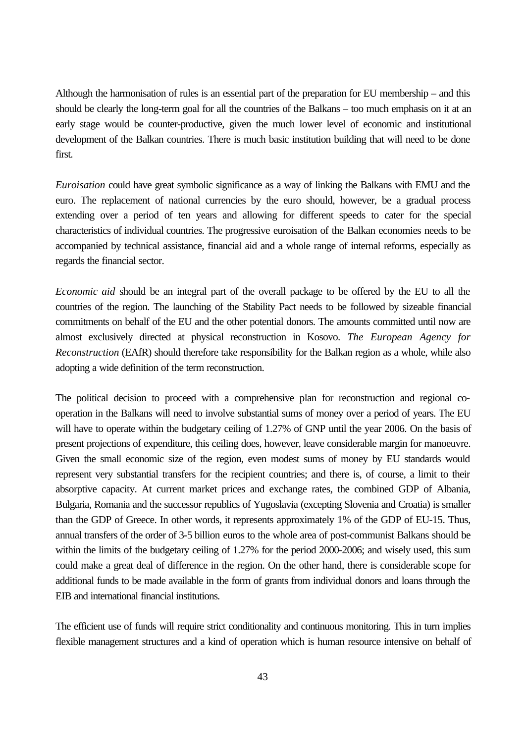Although the harmonisation of rules is an essential part of the preparation for EU membership – and this should be clearly the long-term goal for all the countries of the Balkans – too much emphasis on it at an early stage would be counter-productive, given the much lower level of economic and institutional development of the Balkan countries. There is much basic institution building that will need to be done first.

*Euroisation* could have great symbolic significance as a way of linking the Balkans with EMU and the euro. The replacement of national currencies by the euro should, however, be a gradual process extending over a period of ten years and allowing for different speeds to cater for the special characteristics of individual countries. The progressive euroisation of the Balkan economies needs to be accompanied by technical assistance, financial aid and a whole range of internal reforms, especially as regards the financial sector.

*Economic aid* should be an integral part of the overall package to be offered by the EU to all the countries of the region. The launching of the Stability Pact needs to be followed by sizeable financial commitments on behalf of the EU and the other potential donors. The amounts committed until now are almost exclusively directed at physical reconstruction in Kosovo. *The European Agency for Reconstruction* (EAfR) should therefore take responsibility for the Balkan region as a whole, while also adopting a wide definition of the term reconstruction.

The political decision to proceed with a comprehensive plan for reconstruction and regional co-operation in the Balkans will need to involve substantial sums of money over a period of years. The EU will have to operate within the budgetary ceiling of 1.27% of GNP until the year 2006. On the basis of present projections of expenditure, this ceiling does, however, leave considerable margin for manoeuvre. Given the small economic size of the region, even modest sums of money by EU standards would represent very substantial transfers for the recipient countries; and there is, of course, a limit to their absorptive capacity. At current market prices and exchange rates, the combined GDP of Albania, Bulgaria, Romania and the successor republics of Yugoslavia (excepting Slovenia and Croatia) is smaller than the GDP of Greece. In other words, it represents approximately 1% of the GDP of EU-15. Thus, annual transfers of the order of 3-5 billion euros to the whole area of post-communist Balkans should be within the limits of the budgetary ceiling of 1.27% for the period 2000-2006; and wisely used, this sum could make a great deal of difference in the region. On the other hand, there is considerable scope for additional funds to be made available in the form of grants from individual donors and loans through the EIB and international financial institutions.

The efficient use of funds will require strict conditionality and continuous monitoring. This in turn implies flexible management structures and a kind of operation which is human resource intensive on behalf of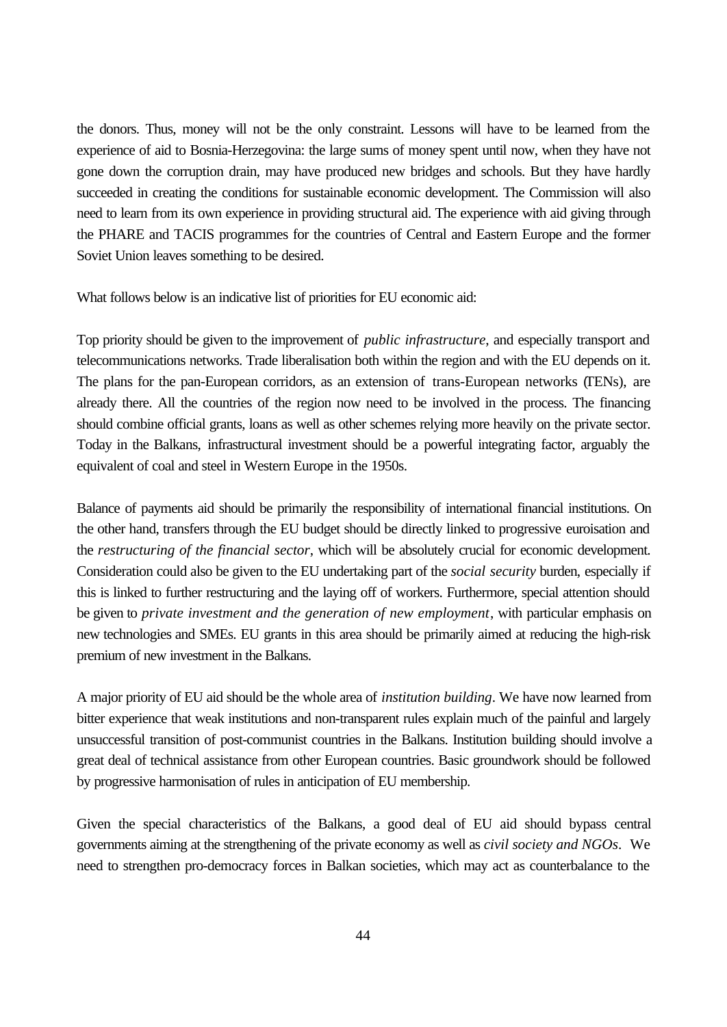the donors. Thus, money will not be the only constraint. Lessons will have to be learned from the experience of aid to Bosnia-Herzegovina: the large sums of money spent until now, when they have not gone down the corruption drain, may have produced new bridges and schools. But they have hardly succeeded in creating the conditions for sustainable economic development. The Commission will also need to learn from its own experience in providing structural aid. The experience with aid giving through the PHARE and TACIS programmes for the countries of Central and Eastern Europe and the former Soviet Union leaves something to be desired.

What follows below is an indicative list of priorities for EU economic aid:

Top priority should be given to the improvement of *public infrastructure*, and especially transport and telecommunications networks. Trade liberalisation both within the region and with the EU depends on it. The plans for the pan-European corridors, as an extension of trans-European networks (TENs), are already there. All the countries of the region now need to be involved in the process. The financing should combine official grants, loans as well as other schemes relying more heavily on the private sector. Today in the Balkans, infrastructural investment should be a powerful integrating factor, arguably the equivalent of coal and steel in Western Europe in the 1950s.

Balance of payments aid should be primarily the responsibility of international financial institutions. On the other hand, transfers through the EU budget should be directly linked to progressive euroisation and the *restructuring of the financial sector*, which will be absolutely crucial for economic development. Consideration could also be given to the EU undertaking part of the *social security* burden, especially if this is linked to further restructuring and the laying off of workers. Furthermore, special attention should be given to *private investment and the generation of new employment*, with particular emphasis on new technologies and SMEs. EU grants in this area should be primarily aimed at reducing the high-risk premium of new investment in the Balkans.

A major priority of EU aid should be the whole area of *institution building*. We have now learned from bitter experience that weak institutions and non-transparent rules explain much of the painful and largely unsuccessful transition of post-communist countries in the Balkans. Institution building should involve a great deal of technical assistance from other European countries. Basic groundwork should be followed by progressive harmonisation of rules in anticipation of EU membership.

Given the special characteristics of the Balkans, a good deal of EU aid should bypass central governments aiming at the strengthening of the private economy as well as *civil society and NGOs*. We need to strengthen pro-democracy forces in Balkan societies, which may act as counterbalance to the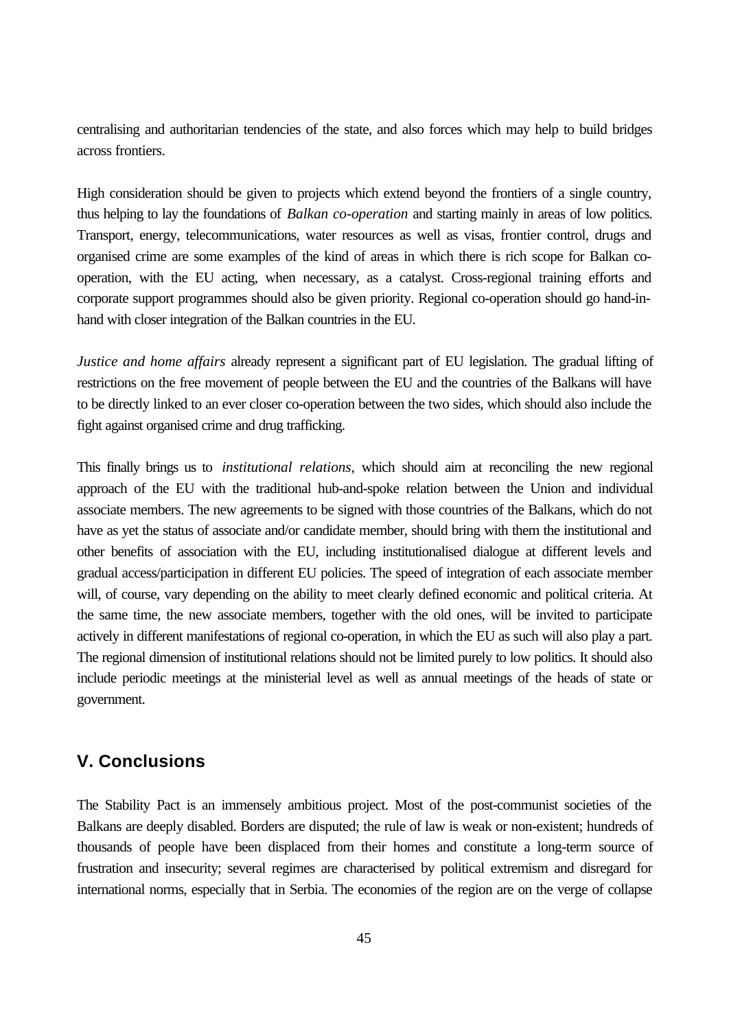centralising and authoritarian tendencies of the state, and also forces which may help to build bridges across frontiers.

High consideration should be given to projects which extend beyond the frontiers of a single country, thus helping to lay the foundations of *Balkan co-operation* and starting mainly in areas of low politics. Transport, energy, telecommunications, water resources as well as visas, frontier control, drugs and organised crime are some examples of the kind of areas in which there is rich scope for Balkan co-operation, with the EU acting, when necessary, as a catalyst. Cross-regional training efforts and corporate support programmes should also be given priority. Regional co-operation should go hand-in-hand with closer integration of the Balkan countries in the EU.

*Justice and home affairs* already represent a significant part of EU legislation. The gradual lifting of restrictions on the free movement of people between the EU and the countries of the Balkans will have to be directly linked to an ever closer co-operation between the two sides, which should also include the fight against organised crime and drug trafficking.

This finally brings us to *institutional relations*, which should aim at reconciling the new regional approach of the EU with the traditional hub-and-spoke relation between the Union and individual associate members. The new agreements to be signed with those countries of the Balkans, which do not have as yet the status of associate and/or candidate member, should bring with them the institutional and other benefits of association with the EU, including institutionalised dialogue at different levels and gradual access/participation in different EU policies. The speed of integration of each associate member will, of course, vary depending on the ability to meet clearly defined economic and political criteria. At the same time, the new associate members, together with the old ones, will be invited to participate actively in different manifestations of regional co-operation, in which the EU as such will also play a part. The regional dimension of institutional relations should not be limited purely to low politics. It should also include periodic meetings at the ministerial level as well as annual meetings of the heads of state or government.

## V. Conclusions

The Stability Pact is an immensely ambitious project. Most of the post-communist societies of the Balkans are deeply disabled. Borders are disputed; the rule of law is weak or non-existent; hundreds of thousands of people have been displaced from their homes and constitute a long-term source of frustration and insecurity; several regimes are characterised by political extremism and disregard for international norms, especially that in Serbia. The economies of the region are on the verge of collapse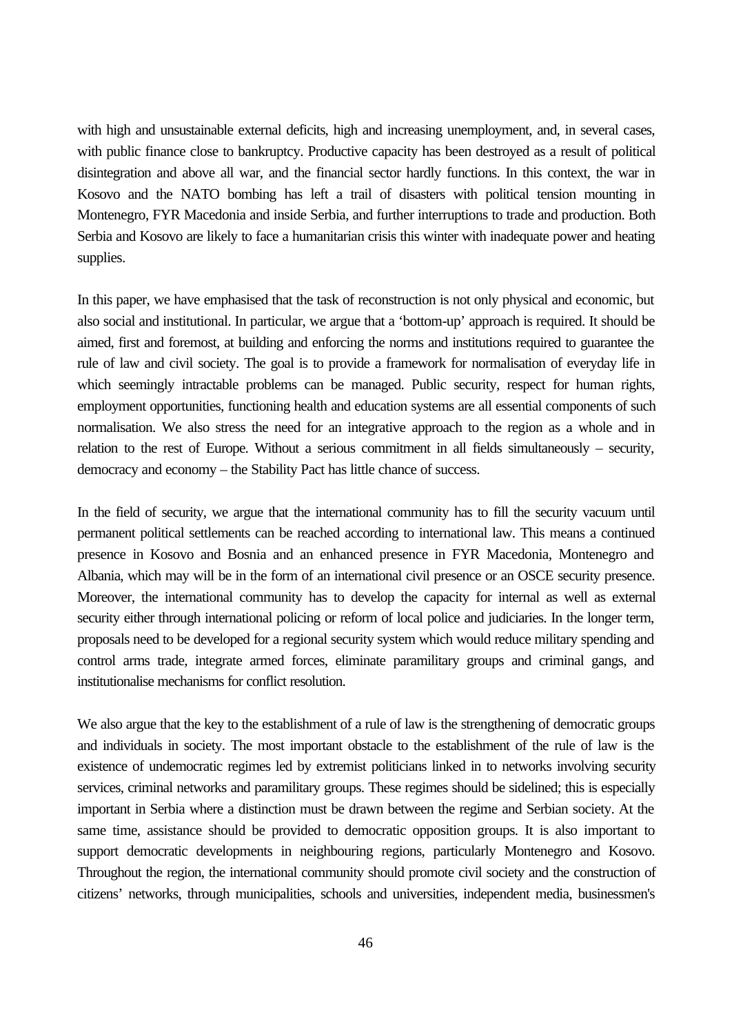with high and unsustainable external deficits, high and increasing unemployment, and, in several cases, with public finance close to bankruptcy. Productive capacity has been destroyed as a result of political disintegration and above all war, and the financial sector hardly functions. In this context, the war in Kosovo and the NATO bombing has left a trail of disasters with political tension mounting in Montenegro, FYR Macedonia and inside Serbia, and further interruptions to trade and production. Both Serbia and Kosovo are likely to face a humanitarian crisis this winter with inadequate power and heating supplies.

In this paper, we have emphasised that the task of reconstruction is not only physical and economic, but also social and institutional. In particular, we argue that a 'bottom-up' approach is required. It should be aimed, first and foremost, at building and enforcing the norms and institutions required to guarantee the rule of law and civil society. The goal is to provide a framework for normalisation of everyday life in which seemingly intractable problems can be managed. Public security, respect for human rights, employment opportunities, functioning health and education systems are all essential components of such normalisation. We also stress the need for an integrative approach to the region as a whole and in relation to the rest of Europe. Without a serious commitment in all fields simultaneously – security, democracy and economy – the Stability Pact has little chance of success.

In the field of security, we argue that the international community has to fill the security vacuum until permanent political settlements can be reached according to international law. This means a continued presence in Kosovo and Bosnia and an enhanced presence in FYR Macedonia, Montenegro and Albania, which may will be in the form of an international civil presence or an OSCE security presence. Moreover, the international community has to develop the capacity for internal as well as external security either through international policing or reform of local police and judiciaries. In the longer term, proposals need to be developed for a regional security system which would reduce military spending and control arms trade, integrate armed forces, eliminate paramilitary groups and criminal gangs, and institutionalise mechanisms for conflict resolution.

We also argue that the key to the establishment of a rule of law is the strengthening of democratic groups and individuals in society. The most important obstacle to the establishment of the rule of law is the existence of undemocratic regimes led by extremist politicians linked in to networks involving security services, criminal networks and paramilitary groups. These regimes should be sidelined; this is especially important in Serbia where a distinction must be drawn between the regime and Serbian society. At the same time, assistance should be provided to democratic opposition groups. It is also important to support democratic developments in neighbouring regions, particularly Montenegro and Kosovo. Throughout the region, the international community should promote civil society and the construction of citizens' networks, through municipalities, schools and universities, independent media, businessmen's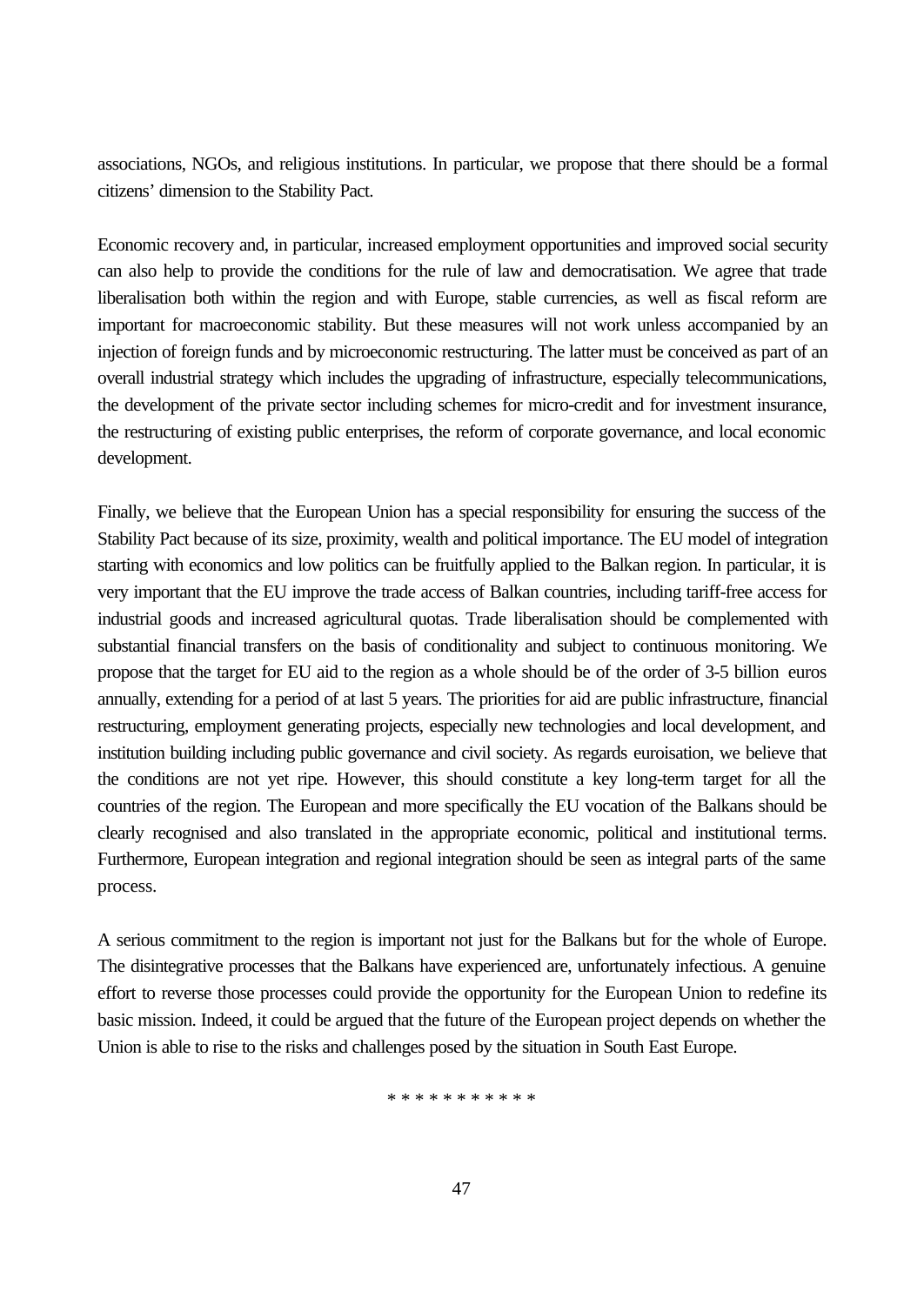associations, NGOs, and religious institutions. In particular, we propose that there should be a formal citizens' dimension to the Stability Pact.

Economic recovery and, in particular, increased employment opportunities and improved social security can also help to provide the conditions for the rule of law and democratisation. We agree that trade liberalisation both within the region and with Europe, stable currencies, as well as fiscal reform are important for macroeconomic stability. But these measures will not work unless accompanied by an injection of foreign funds and by microeconomic restructuring. The latter must be conceived as part of an overall industrial strategy which includes the upgrading of infrastructure, especially telecommunications, the development of the private sector including schemes for micro-credit and for investment insurance, the restructuring of existing public enterprises, the reform of corporate governance, and local economic development.

Finally, we believe that the European Union has a special responsibility for ensuring the success of the Stability Pact because of its size, proximity, wealth and political importance. The EU model of integration starting with economics and low politics can be fruitfully applied to the Balkan region. In particular, it is very important that the EU improve the trade access of Balkan countries, including tariff-free access for industrial goods and increased agricultural quotas. Trade liberalisation should be complemented with substantial financial transfers on the basis of conditionality and subject to continuous monitoring. We propose that the target for EU aid to the region as a whole should be of the order of 3-5 billion euros annually, extending for a period of at last 5 years. The priorities for aid are public infrastructure, financial restructuring, employment generating projects, especially new technologies and local development, and institution building including public governance and civil society. As regards euroisation, we believe that the conditions are not yet ripe. However, this should constitute a key long-term target for all the countries of the region. The European and more specifically the EU vocation of the Balkans should be clearly recognised and also translated in the appropriate economic, political and institutional terms. Furthermore, European integration and regional integration should be seen as integral parts of the same process.

A serious commitment to the region is important not just for the Balkans but for the whole of Europe. The disintegrative processes that the Balkans have experienced are, unfortunately infectious. A genuine effort to reverse those processes could provide the opportunity for the European Union to redefine its basic mission. Indeed, it could be argued that the future of the European project depends on whether the Union is able to rise to the risks and challenges posed by the situation in South East Europe.

* * * * * * * * * * *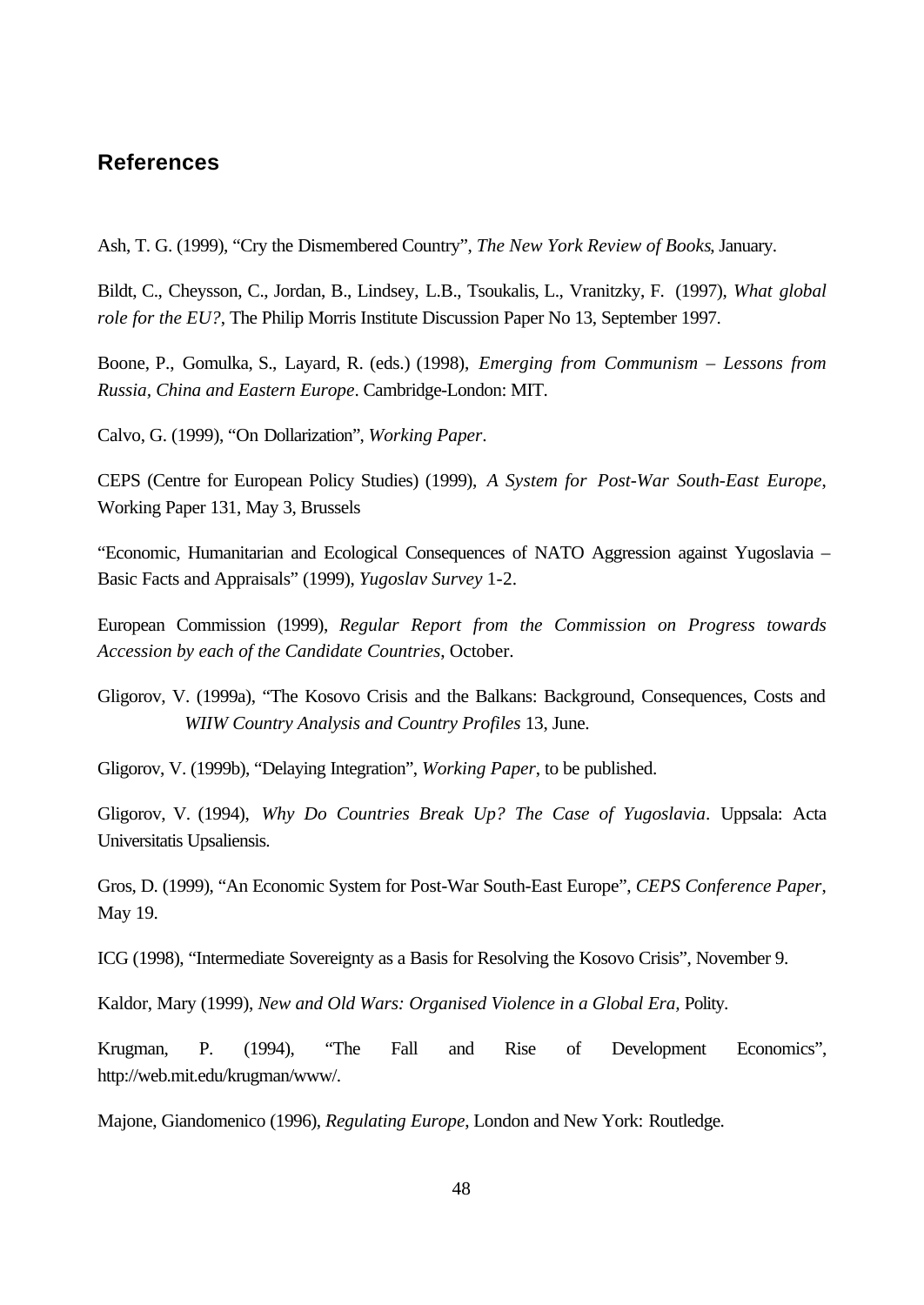## References

Ash, T. G. (1999), "Cry the Dismembered Country", *The New York Review of Books*, January.

Bildt, C., Cheysson, C., Jordan, B., Lindsey, L.B., Tsoukalis, L., Vranitzky, F. (1997), *What global role for the EU?*, The Philip Morris Institute Discussion Paper No 13, September 1997.

Boone, P., Gomulka, S., Layard, R. (eds.) (1998), *Emerging from Communism – Lessons from Russia, China and Eastern Europe*. Cambridge-London: MIT.

Calvo, G. (1999), "On Dollarization", *Working Paper*.

CEPS (Centre for European Policy Studies) (1999), *A System for Post-War South-East Europe*, Working Paper 131, May 3, Brussels

"Economic, Humanitarian and Ecological Consequences of NATO Aggression against Yugoslavia – Basic Facts and Appraisals" (1999), *Yugoslav Survey* 1-2.

European Commission (1999), *Regular Report from the Commission on Progress towards Accession by each of the Candidate Countries*, October.

Gligorov, V. (1999a), "The Kosovo Crisis and the Balkans: Background, Consequences, Costs and *WIIW Country Analysis and Country Profiles* 13, June.

Gligorov, V. (1999b), "Delaying Integration", *Working Paper*, to be published.

Gligorov, V. (1994), *Why Do Countries Break Up? The Case of Yugoslavia*. Uppsala: Acta Universitatis Upsaliensis.

Gros, D. (1999), "An Economic System for Post-War South-East Europe", *CEPS Conference Paper*, May 19.

ICG (1998), "Intermediate Sovereignty as a Basis for Resolving the Kosovo Crisis", November 9.

Kaldor, Mary (1999), *New and Old Wars: Organised Violence in a Global Era*, Polity.

Krugman, P. (1994), "The Fall and Rise of Development Economics", http://web.mit.edu/krugman/www/.

Majone, Giandomenico (1996), *Regulating Europe*, London and New York: Routledge.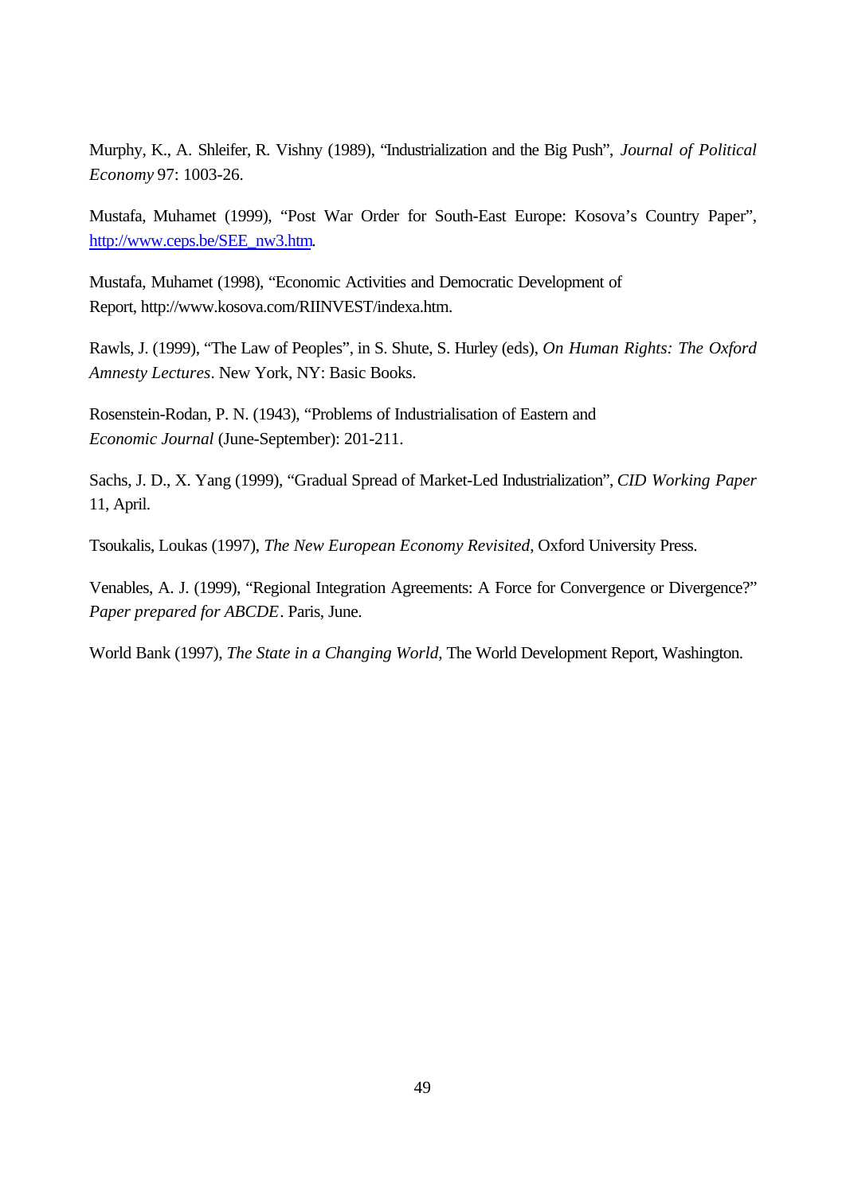Murphy, K., A. Shleifer, R. Vishny (1989), "Industrialization and the Big Push", *Journal of Political Economy* 97: 1003-26.

Mustafa, Muhamet (1999), "Post War Order for South-East Europe: Kosova's Country Paper", http://www.ceps.be/SEE_nw3.htm.

Mustafa, Muhamet (1998), "Economic Activities and Democratic Development of Report, http://www.kosova.com/RIINVEST/indexa.htm.

Rawls, J. (1999), "The Law of Peoples", in S. Shute, S. Hurley (eds), *On Human Rights: The Oxford Amnesty Lectures*. New York, NY: Basic Books.

Rosenstein-Rodan, P. N. (1943), "Problems of Industrialisation of Eastern and *Economic Journal* (June-September): 201-211.

Sachs, J. D., X. Yang (1999), "Gradual Spread of Market-Led Industrialization", *CID Working Paper* 11, April.

Tsoukalis, Loukas (1997), *The New European Economy Revisited*, Oxford University Press.

Venables, A. J. (1999), "Regional Integration Agreements: A Force for Convergence or Divergence?" *Paper prepared for ABCDE*. Paris, June.

World Bank (1997), *The State in a Changing World*, The World Development Report, Washington.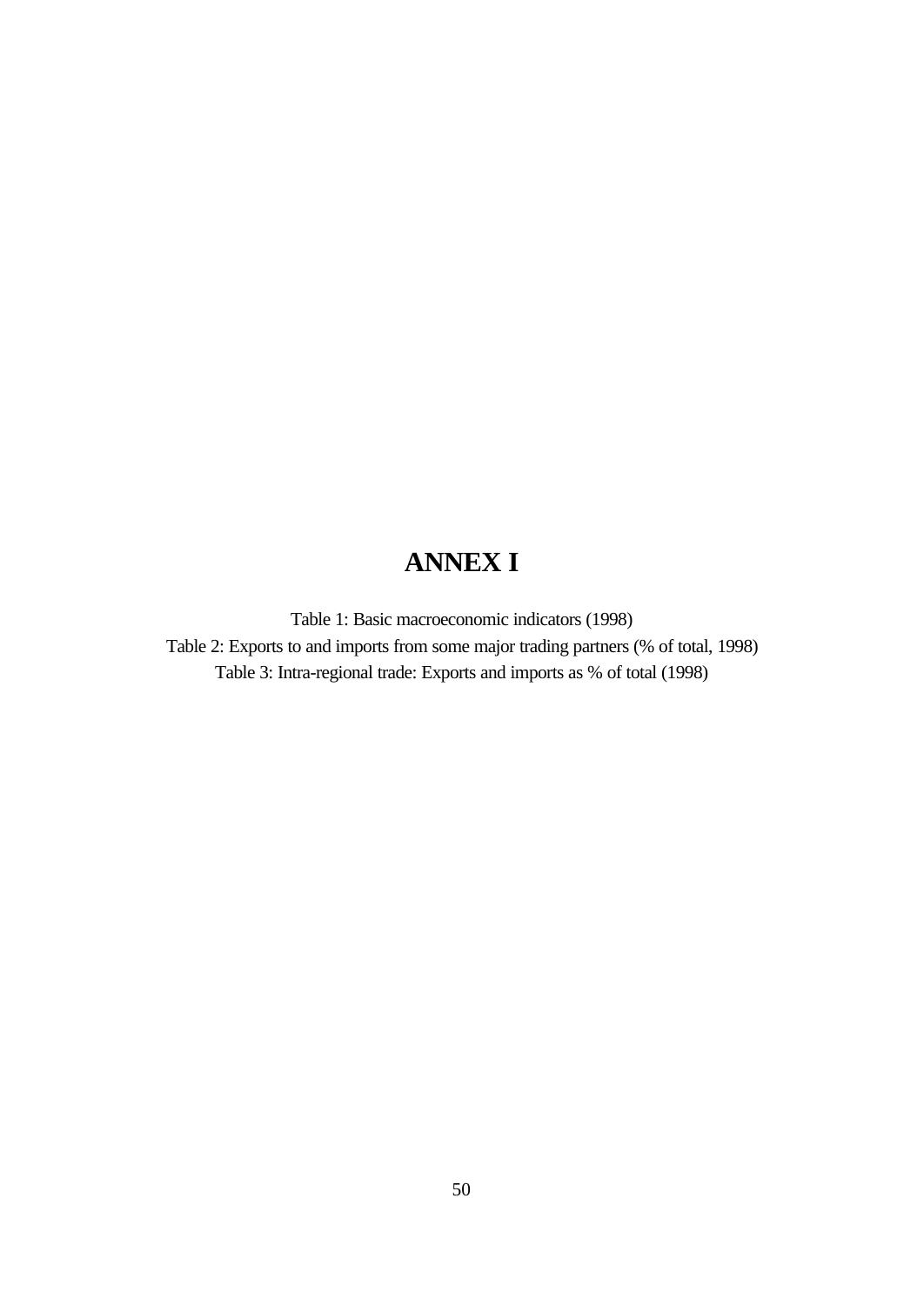# ANNEX I

Table 1: Basic macroeconomic indicators (1998)

Table 2: Exports to and imports from some major trading partners (% of total, 1998)

Table 3: Intra-regional trade: Exports and imports as % of total (1998)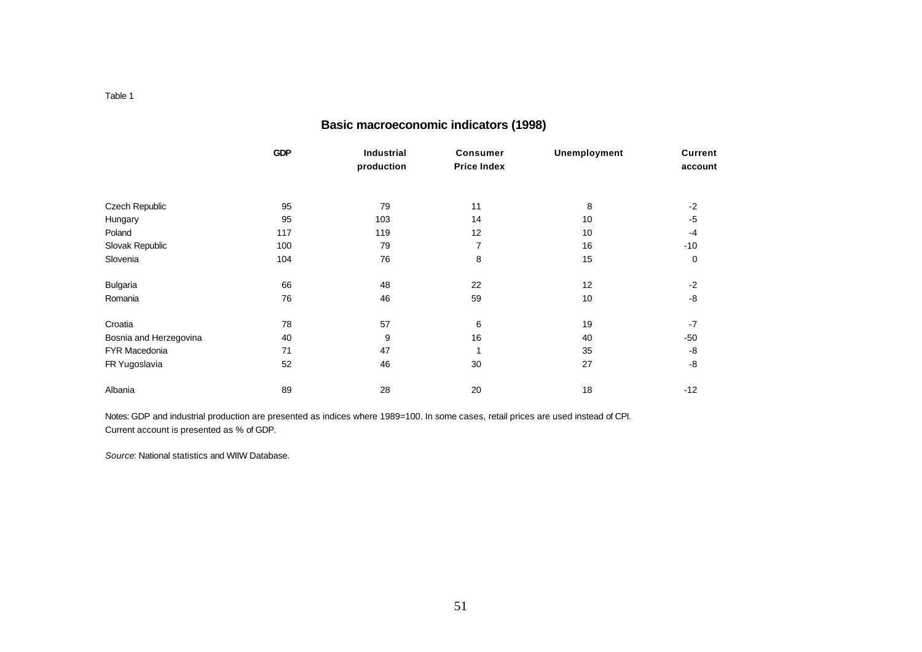Table 1

## Basic macroeconomic indicators (1998)

| | GDP | Industrial production | Consumer Price Index | Unemployment | Current account |
|---|---|---|---|---|---|
| Czech Republic | 95 | 79 | 11 | 8 | -2 |
| Hungary | 95 | 103 | 14 | 10 | -5 |
| Poland | 117 | 119 | 12 | 10 | -4 |
| Slovak Republic | 100 | 79 | 7 | 16 | -10 |
| Slovenia | 104 | 76 | 8 | 15 | 0 |
| | | | | | |
| Bulgaria | 66 | 48 | 22 | 12 | -2 |
| Romania | 76 | 46 | 59 | 10 | -8 |
| | | | | | |
| Croatia | 78 | 57 | 6 | 19 | -7 |
| Bosnia and Herzegovina | 40 | 9 | 16 | 40 | -50 |
| FYR Macedonia | 71 | 47 | 1 | 35 | -8 |
| FR Yugoslavia | 52 | 46 | 30 | 27 | -8 |
| | | | | | |
| Albania | 89 | 28 | 20 | 18 | -12 |

Notes: GDP and industrial production are presented as indices where 1989=100. In some cases, retail prices are used instead of CPI.
Current account is presented as % of GDP.

*Source*: National statistics and WIIW Database.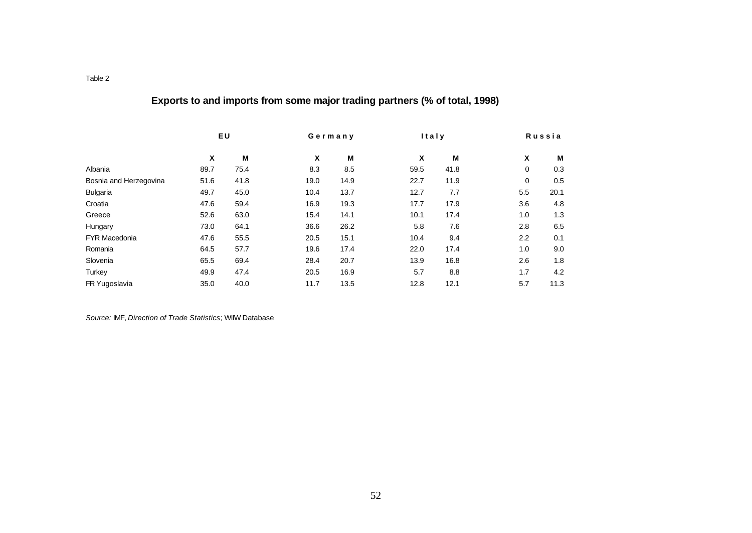Table 2

## Exports to and imports from some major trading partners (% of total, 1998)

| | EU | | Germany | | Italy | | Russia | |
|---|---|---|---|---|---|---|---|---|
| | X | M | X | M | X | M | X | M |
| Albania | 89.7 | 75.4 | 8.3 | 8.5 | 59.5 | 41.8 | 0 | 0.3 |
| Bosnia and Herzegovina | 51.6 | 41.8 | 19.0 | 14.9 | 22.7 | 11.9 | 0 | 0.5 |
| Bulgaria | 49.7 | 45.0 | 10.4 | 13.7 | 12.7 | 7.7 | 5.5 | 20.1 |
| Croatia | 47.6 | 59.4 | 16.9 | 19.3 | 17.7 | 17.9 | 3.6 | 4.8 |
| Greece | 52.6 | 63.0 | 15.4 | 14.1 | 10.1 | 17.4 | 1.0 | 1.3 |
| Hungary | 73.0 | 64.1 | 36.6 | 26.2 | 5.8 | 7.6 | 2.8 | 6.5 |
| FYR Macedonia | 47.6 | 55.5 | 20.5 | 15.1 | 10.4 | 9.4 | 2.2 | 0.1 |
| Romania | 64.5 | 57.7 | 19.6 | 17.4 | 22.0 | 17.4 | 1.0 | 9.0 |
| Slovenia | 65.5 | 69.4 | 28.4 | 20.7 | 13.9 | 16.8 | 2.6 | 1.8 |
| Turkey | 49.9 | 47.4 | 20.5 | 16.9 | 5.7 | 8.8 | 1.7 | 4.2 |
| FR Yugoslavia | 35.0 | 40.0 | 11.7 | 13.5 | 12.8 | 12.1 | 5.7 | 11.3 |

*Source:* IMF, *Direction of Trade Statistics*; WIIW Database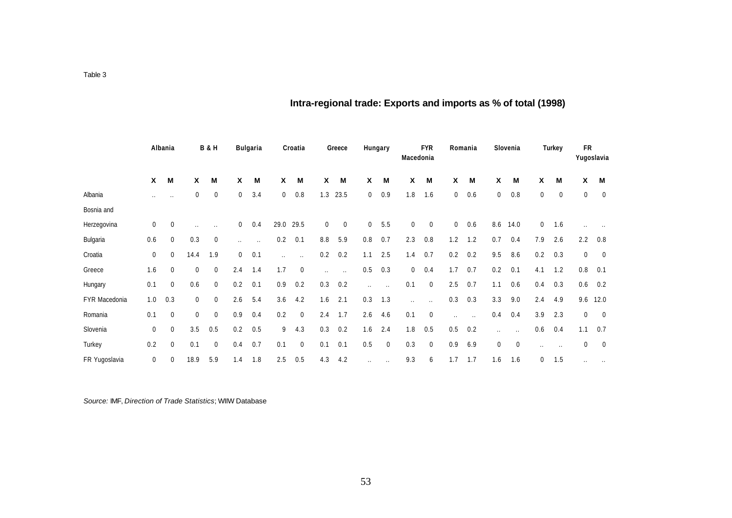Table 3

## Intra-regional trade: Exports and imports as % of total (1998)

| | Albania | | B & H | | Bulgaria | | Croatia | | Greece | | Hungary | | FYR Macedonia | | Romania | | Slovenia | | Turkey | | FR Yugoslavia | |
|---|---|---|---|---|---|---|---|---|---|---|---|---|---|---|---|---|---|---|---|---|---|---|
| | X | M | X | M | X | M | X | M | X | M | X | M | X | M | X | M | X | M | X | M | X | M |
| Albania | .. | .. | 0 | 0 | 0 | 3.4 | 0 | 0.8 | 1.3 | 23.5 | 0 | 0.9 | 1.8 | 1.6 | 0 | 0.6 | 0 | 0.8 | 0 | 0 | 0 | 0 |
| Bosnia and Herzegovina | 0 | 0 | .. | .. | 0 | 0.4 | 29.0 | 29.5 | 0 | 0 | 0 | 5.5 | 0 | 0 | 0 | 0.6 | 8.6 | 14.0 | 0 | 1.6 | .. | .. |
| Bulgaria | 0.6 | 0 | 0.3 | 0 | .. | .. | 0.2 | 0.1 | 8.8 | 5.9 | 0.8 | 0.7 | 2.3 | 0.8 | 1.2 | 1.2 | 0.7 | 0.4 | 7.9 | 2.6 | 2.2 | 0.8 |
| Croatia | 0 | 0 | 14.4 | 1.9 | 0 | 0.1 | .. | .. | 0.2 | 0.2 | 1.1 | 2.5 | 1.4 | 0.7 | 0.2 | 0.2 | 9.5 | 8.6 | 0.2 | 0.3 | 0 | 0 |
| Greece | 1.6 | 0 | 0 | 0 | 2.4 | 1.4 | 1.7 | 0 | .. | .. | 0.5 | 0.3 | 0 | 0.4 | 1.7 | 0.7 | 0.2 | 0.1 | 4.1 | 1.2 | 0.8 | 0.1 |
| Hungary | 0.1 | 0 | 0.6 | 0 | 0.2 | 0.1 | 0.9 | 0.2 | 0.3 | 0.2 | .. | .. | 0.1 | 0 | 2.5 | 0.7 | 1.1 | 0.6 | 0.4 | 0.3 | 0.6 | 0.2 |
| FYR Macedonia | 1.0 | 0.3 | 0 | 0 | 2.6 | 5.4 | 3.6 | 4.2 | 1.6 | 2.1 | 0.3 | 1.3 | .. | .. | 0.3 | 0.3 | 3.3 | 9.0 | 2.4 | 4.9 | 9.6 | 12.0 |
| Romania | 0.1 | 0 | 0 | 0 | 0.9 | 0.4 | 0.2 | 0 | 2.4 | 1.7 | 2.6 | 4.6 | 0.1 | 0 | .. | .. | 0.4 | 0.4 | 3.9 | 2.3 | 0 | 0 |
| Slovenia | 0 | 0 | 3.5 | 0.5 | 0.2 | 0.5 | 9 | 4.3 | 0.3 | 0.2 | 1.6 | 2.4 | 1.8 | 0.5 | 0.5 | 0.2 | .. | .. | 0.6 | 0.4 | 1.1 | 0.7 |
| Turkey | 0.2 | 0 | 0.1 | 0 | 0.4 | 0.7 | 0.1 | 0 | 0.1 | 0.1 | 0.5 | 0 | 0.3 | 0 | 0.9 | 6.9 | 0 | 0 | .. | .. | 0 | 0 |
| FR Yugoslavia | 0 | 0 | 18.9 | 5.9 | 1.4 | 1.8 | 2.5 | 0.5 | 4.3 | 4.2 | .. | .. | 9.3 | 6 | 1.7 | 1.7 | 1.6 | 1.6 | 0 | 1.5 | .. | .. |

*Source:* IMF, *Direction of Trade Statistics*; WIIW Database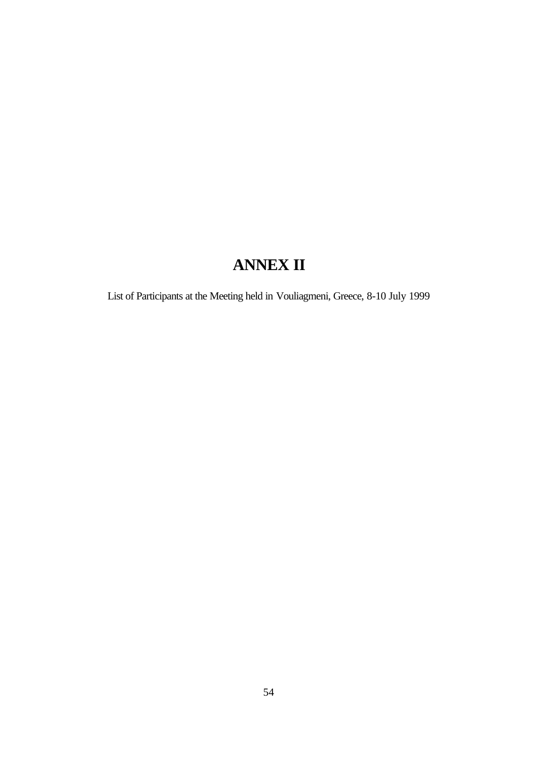# ANNEX II

List of Participants at the Meeting held in Vouliagmeni, Greece, 8-10 July 1999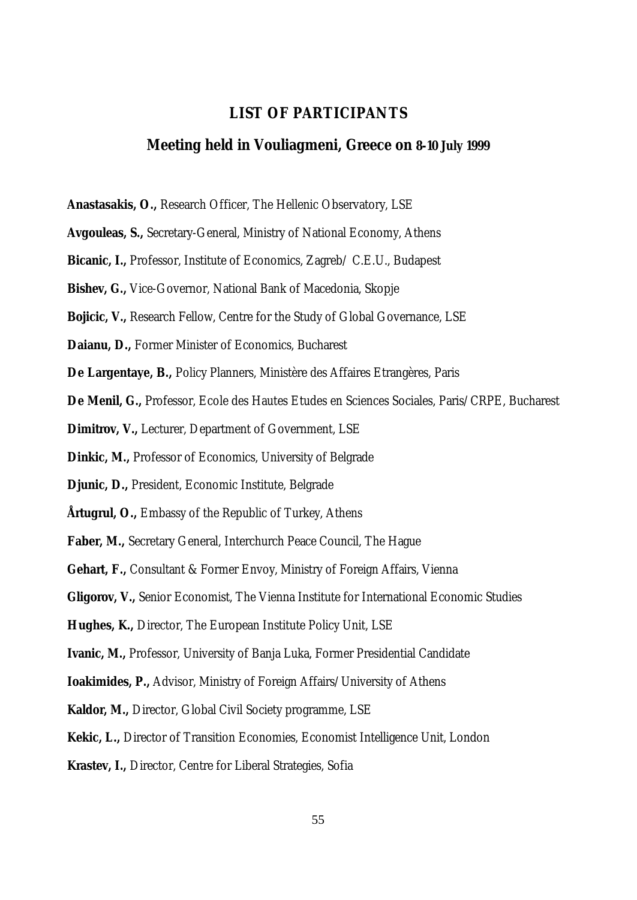## LIST OF PARTICIPANTS

### Meeting held in Vouliagmeni, Greece on 8-10 July 1999

**Anastasakis, O.,** Research Officer, The Hellenic Observatory, LSE

**Avgouleas, S.,** Secretary-General, Ministry of National Economy, Athens

**Bicanic, I.,** Professor, Institute of Economics, Zagreb/ C.E.U., Budapest

**Bishev, G.,** Vice-Governor, National Bank of Macedonia, Skopje

**Bojicic, V.,** Research Fellow, Centre for the Study of Global Governance, LSE

**Daianu, D.,** Former Minister of Economics, Bucharest

**De Largentaye, B.,** Policy Planners, Ministère des Affaires Etrangères, Paris

**De Menil, G.,** Professor, Ecole des Hautes Etudes en Sciences Sociales, Paris/CRPE, Bucharest

**Dimitrov, V.,** Lecturer, Department of Government, LSE

**Dinkic, M.,** Professor of Economics, University of Belgrade

**Djunic, D.,** President, Economic Institute, Belgrade

**Årtugrul, O.,** Embassy of the Republic of Turkey, Athens

**Faber, M.,** Secretary General, Interchurch Peace Council, The Hague

**Gehart, F.,** Consultant & Former Envoy, Ministry of Foreign Affairs, Vienna

**Gligorov, V.,** Senior Economist, The Vienna Institute for International Economic Studies

**Hughes, K.,** Director, The European Institute Policy Unit, LSE

**Ivanic, M.,** Professor, University of Banja Luka, Former Presidential Candidate

**Ioakimides, P.,** Advisor, Ministry of Foreign Affairs/University of Athens

**Kaldor, M.,** Director, Global Civil Society programme, LSE

**Kekic, L.,** Director of Transition Economies, Economist Intelligence Unit, London

**Krastev, I.,** Director, Centre for Liberal Strategies, Sofia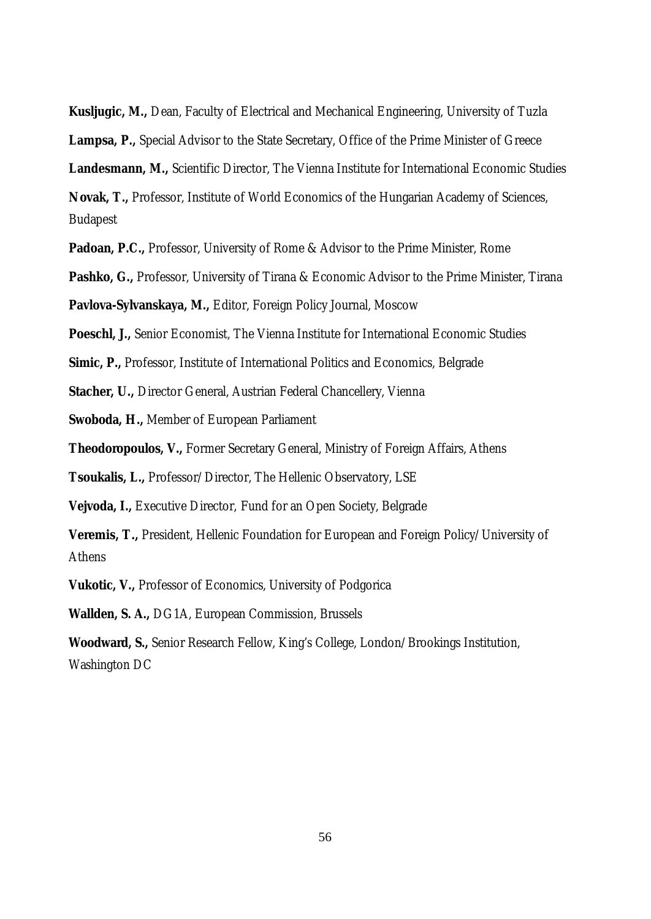**Kusljugic, M.,** Dean, Faculty of Electrical and Mechanical Engineering, University of Tuzla

**Lampsa, P.,** Special Advisor to the State Secretary, Office of the Prime Minister of Greece

**Landesmann, M.,** Scientific Director, The Vienna Institute for International Economic Studies

**Novak, T.,** Professor, Institute of World Economics of the Hungarian Academy of Sciences, Budapest

**Padoan, P.C.,** Professor, University of Rome & Advisor to the Prime Minister, Rome

**Pashko, G.,** Professor, University of Tirana & Economic Advisor to the Prime Minister, Tirana

**Pavlova-Sylvanskaya, M.,** Editor, Foreign Policy Journal, Moscow

**Poeschl, J.,** Senior Economist, The Vienna Institute for International Economic Studies

**Simic, P.,** Professor, Institute of International Politics and Economics, Belgrade

**Stacher, U.,** Director General, Austrian Federal Chancellery, Vienna

**Swoboda, H.,** Member of European Parliament

**Theodoropoulos, V.,** Former Secretary General, Ministry of Foreign Affairs, Athens

**Tsoukalis, L.,** Professor/Director, The Hellenic Observatory, LSE

**Vejvoda, I.,** Executive Director, Fund for an Open Society, Belgrade

**Veremis, T.,** President, Hellenic Foundation for European and Foreign Policy/University of Athens

**Vukotic, V.,** Professor of Economics, University of Podgorica

**Wallden, S. A.,** DG1A, European Commission, Brussels

**Woodward, S.,** Senior Research Fellow, King's College, London/Brookings Institution, Washington DC